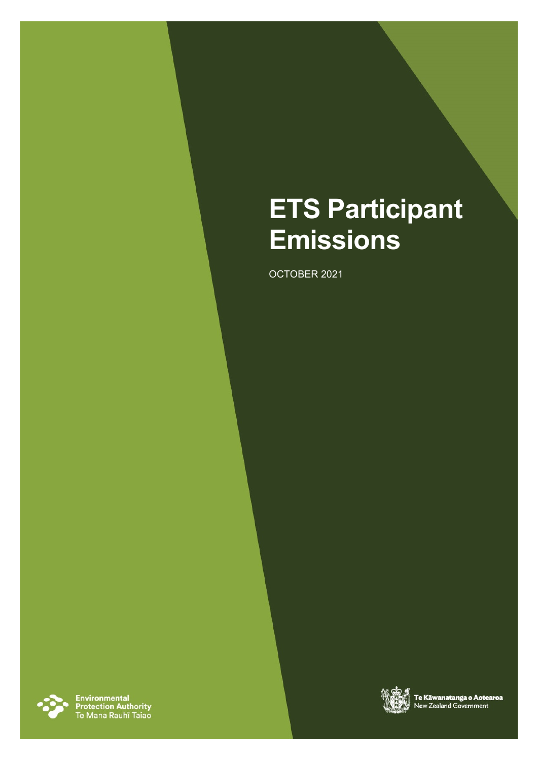# ETS Participant Emissions

OCTOBER 2021

Environmental Protection Authority
Te Mana Rauhī Taiao

Te Kāwanatanga o Aotearoa
New Zealand Government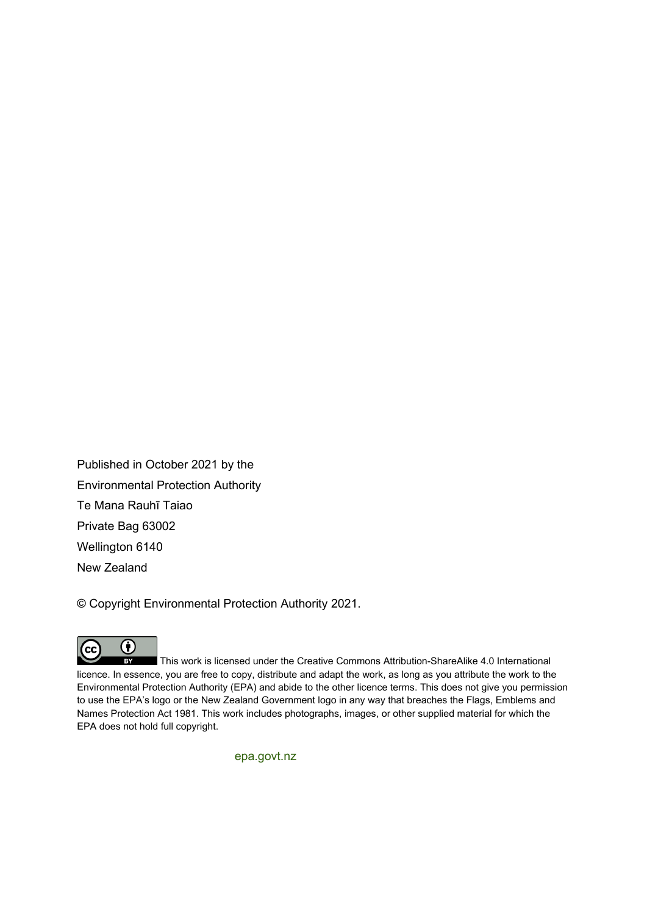Published in October 2021 by the

Environmental Protection Authority

Te Mana Rauhī Taiao

Private Bag 63002

Wellington 6140

New Zealand

© Copyright Environmental Protection Authority 2021.

This work is licensed under the Creative Commons Attribution-ShareAlike 4.0 International licence. In essence, you are free to copy, distribute and adapt the work, as long as you attribute the work to the Environmental Protection Authority (EPA) and abide to the other licence terms. This does not give you permission to use the EPA's logo or the New Zealand Government logo in any way that breaches the Flags, Emblems and Names Protection Act 1981. This work includes photographs, images, or other supplied material for which the EPA does not hold full copyright.

epa.govt.nz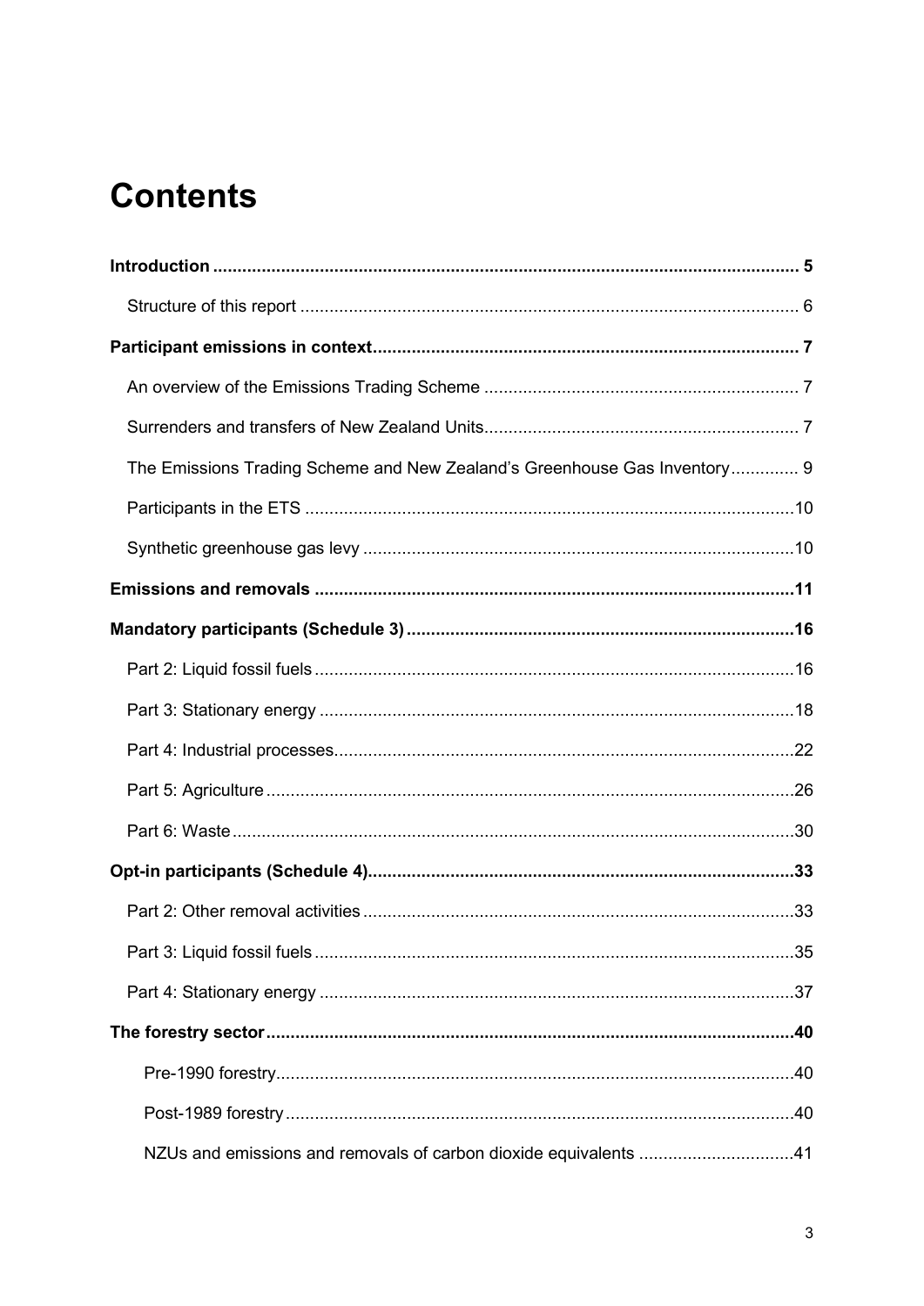# Contents

**Introduction** ........ 5

- Structure of this report ........ 6

**Participant emissions in context** ........ 7

- An overview of the Emissions Trading Scheme ........ 7
- Surrenders and transfers of New Zealand Units ........ 7
- The Emissions Trading Scheme and New Zealand's Greenhouse Gas Inventory ........ 9
- Participants in the ETS ........ 10
- Synthetic greenhouse gas levy ........ 10

**Emissions and removals** ........ 11

**Mandatory participants (Schedule 3)** ........ 16

- Part 2: Liquid fossil fuels ........ 16
- Part 3: Stationary energy ........ 18
- Part 4: Industrial processes ........ 22
- Part 5: Agriculture ........ 26
- Part 6: Waste ........ 30

**Opt-in participants (Schedule 4)** ........ 33

- Part 2: Other removal activities ........ 33
- Part 3: Liquid fossil fuels ........ 35
- Part 4: Stationary energy ........ 37

**The forestry sector** ........ 40

  - Pre-1990 forestry ........ 40
  - Post-1989 forestry ........ 40
  - NZUs and emissions and removals of carbon dioxide equivalents ........ 41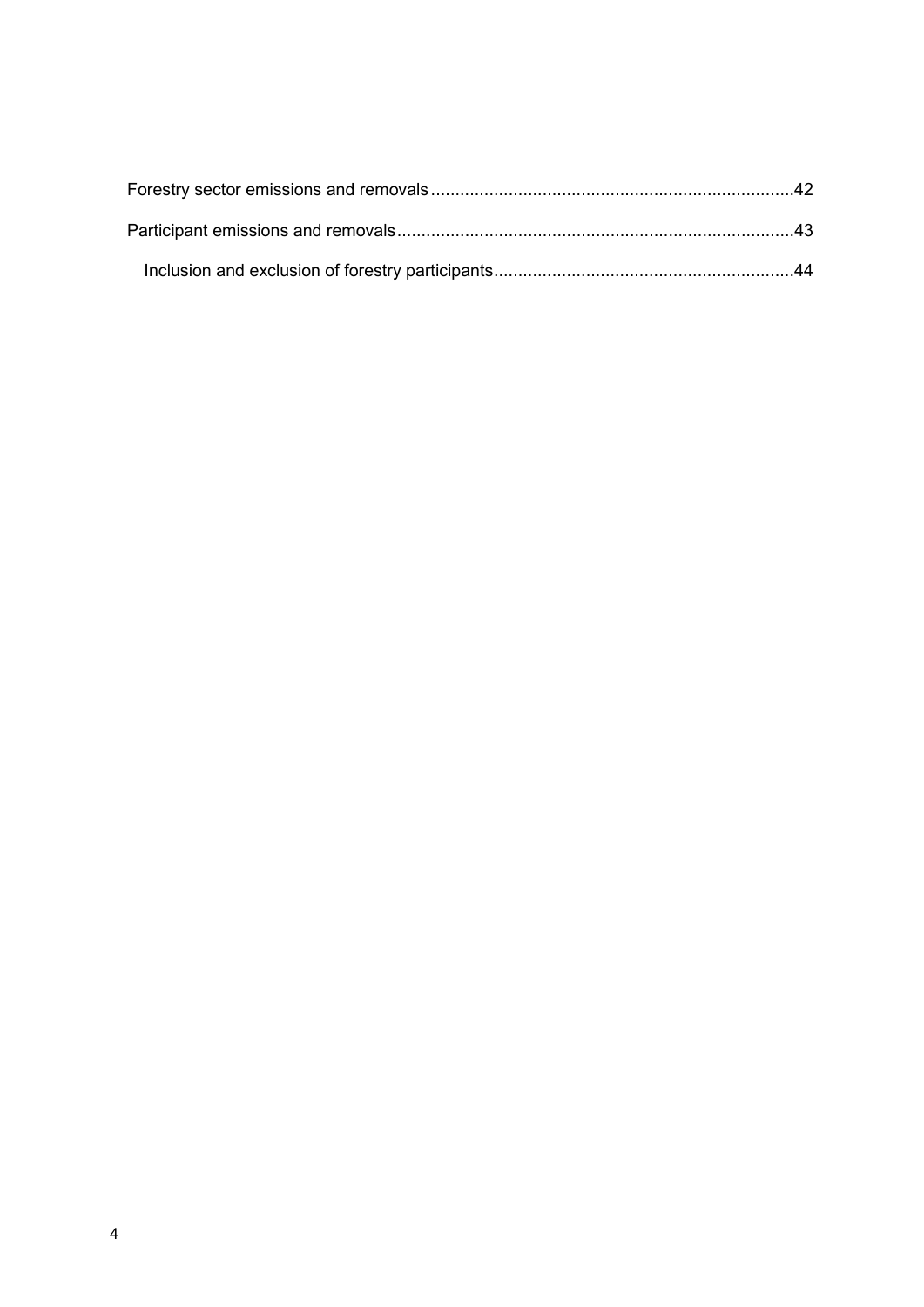Forestry sector emissions and removals ............................................................................ 42

Participant emissions and removals .................................................................................. 43

  Inclusion and exclusion of forestry participants ............................................................. 44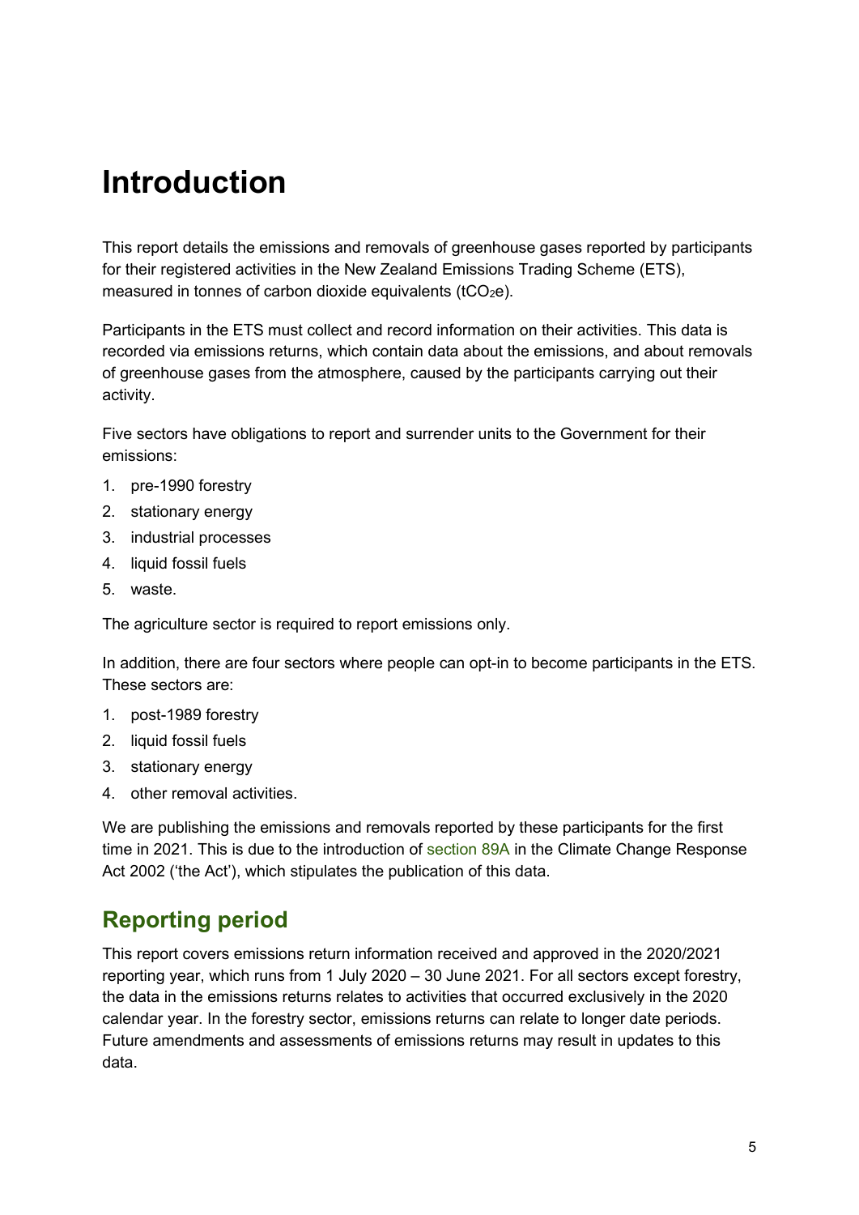# Introduction

This report details the emissions and removals of greenhouse gases reported by participants for their registered activities in the New Zealand Emissions Trading Scheme (ETS), measured in tonnes of carbon dioxide equivalents ($tCO_2e$).

Participants in the ETS must collect and record information on their activities. This data is recorded via emissions returns, which contain data about the emissions, and about removals of greenhouse gases from the atmosphere, caused by the participants carrying out their activity.

Five sectors have obligations to report and surrender units to the Government for their emissions:

1. pre-1990 forestry
2. stationary energy
3. industrial processes
4. liquid fossil fuels
5. waste.

The agriculture sector is required to report emissions only.

In addition, there are four sectors where people can opt-in to become participants in the ETS. These sectors are:

1. post-1989 forestry
2. liquid fossil fuels
3. stationary energy
4. other removal activities.

We are publishing the emissions and removals reported by these participants for the first time in 2021. This is due to the introduction of section 89A in the Climate Change Response Act 2002 ('the Act'), which stipulates the publication of this data.

## Reporting period

This report covers emissions return information received and approved in the 2020/2021 reporting year, which runs from 1 July 2020 – 30 June 2021. For all sectors except forestry, the data in the emissions returns relates to activities that occurred exclusively in the 2020 calendar year. In the forestry sector, emissions returns can relate to longer date periods. Future amendments and assessments of emissions returns may result in updates to this data.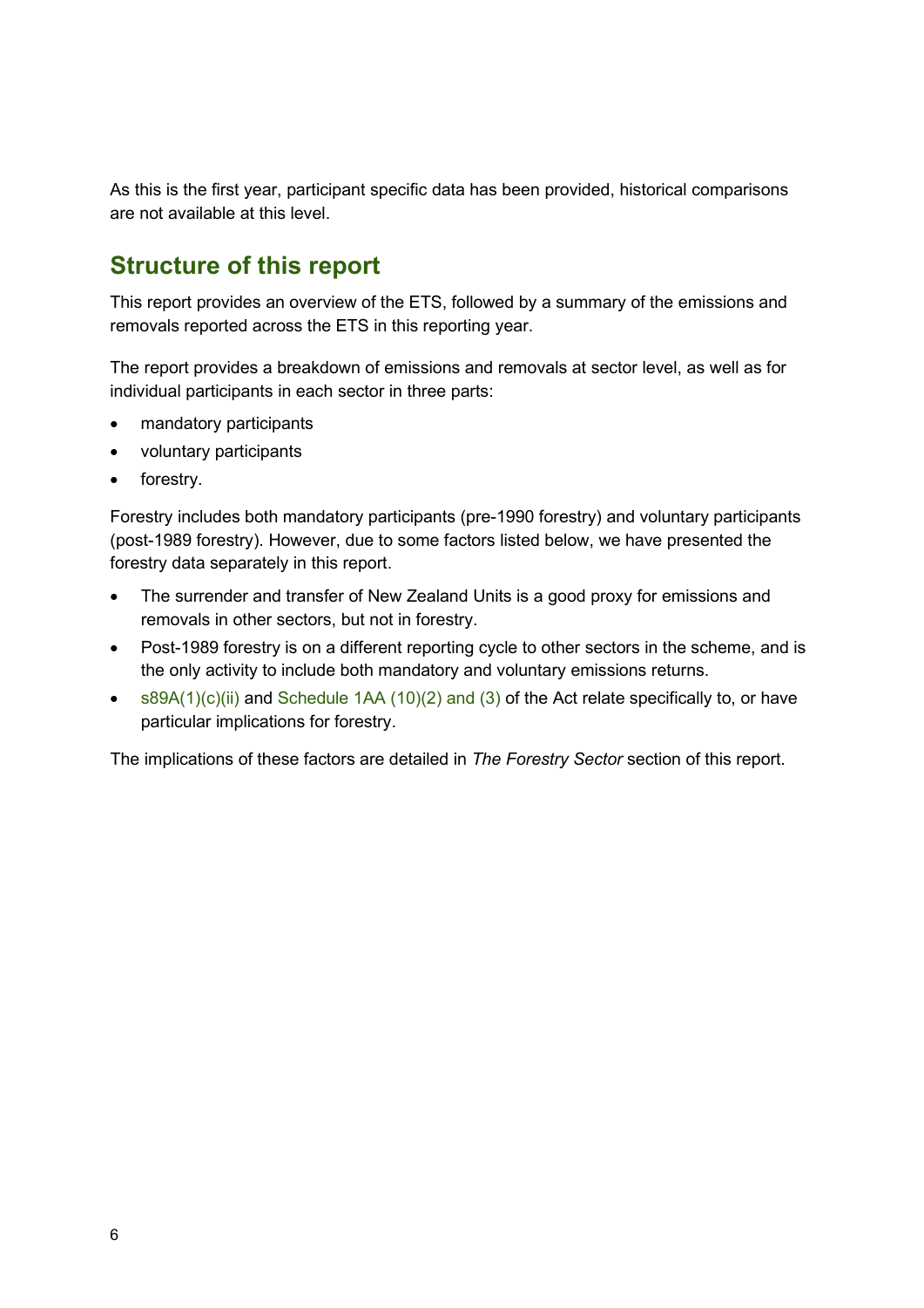As this is the first year, participant specific data has been provided, historical comparisons are not available at this level.

## Structure of this report

This report provides an overview of the ETS, followed by a summary of the emissions and removals reported across the ETS in this reporting year.

The report provides a breakdown of emissions and removals at sector level, as well as for individual participants in each sector in three parts:

- mandatory participants
- voluntary participants
- forestry.

Forestry includes both mandatory participants (pre-1990 forestry) and voluntary participants (post-1989 forestry). However, due to some factors listed below, we have presented the forestry data separately in this report.

- The surrender and transfer of New Zealand Units is a good proxy for emissions and removals in other sectors, but not in forestry.
- Post-1989 forestry is on a different reporting cycle to other sectors in the scheme, and is the only activity to include both mandatory and voluntary emissions returns.
- s89A(1)(c)(ii) and Schedule 1AA (10)(2) and (3) of the Act relate specifically to, or have particular implications for forestry.

The implications of these factors are detailed in *The Forestry Sector* section of this report.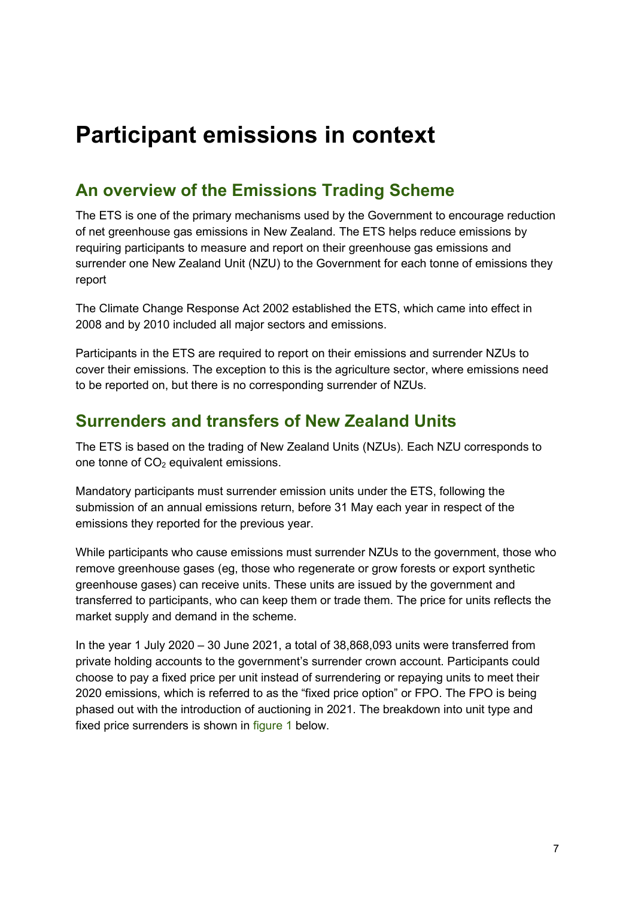# Participant emissions in context

## An overview of the Emissions Trading Scheme

The ETS is one of the primary mechanisms used by the Government to encourage reduction of net greenhouse gas emissions in New Zealand. The ETS helps reduce emissions by requiring participants to measure and report on their greenhouse gas emissions and surrender one New Zealand Unit (NZU) to the Government for each tonne of emissions they report

The Climate Change Response Act 2002 established the ETS, which came into effect in 2008 and by 2010 included all major sectors and emissions.

Participants in the ETS are required to report on their emissions and surrender NZUs to cover their emissions. The exception to this is the agriculture sector, where emissions need to be reported on, but there is no corresponding surrender of NZUs.

## Surrenders and transfers of New Zealand Units

The ETS is based on the trading of New Zealand Units (NZUs). Each NZU corresponds to one tonne of $CO_2$ equivalent emissions.

Mandatory participants must surrender emission units under the ETS, following the submission of an annual emissions return, before 31 May each year in respect of the emissions they reported for the previous year.

While participants who cause emissions must surrender NZUs to the government, those who remove greenhouse gases (eg, those who regenerate or grow forests or export synthetic greenhouse gases) can receive units. These units are issued by the government and transferred to participants, who can keep them or trade them. The price for units reflects the market supply and demand in the scheme.

In the year 1 July 2020 – 30 June 2021, a total of 38,868,093 units were transferred from private holding accounts to the government's surrender crown account. Participants could choose to pay a fixed price per unit instead of surrendering or repaying units to meet their 2020 emissions, which is referred to as the "fixed price option" or FPO. The FPO is being phased out with the introduction of auctioning in 2021. The breakdown into unit type and fixed price surrenders is shown in figure 1 below.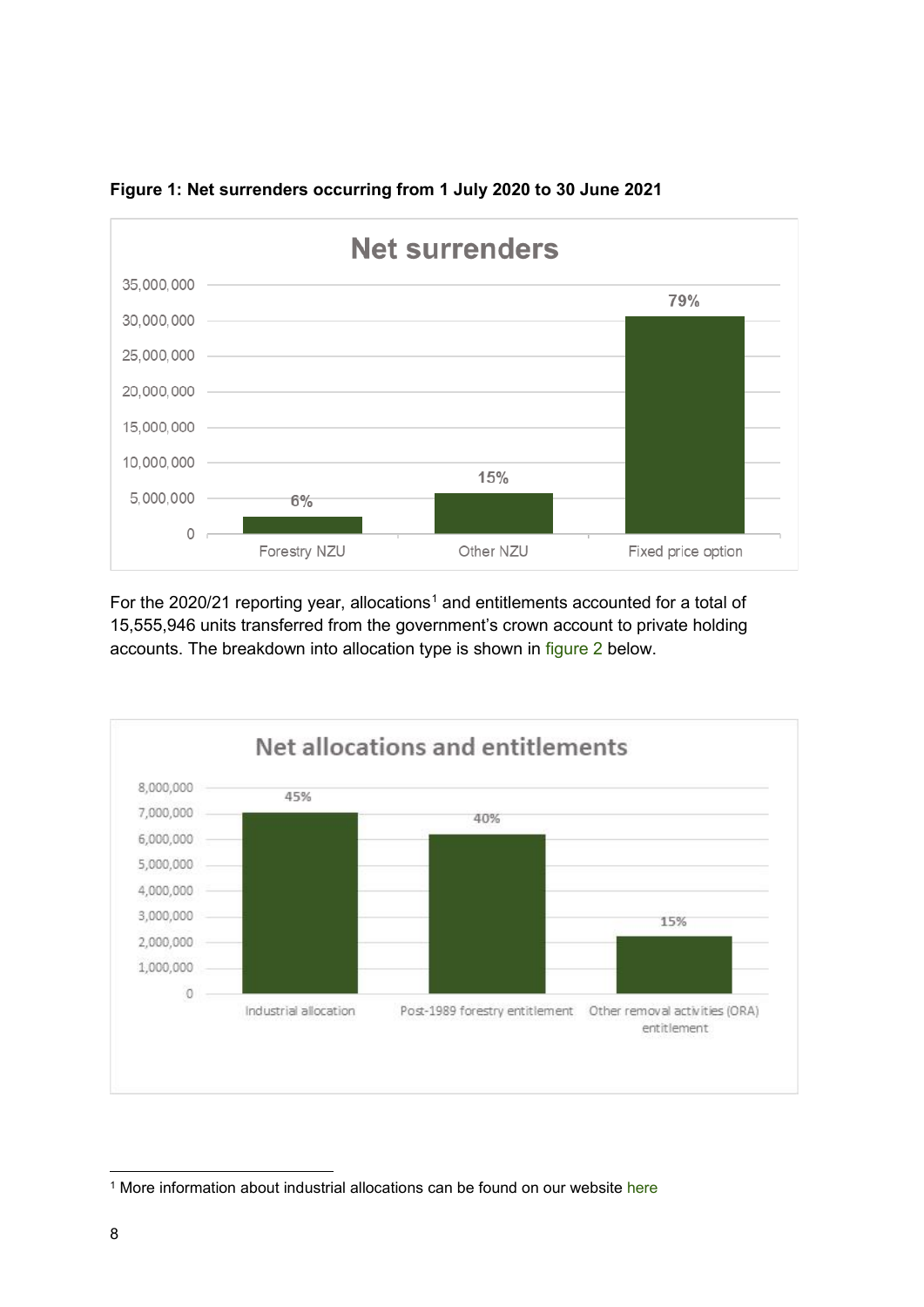**Figure 1: Net surrenders occurring from 1 July 2020 to 30 June 2021**

For the 2020/21 reporting year, allocations[1] and entitlements accounted for a total of 15,555,946 units transferred from the government's crown account to private holding accounts. The breakdown into allocation type is shown in figure 2 below.

[1] More information about industrial allocations can be found on our website here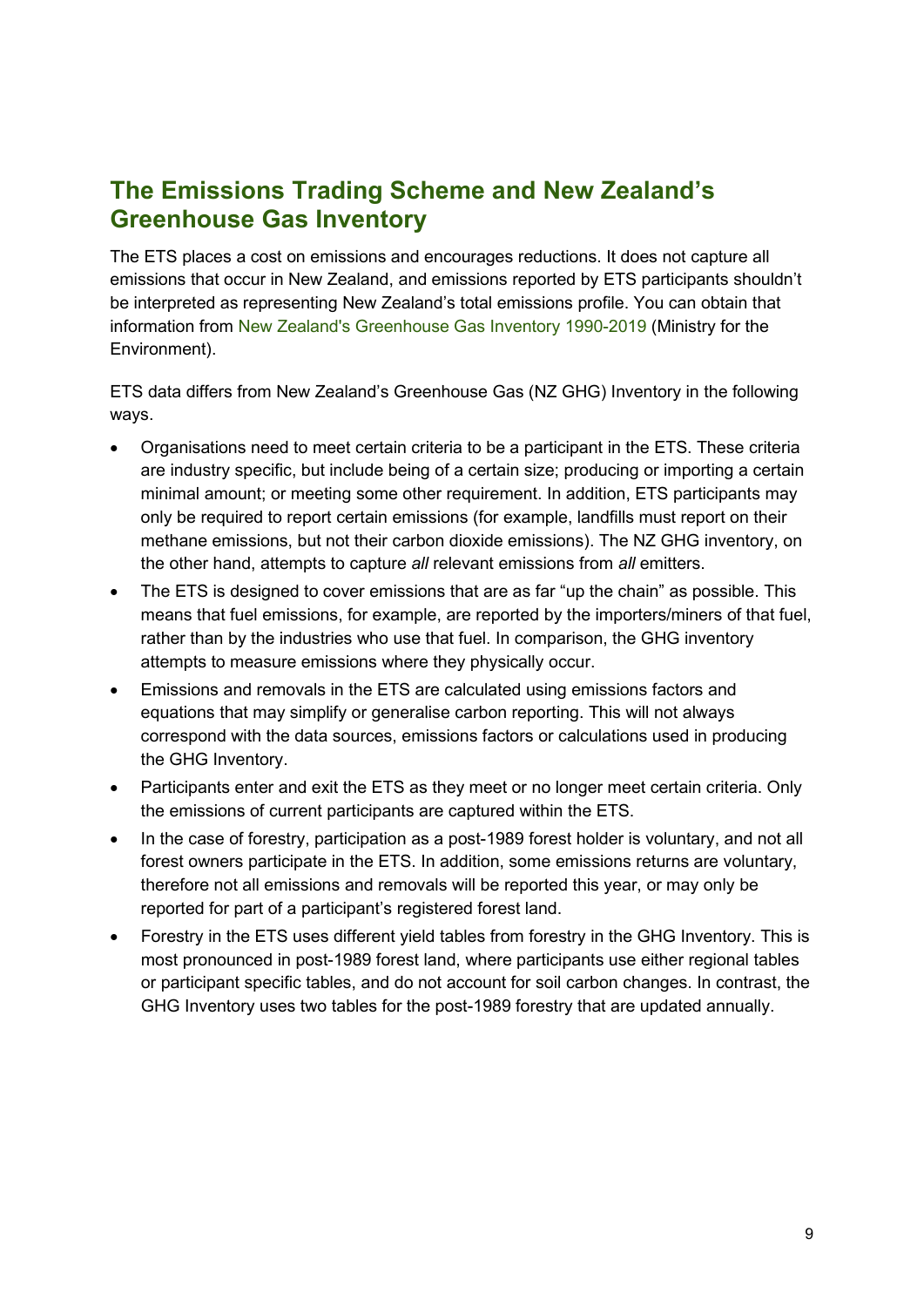## The Emissions Trading Scheme and New Zealand's Greenhouse Gas Inventory

The ETS places a cost on emissions and encourages reductions. It does not capture all emissions that occur in New Zealand, and emissions reported by ETS participants shouldn't be interpreted as representing New Zealand's total emissions profile. You can obtain that information from New Zealand's Greenhouse Gas Inventory 1990-2019 (Ministry for the Environment).

ETS data differs from New Zealand's Greenhouse Gas (NZ GHG) Inventory in the following ways.

- Organisations need to meet certain criteria to be a participant in the ETS. These criteria are industry specific, but include being of a certain size; producing or importing a certain minimal amount; or meeting some other requirement. In addition, ETS participants may only be required to report certain emissions (for example, landfills must report on their methane emissions, but not their carbon dioxide emissions). The NZ GHG inventory, on the other hand, attempts to capture *all* relevant emissions from *all* emitters.
- The ETS is designed to cover emissions that are as far "up the chain" as possible. This means that fuel emissions, for example, are reported by the importers/miners of that fuel, rather than by the industries who use that fuel. In comparison, the GHG inventory attempts to measure emissions where they physically occur.
- Emissions and removals in the ETS are calculated using emissions factors and equations that may simplify or generalise carbon reporting. This will not always correspond with the data sources, emissions factors or calculations used in producing the GHG Inventory.
- Participants enter and exit the ETS as they meet or no longer meet certain criteria. Only the emissions of current participants are captured within the ETS.
- In the case of forestry, participation as a post-1989 forest holder is voluntary, and not all forest owners participate in the ETS. In addition, some emissions returns are voluntary, therefore not all emissions and removals will be reported this year, or may only be reported for part of a participant's registered forest land.
- Forestry in the ETS uses different yield tables from forestry in the GHG Inventory. This is most pronounced in post-1989 forest land, where participants use either regional tables or participant specific tables, and do not account for soil carbon changes. In contrast, the GHG Inventory uses two tables for the post-1989 forestry that are updated annually.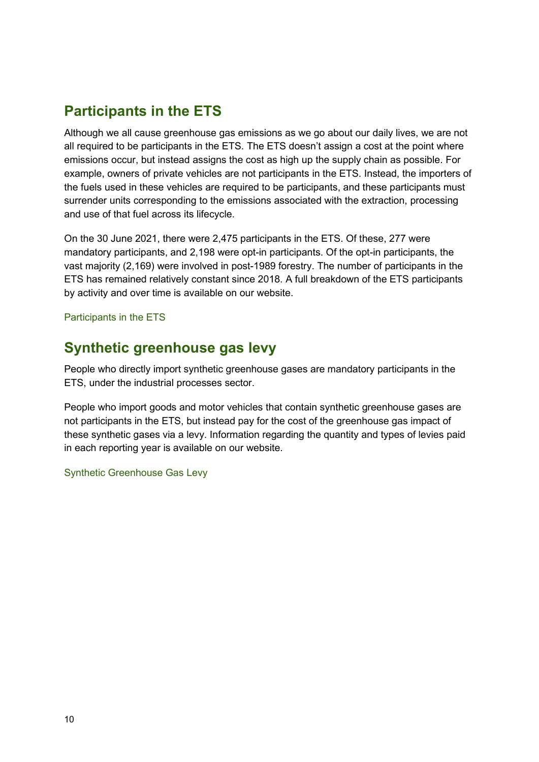## Participants in the ETS

Although we all cause greenhouse gas emissions as we go about our daily lives, we are not all required to be participants in the ETS. The ETS doesn't assign a cost at the point where emissions occur, but instead assigns the cost as high up the supply chain as possible. For example, owners of private vehicles are not participants in the ETS. Instead, the importers of the fuels used in these vehicles are required to be participants, and these participants must surrender units corresponding to the emissions associated with the extraction, processing and use of that fuel across its lifecycle.

On the 30 June 2021, there were 2,475 participants in the ETS. Of these, 277 were mandatory participants, and 2,198 were opt-in participants. Of the opt-in participants, the vast majority (2,169) were involved in post-1989 forestry. The number of participants in the ETS has remained relatively constant since 2018. A full breakdown of the ETS participants by activity and over time is available on our website.

Participants in the ETS

## Synthetic greenhouse gas levy

People who directly import synthetic greenhouse gases are mandatory participants in the ETS, under the industrial processes sector.

People who import goods and motor vehicles that contain synthetic greenhouse gases are not participants in the ETS, but instead pay for the cost of the greenhouse gas impact of these synthetic gases via a levy. Information regarding the quantity and types of levies paid in each reporting year is available on our website.

Synthetic Greenhouse Gas Levy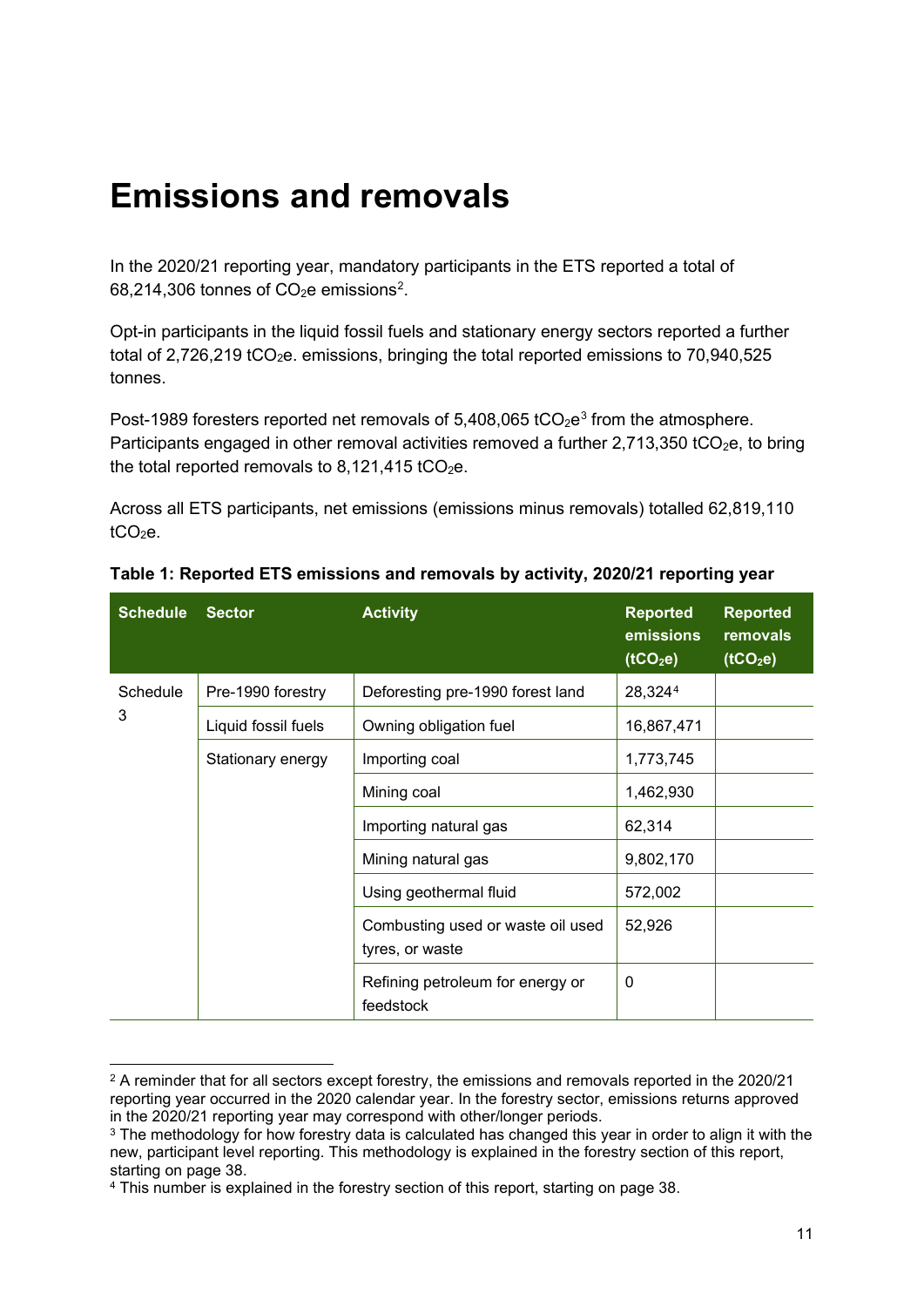# Emissions and removals

In the 2020/21 reporting year, mandatory participants in the ETS reported a total of 68,214,306 tonnes of $CO_2$e emissions[2].

Opt-in participants in the liquid fossil fuels and stationary energy sectors reported a further total of 2,726,219 t$CO_2$e. emissions, bringing the total reported emissions to 70,940,525 tonnes.

Post-1989 foresters reported net removals of 5,408,065 t$CO_2$e[3] from the atmosphere. Participants engaged in other removal activities removed a further 2,713,350 t$CO_2$e, to bring the total reported removals to 8,121,415 t$CO_2$e.

Across all ETS participants, net emissions (emissions minus removals) totalled 62,819,110 t$CO_2$e.

**Table 1: Reported ETS emissions and removals by activity, 2020/21 reporting year**

| Schedule | Sector | Activity | Reported emissions (t$CO_2$e) | Reported removals (t$CO_2$e) |
|---|---|---|---|---|
| Schedule 3 | Pre-1990 forestry | Deforesting pre-1990 forest land | 28,324[4] | |
| | Liquid fossil fuels | Owning obligation fuel | 16,867,471 | |
| | Stationary energy | Importing coal | 1,773,745 | |
| | | Mining coal | 1,462,930 | |
| | | Importing natural gas | 62,314 | |
| | | Mining natural gas | 9,802,170 | |
| | | Using geothermal fluid | 572,002 | |
| | | Combusting used or waste oil used tyres, or waste | 52,926 | |
| | | Refining petroleum for energy or feedstock | 0 | |

[2] A reminder that for all sectors except forestry, the emissions and removals reported in the 2020/21 reporting year occurred in the 2020 calendar year. In the forestry sector, emissions returns approved in the 2020/21 reporting year may correspond with other/longer periods.

[3] The methodology for how forestry data is calculated has changed this year in order to align it with the new, participant level reporting. This methodology is explained in the forestry section of this report, starting on page 38.

[4] This number is explained in the forestry section of this report, starting on page 38.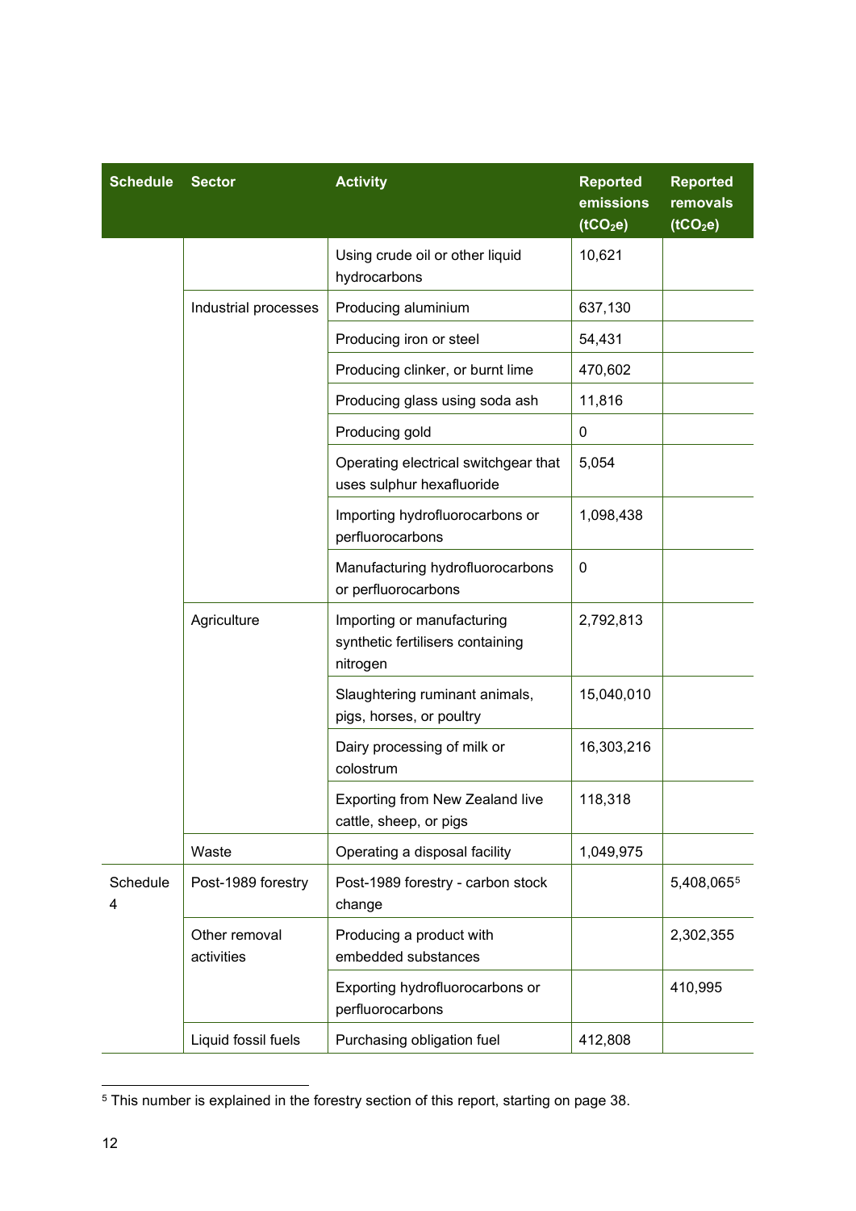| Schedule | Sector | Activity | Reported emissions ($tCO_2e$) | Reported removals ($tCO_2e$) |
|---|---|---|---|---|
| | | Using crude oil or other liquid hydrocarbons | 10,621 | |
| | Industrial processes | Producing aluminium | 637,130 | |
| | | Producing iron or steel | 54,431 | |
| | | Producing clinker, or burnt lime | 470,602 | |
| | | Producing glass using soda ash | 11,816 | |
| | | Producing gold | 0 | |
| | | Operating electrical switchgear that uses sulphur hexafluoride | 5,054 | |
| | | Importing hydrofluorocarbons or perfluorocarbons | 1,098,438 | |
| | | Manufacturing hydrofluorocarbons or perfluorocarbons | 0 | |
| | Agriculture | Importing or manufacturing synthetic fertilisers containing nitrogen | 2,792,813 | |
| | | Slaughtering ruminant animals, pigs, horses, or poultry | 15,040,010 | |
| | | Dairy processing of milk or colostrum | 16,303,216 | |
| | | Exporting from New Zealand live cattle, sheep, or pigs | 118,318 | |
| | Waste | Operating a disposal facility | 1,049,975 | |
| Schedule 4 | Post-1989 forestry | Post-1989 forestry - carbon stock change | | 5,408,065[5] |
| | Other removal activities | Producing a product with embedded substances | | 2,302,355 |
| | | Exporting hydrofluorocarbons or perfluorocarbons | | 410,995 |
| | Liquid fossil fuels | Purchasing obligation fuel | 412,808 | |

[5] This number is explained in the forestry section of this report, starting on page 38.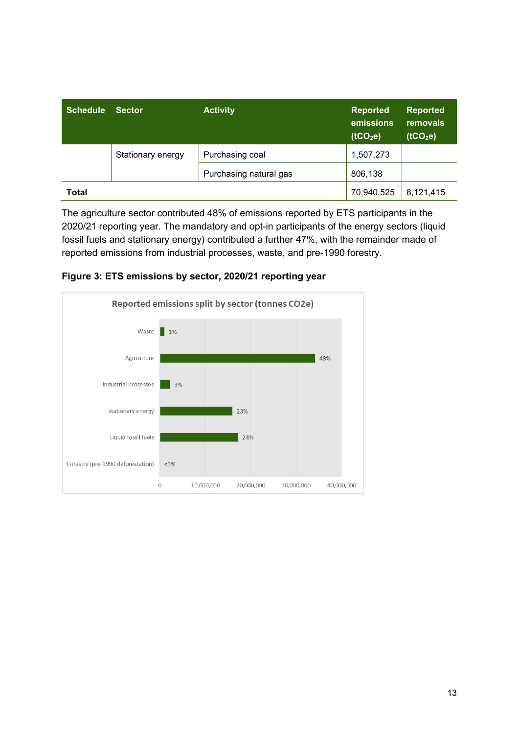| Schedule | Sector | Activity | Reported emissions ($tCO_2e$) | Reported removals ($tCO_2e$) |
|---|---|---|---|---|
| | Stationary energy | Purchasing coal | 1,507,273 | |
| | | Purchasing natural gas | 806,138 | |
| **Total** | | | 70,940,525 | 8,121,415 |

The agriculture sector contributed 48% of emissions reported by ETS participants in the 2020/21 reporting year. The mandatory and opt-in participants of the energy sectors (liquid fossil fuels and stationary energy) contributed a further 47%, with the remainder made of reported emissions from industrial processes, waste, and pre-1990 forestry.

**Figure 3: ETS emissions by sector, 2020/21 reporting year**

Reported emissions split by sector (tonnes CO2e)

| Sector | Share |
|---|---|
| Waste | 1% |
| Agriculture | 48% |
| Industrial processes | 3% |
| Stationary energy | 23% |
| Liquid fossil fuels | 24% |
| Forestry (pre-1990 deforestation) | <1% |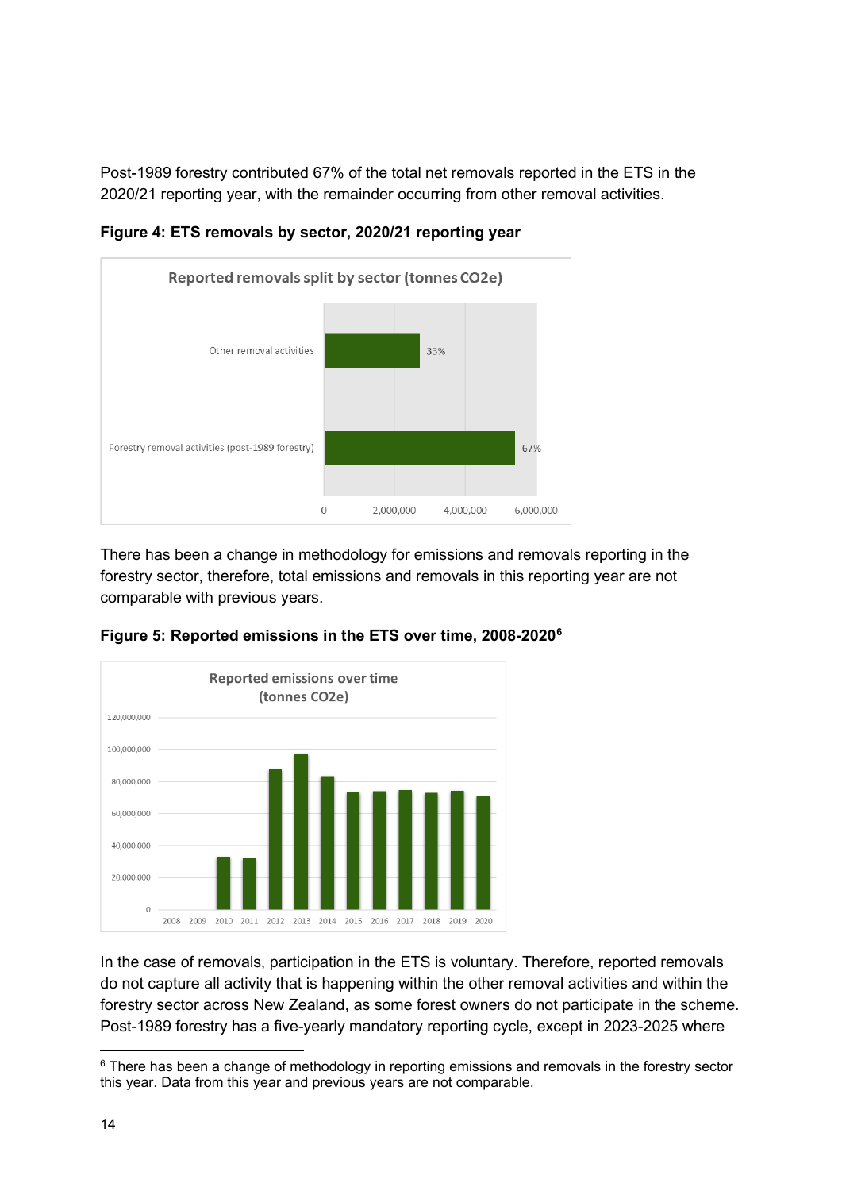Post-1989 forestry contributed 67% of the total net removals reported in the ETS in the 2020/21 reporting year, with the remainder occurring from other removal activities.

**Figure 4: ETS removals by sector, 2020/21 reporting year**

There has been a change in methodology for emissions and removals reporting in the forestry sector, therefore, total emissions and removals in this reporting year are not comparable with previous years.

**Figure 5: Reported emissions in the ETS over time, 2008-2020[6]**

In the case of removals, participation in the ETS is voluntary. Therefore, reported removals do not capture all activity that is happening within the other removal activities and within the forestry sector across New Zealand, as some forest owners do not participate in the scheme. Post-1989 forestry has a five-yearly mandatory reporting cycle, except in 2023-2025 where

[6] There has been a change of methodology in reporting emissions and removals in the forestry sector this year. Data from this year and previous years are not comparable.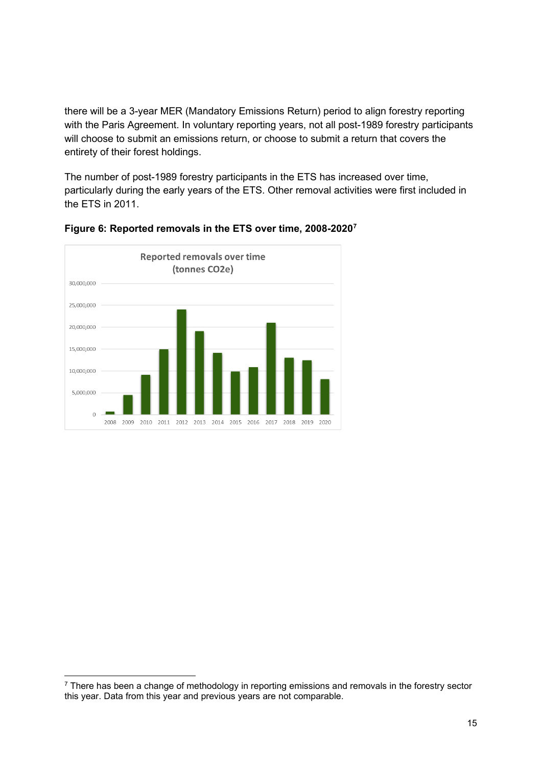there will be a 3-year MER (Mandatory Emissions Return) period to align forestry reporting with the Paris Agreement. In voluntary reporting years, not all post-1989 forestry participants will choose to submit an emissions return, or choose to submit a return that covers the entirety of their forest holdings.

The number of post-1989 forestry participants in the ETS has increased over time, particularly during the early years of the ETS. Other removal activities were first included in the ETS in 2011.

**Figure 6: Reported removals in the ETS over time, 2008-2020[7]**

Reported removals over time (tonnes CO2e)

---

[7] There has been a change of methodology in reporting emissions and removals in the forestry sector this year. Data from this year and previous years are not comparable.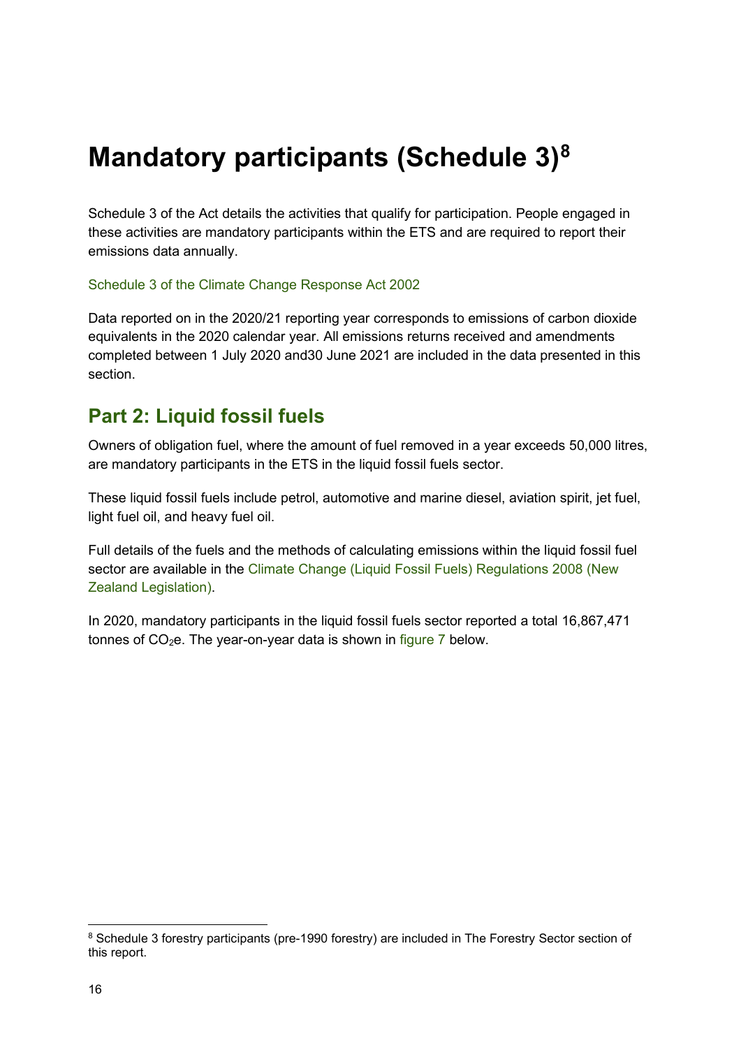# Mandatory participants (Schedule 3)[8]

Schedule 3 of the Act details the activities that qualify for participation. People engaged in these activities are mandatory participants within the ETS and are required to report their emissions data annually.

Schedule 3 of the Climate Change Response Act 2002

Data reported on in the 2020/21 reporting year corresponds to emissions of carbon dioxide equivalents in the 2020 calendar year. All emissions returns received and amendments completed between 1 July 2020 and30 June 2021 are included in the data presented in this section.

## Part 2: Liquid fossil fuels

Owners of obligation fuel, where the amount of fuel removed in a year exceeds 50,000 litres, are mandatory participants in the ETS in the liquid fossil fuels sector.

These liquid fossil fuels include petrol, automotive and marine diesel, aviation spirit, jet fuel, light fuel oil, and heavy fuel oil.

Full details of the fuels and the methods of calculating emissions within the liquid fossil fuel sector are available in the Climate Change (Liquid Fossil Fuels) Regulations 2008 (New Zealand Legislation).

In 2020, mandatory participants in the liquid fossil fuels sector reported a total 16,867,471 tonnes of $CO_2$e. The year-on-year data is shown in figure 7 below.

[8] Schedule 3 forestry participants (pre-1990 forestry) are included in The Forestry Sector section of this report.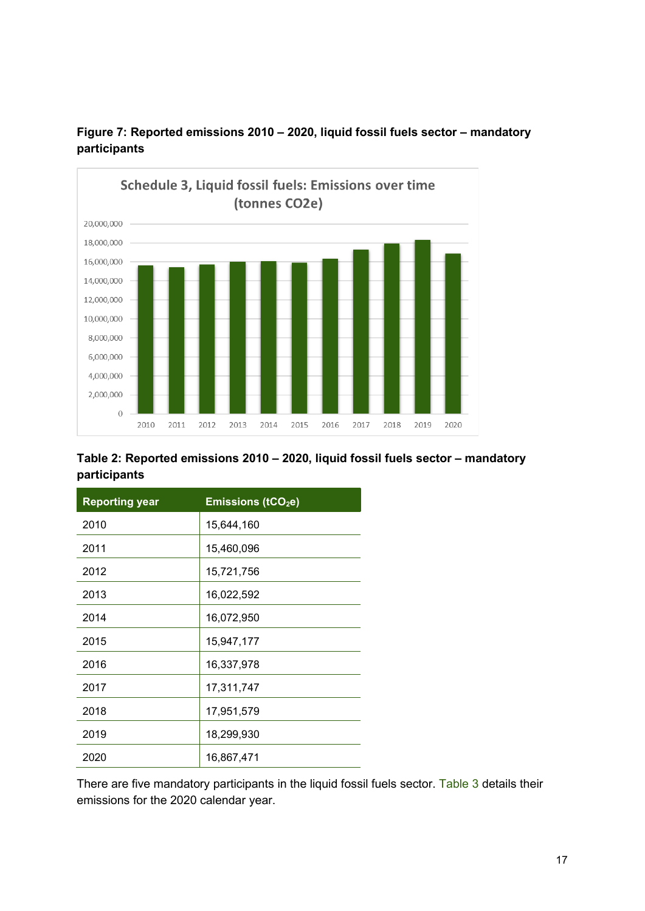**Figure 7: Reported emissions 2010 – 2020, liquid fossil fuels sector – mandatory participants**

**Table 2: Reported emissions 2010 – 2020, liquid fossil fuels sector – mandatory participants**

| Reporting year | Emissions ($tCO_2e$) |
|---|---|
| 2010 | 15,644,160 |
| 2011 | 15,460,096 |
| 2012 | 15,721,756 |
| 2013 | 16,022,592 |
| 2014 | 16,072,950 |
| 2015 | 15,947,177 |
| 2016 | 16,337,978 |
| 2017 | 17,311,747 |
| 2018 | 17,951,579 |
| 2019 | 18,299,930 |
| 2020 | 16,867,471 |

There are five mandatory participants in the liquid fossil fuels sector. Table 3 details their emissions for the 2020 calendar year.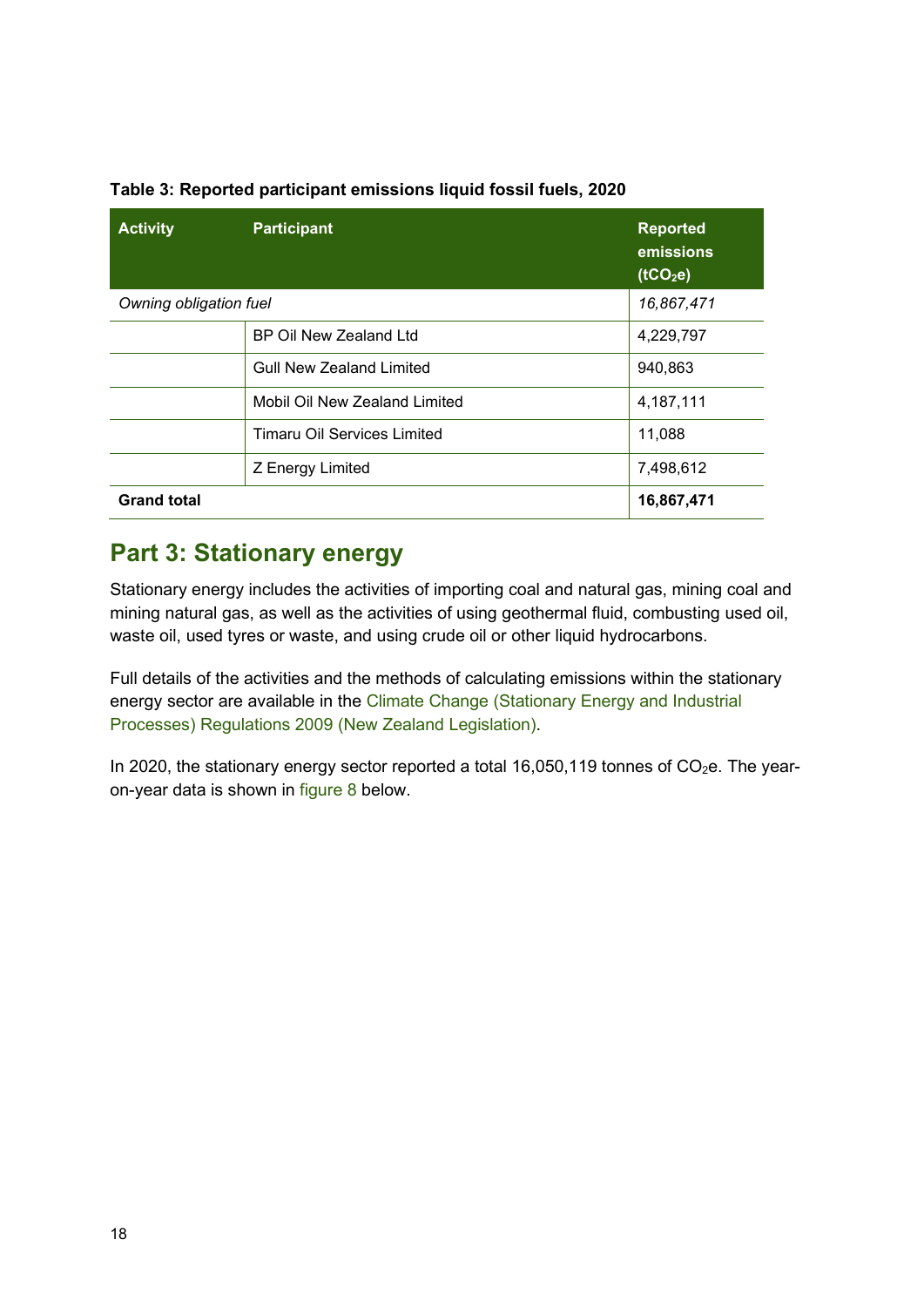**Table 3: Reported participant emissions liquid fossil fuels, 2020**

| Activity | Participant | Reported emissions ($tCO_2e$) |
|---|---|---|
| *Owning obligation fuel* | | *16,867,471* |
| | BP Oil New Zealand Ltd | 4,229,797 |
| | Gull New Zealand Limited | 940,863 |
| | Mobil Oil New Zealand Limited | 4,187,111 |
| | Timaru Oil Services Limited | 11,088 |
| | Z Energy Limited | 7,498,612 |
| **Grand total** | | **16,867,471** |

## Part 3: Stationary energy

Stationary energy includes the activities of importing coal and natural gas, mining coal and mining natural gas, as well as the activities of using geothermal fluid, combusting used oil, waste oil, used tyres or waste, and using crude oil or other liquid hydrocarbons.

Full details of the activities and the methods of calculating emissions within the stationary energy sector are available in the Climate Change (Stationary Energy and Industrial Processes) Regulations 2009 (New Zealand Legislation).

In 2020, the stationary energy sector reported a total 16,050,119 tonnes of $CO_2e$. The year-on-year data is shown in figure 8 below.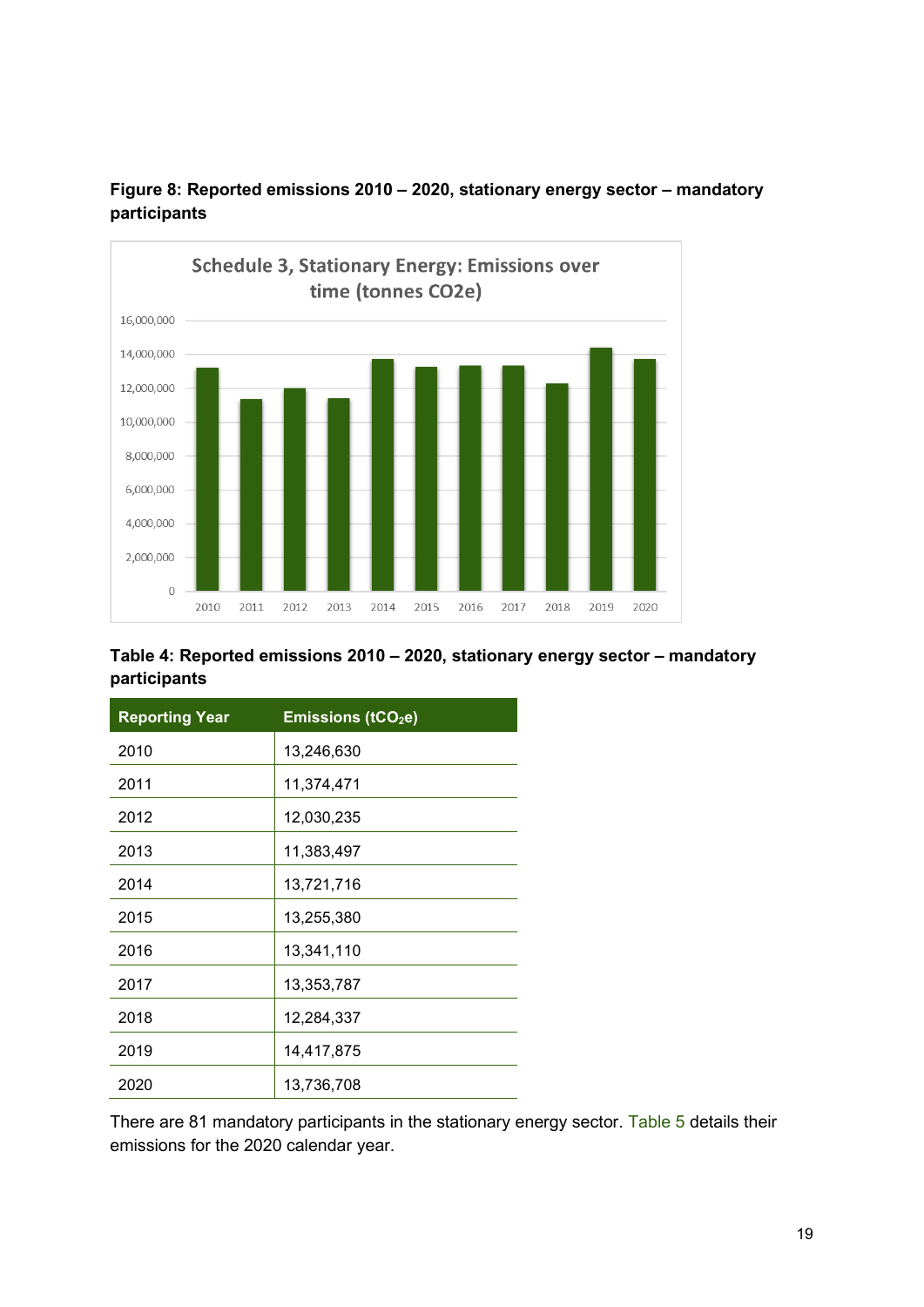**Figure 8: Reported emissions 2010 – 2020, stationary energy sector – mandatory participants**

**Table 4: Reported emissions 2010 – 2020, stationary energy sector – mandatory participants**

| Reporting Year | Emissions ($tCO_2e$) |
|---|---|
| 2010 | 13,246,630 |
| 2011 | 11,374,471 |
| 2012 | 12,030,235 |
| 2013 | 11,383,497 |
| 2014 | 13,721,716 |
| 2015 | 13,255,380 |
| 2016 | 13,341,110 |
| 2017 | 13,353,787 |
| 2018 | 12,284,337 |
| 2019 | 14,417,875 |
| 2020 | 13,736,708 |

There are 81 mandatory participants in the stationary energy sector. Table 5 details their emissions for the 2020 calendar year.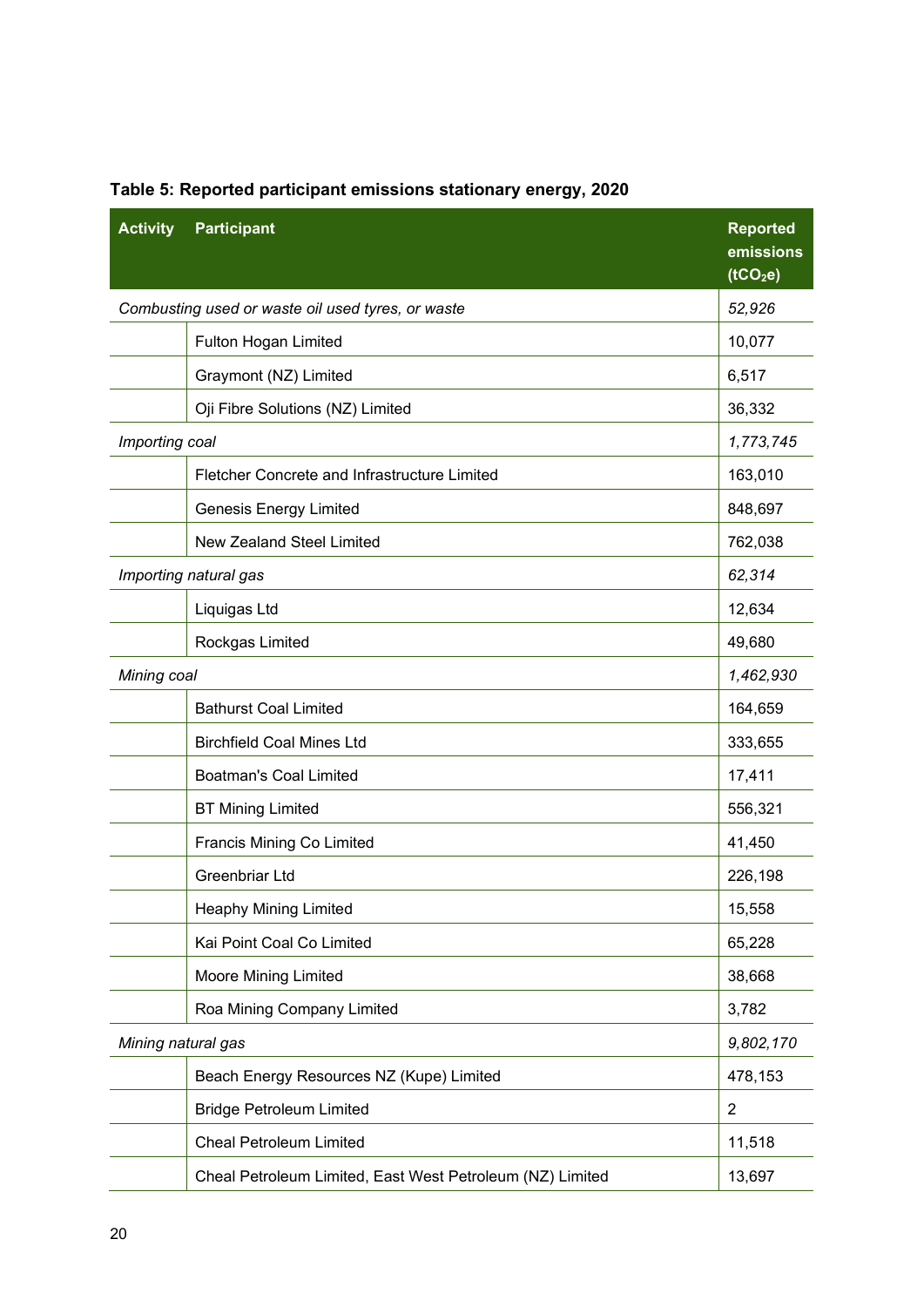**Table 5: Reported participant emissions stationary energy, 2020**

| Activity | Participant | Reported emissions ($tCO_2e$) |
|---|---|---|
| *Combusting used or waste oil used tyres, or waste* | | *52,926* |
| | Fulton Hogan Limited | 10,077 |
| | Graymont (NZ) Limited | 6,517 |
| | Oji Fibre Solutions (NZ) Limited | 36,332 |
| *Importing coal* | | *1,773,745* |
| | Fletcher Concrete and Infrastructure Limited | 163,010 |
| | Genesis Energy Limited | 848,697 |
| | New Zealand Steel Limited | 762,038 |
| *Importing natural gas* | | *62,314* |
| | Liquigas Ltd | 12,634 |
| | Rockgas Limited | 49,680 |
| *Mining coal* | | *1,462,930* |
| | Bathurst Coal Limited | 164,659 |
| | Birchfield Coal Mines Ltd | 333,655 |
| | Boatman's Coal Limited | 17,411 |
| | BT Mining Limited | 556,321 |
| | Francis Mining Co Limited | 41,450 |
| | Greenbriar Ltd | 226,198 |
| | Heaphy Mining Limited | 15,558 |
| | Kai Point Coal Co Limited | 65,228 |
| | Moore Mining Limited | 38,668 |
| | Roa Mining Company Limited | 3,782 |
| *Mining natural gas* | | *9,802,170* |
| | Beach Energy Resources NZ (Kupe) Limited | 478,153 |
| | Bridge Petroleum Limited | 2 |
| | Cheal Petroleum Limited | 11,518 |
| | Cheal Petroleum Limited, East West Petroleum (NZ) Limited | 13,697 |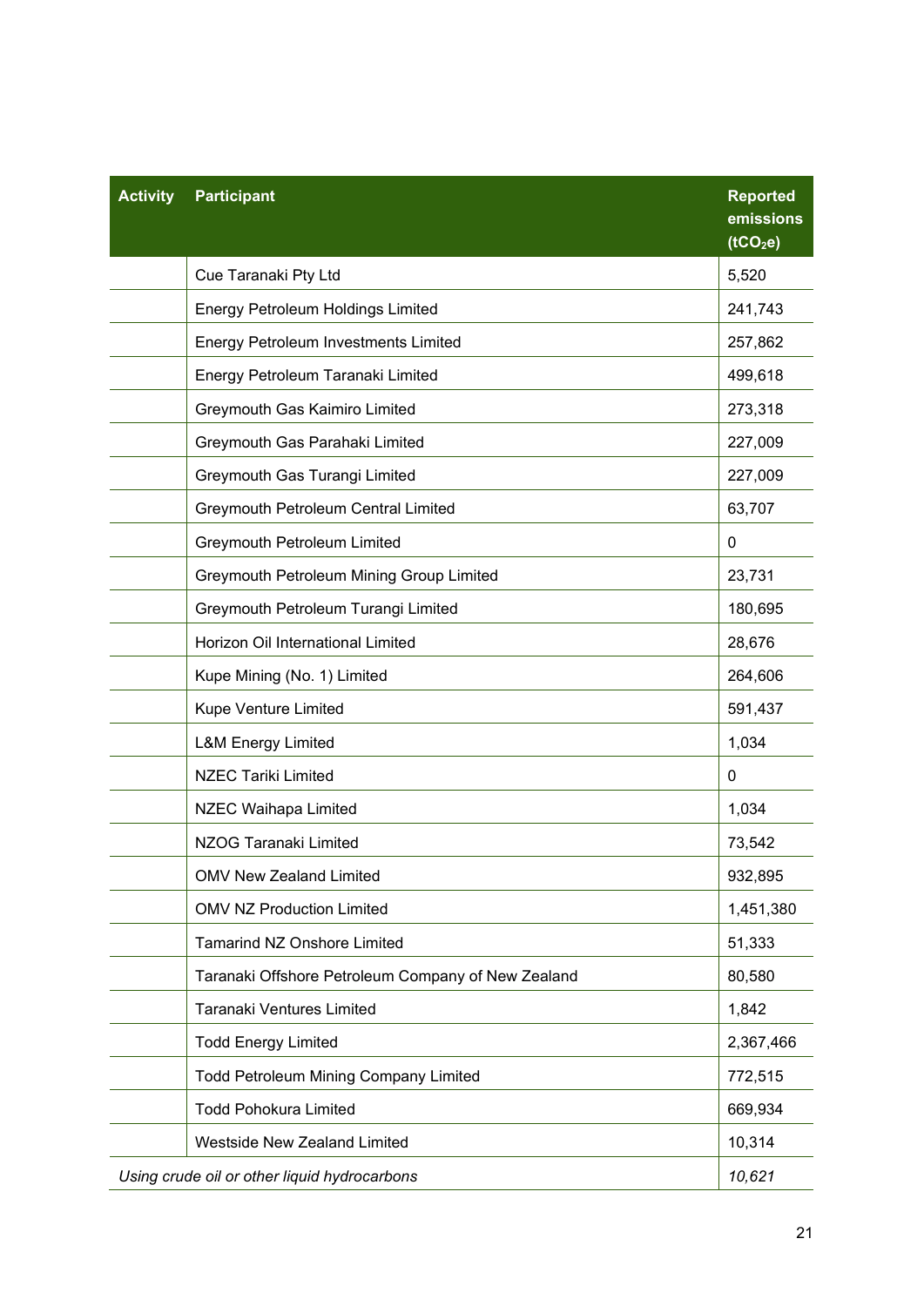| Activity | Participant | Reported emissions ($tCO_2e$) |
|---|---|---|
| | Cue Taranaki Pty Ltd | 5,520 |
| | Energy Petroleum Holdings Limited | 241,743 |
| | Energy Petroleum Investments Limited | 257,862 |
| | Energy Petroleum Taranaki Limited | 499,618 |
| | Greymouth Gas Kaimiro Limited | 273,318 |
| | Greymouth Gas Parahaki Limited | 227,009 |
| | Greymouth Gas Turangi Limited | 227,009 |
| | Greymouth Petroleum Central Limited | 63,707 |
| | Greymouth Petroleum Limited | 0 |
| | Greymouth Petroleum Mining Group Limited | 23,731 |
| | Greymouth Petroleum Turangi Limited | 180,695 |
| | Horizon Oil International Limited | 28,676 |
| | Kupe Mining (No. 1) Limited | 264,606 |
| | Kupe Venture Limited | 591,437 |
| | L&M Energy Limited | 1,034 |
| | NZEC Tariki Limited | 0 |
| | NZEC Waihapa Limited | 1,034 |
| | NZOG Taranaki Limited | 73,542 |
| | OMV New Zealand Limited | 932,895 |
| | OMV NZ Production Limited | 1,451,380 |
| | Tamarind NZ Onshore Limited | 51,333 |
| | Taranaki Offshore Petroleum Company of New Zealand | 80,580 |
| | Taranaki Ventures Limited | 1,842 |
| | Todd Energy Limited | 2,367,466 |
| | Todd Petroleum Mining Company Limited | 772,515 |
| | Todd Pohokura Limited | 669,934 |
| | Westside New Zealand Limited | 10,314 |
| *Using crude oil or other liquid hydrocarbons* | | *10,621* |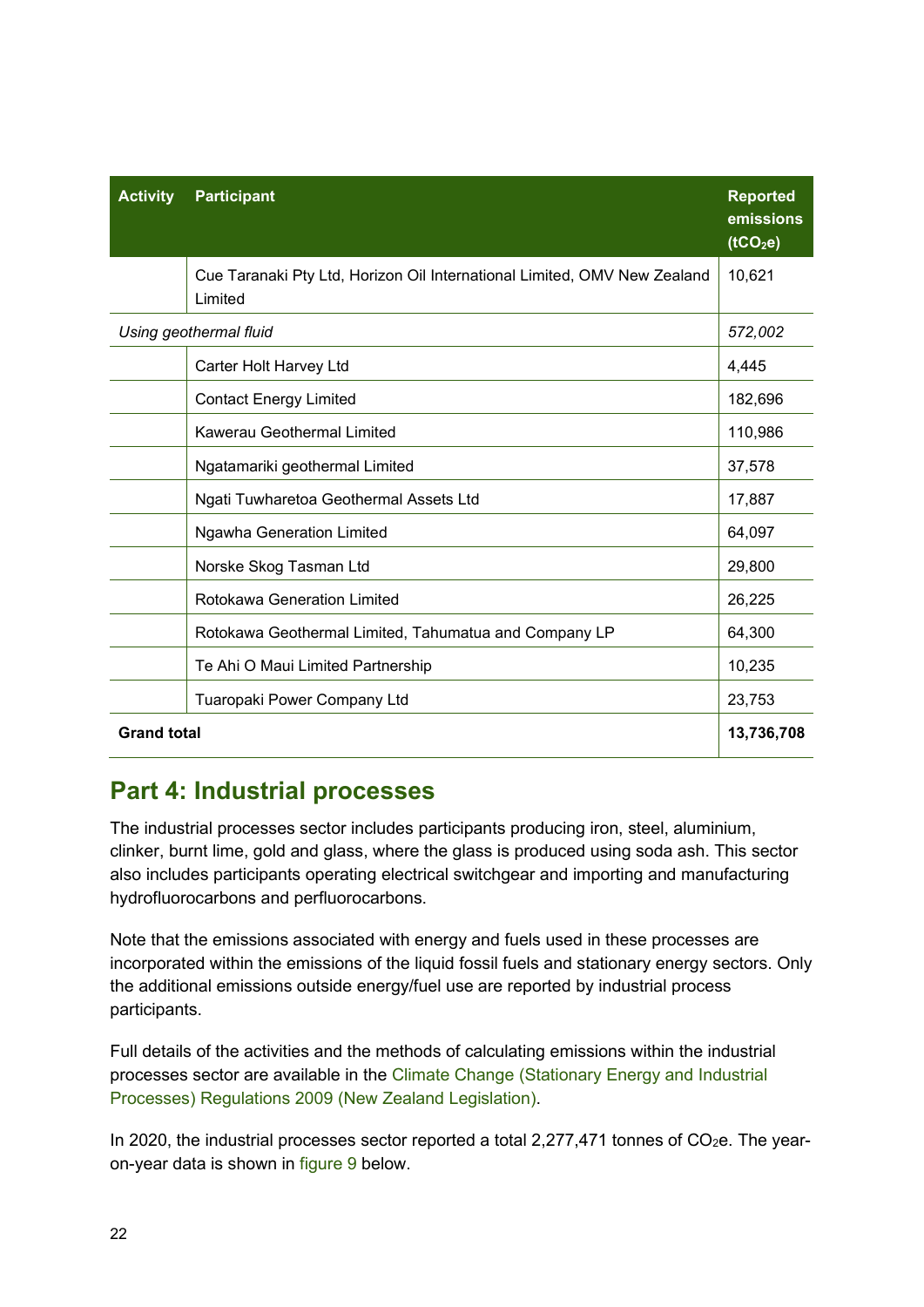| Activity | Participant | Reported emissions ($tCO_2e$) |
|---|---|---|
| | Cue Taranaki Pty Ltd, Horizon Oil International Limited, OMV New Zealand Limited | 10,621 |
| *Using geothermal fluid* | | *572,002* |
| | Carter Holt Harvey Ltd | 4,445 |
| | Contact Energy Limited | 182,696 |
| | Kawerau Geothermal Limited | 110,986 |
| | Ngatamariki geothermal Limited | 37,578 |
| | Ngati Tuwharetoa Geothermal Assets Ltd | 17,887 |
| | Ngawha Generation Limited | 64,097 |
| | Norske Skog Tasman Ltd | 29,800 |
| | Rotokawa Generation Limited | 26,225 |
| | Rotokawa Geothermal Limited, Tahumatua and Company LP | 64,300 |
| | Te Ahi O Maui Limited Partnership | 10,235 |
| | Tuaropaki Power Company Ltd | 23,753 |
| **Grand total** | | **13,736,708** |

## Part 4: Industrial processes

The industrial processes sector includes participants producing iron, steel, aluminium, clinker, burnt lime, gold and glass, where the glass is produced using soda ash. This sector also includes participants operating electrical switchgear and importing and manufacturing hydrofluorocarbons and perfluorocarbons.

Note that the emissions associated with energy and fuels used in these processes are incorporated within the emissions of the liquid fossil fuels and stationary energy sectors. Only the additional emissions outside energy/fuel use are reported by industrial process participants.

Full details of the activities and the methods of calculating emissions within the industrial processes sector are available in the Climate Change (Stationary Energy and Industrial Processes) Regulations 2009 (New Zealand Legislation).

In 2020, the industrial processes sector reported a total 2,277,471 tonnes of $CO_2e$. The year-on-year data is shown in figure 9 below.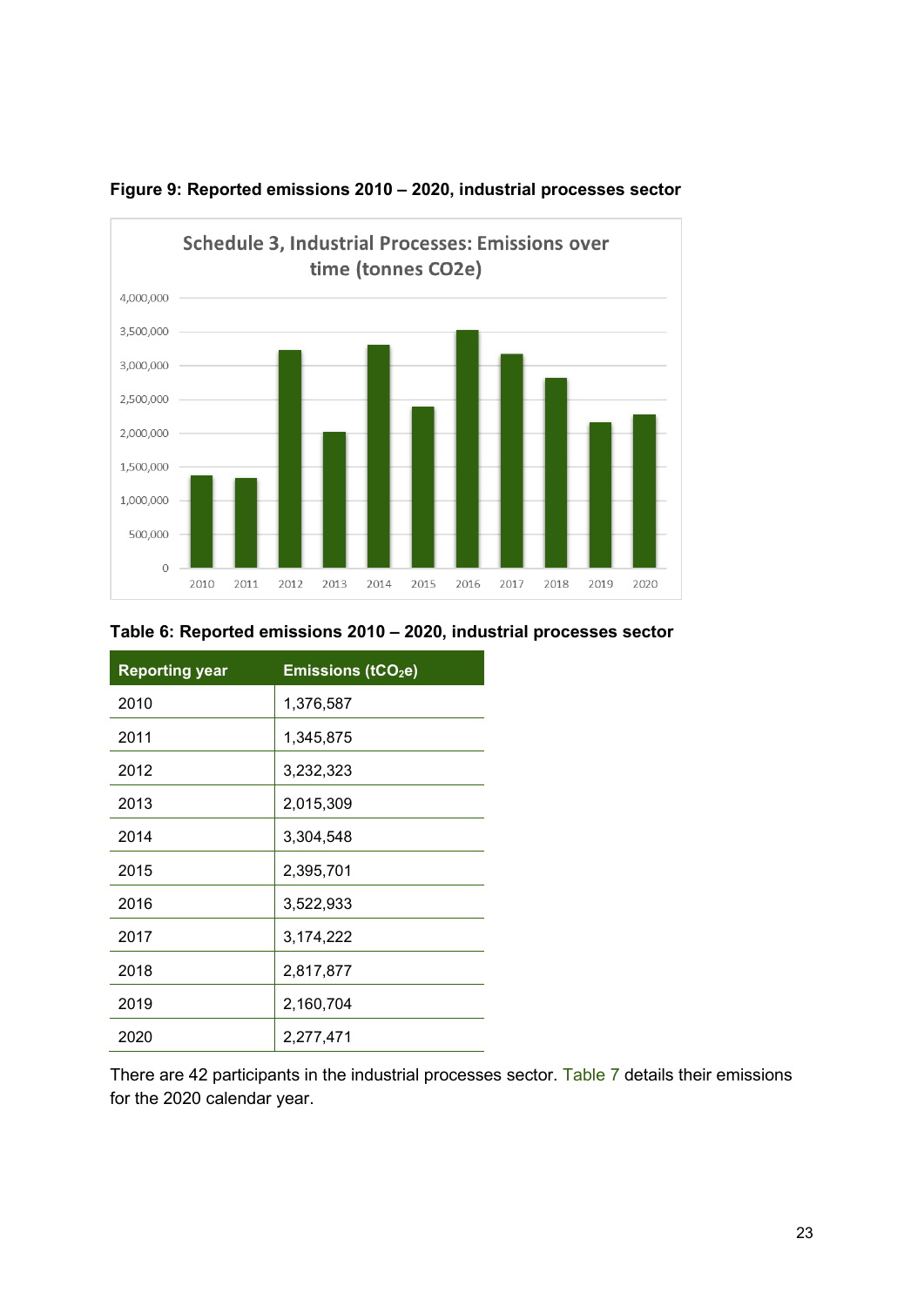**Figure 9: Reported emissions 2010 – 2020, industrial processes sector**

**Table 6: Reported emissions 2010 – 2020, industrial processes sector**

| Reporting year | Emissions ($tCO_2e$) |
|---|---|
| 2010 | 1,376,587 |
| 2011 | 1,345,875 |
| 2012 | 3,232,323 |
| 2013 | 2,015,309 |
| 2014 | 3,304,548 |
| 2015 | 2,395,701 |
| 2016 | 3,522,933 |
| 2017 | 3,174,222 |
| 2018 | 2,817,877 |
| 2019 | 2,160,704 |
| 2020 | 2,277,471 |

There are 42 participants in the industrial processes sector. Table 7 details their emissions for the 2020 calendar year.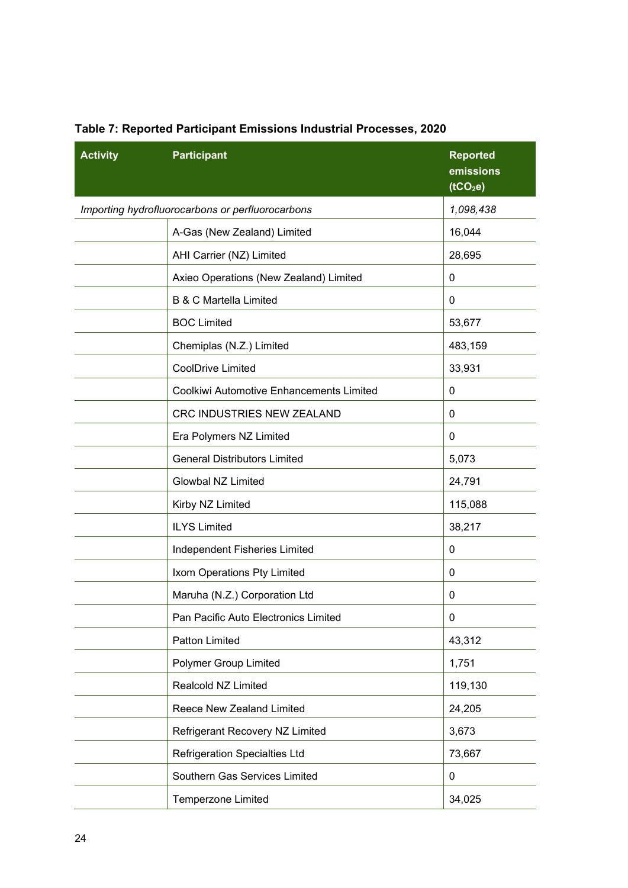**Table 7: Reported Participant Emissions Industrial Processes, 2020**

| Activity | Participant | Reported emissions ($tCO_2e$) |
|---|---|---|
| *Importing hydrofluorocarbons or perfluorocarbons* | | *1,098,438* |
| | A-Gas (New Zealand) Limited | 16,044 |
| | AHI Carrier (NZ) Limited | 28,695 |
| | Axieo Operations (New Zealand) Limited | 0 |
| | B & C Martella Limited | 0 |
| | BOC Limited | 53,677 |
| | Chemiplas (N.Z.) Limited | 483,159 |
| | CoolDrive Limited | 33,931 |
| | Coolkiwi Automotive Enhancements Limited | 0 |
| | CRC INDUSTRIES NEW ZEALAND | 0 |
| | Era Polymers NZ Limited | 0 |
| | General Distributors Limited | 5,073 |
| | Glowbal NZ Limited | 24,791 |
| | Kirby NZ Limited | 115,088 |
| | ILYS Limited | 38,217 |
| | Independent Fisheries Limited | 0 |
| | Ixom Operations Pty Limited | 0 |
| | Maruha (N.Z.) Corporation Ltd | 0 |
| | Pan Pacific Auto Electronics Limited | 0 |
| | Patton Limited | 43,312 |
| | Polymer Group Limited | 1,751 |
| | Realcold NZ Limited | 119,130 |
| | Reece New Zealand Limited | 24,205 |
| | Refrigerant Recovery NZ Limited | 3,673 |
| | Refrigeration Specialties Ltd | 73,667 |
| | Southern Gas Services Limited | 0 |
| | Temperzone Limited | 34,025 |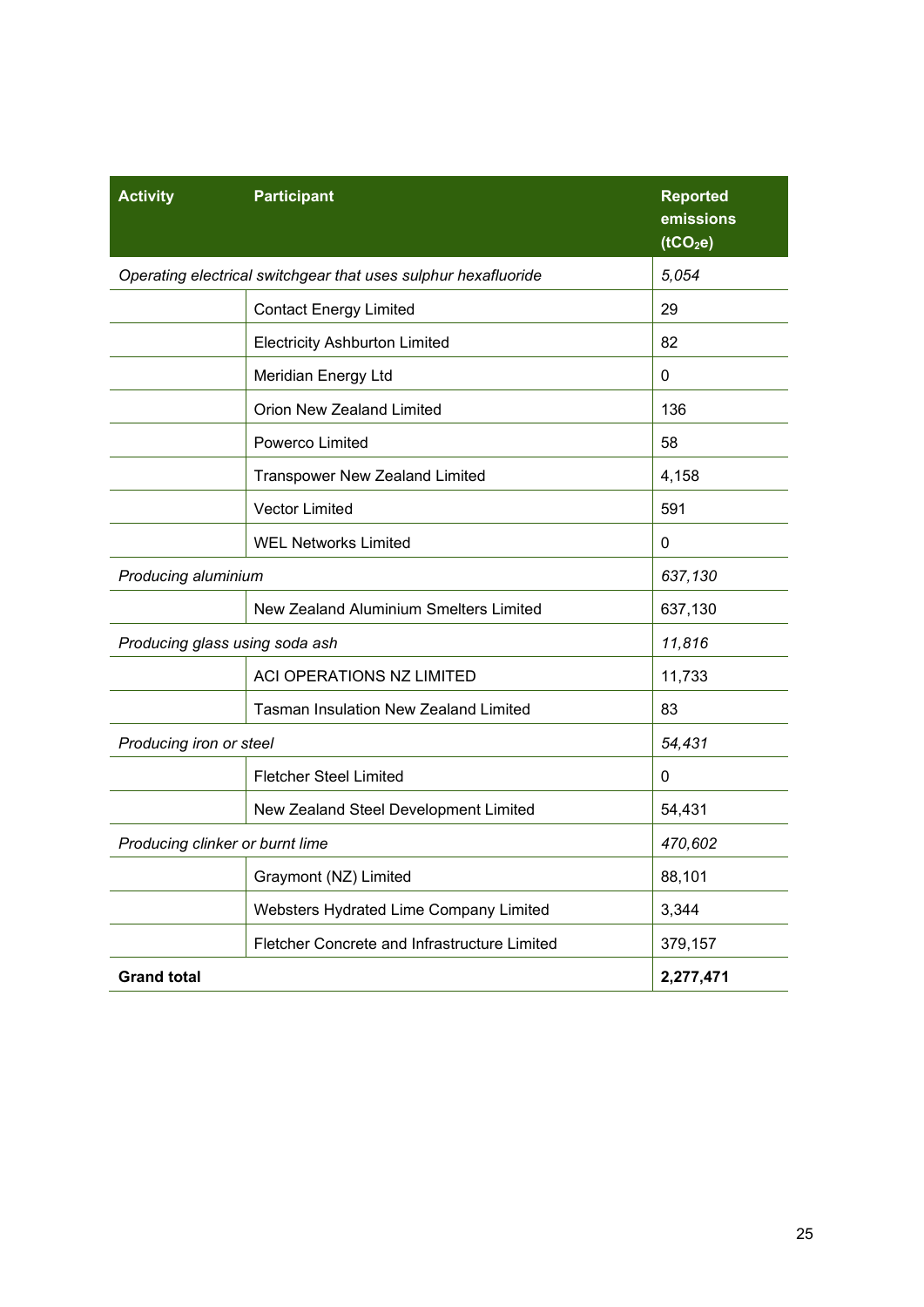| Activity | Participant | Reported emissions ($tCO_2e$) |
|---|---|---|
| *Operating electrical switchgear that uses sulphur hexafluoride* | | *5,054* |
| | Contact Energy Limited | 29 |
| | Electricity Ashburton Limited | 82 |
| | Meridian Energy Ltd | 0 |
| | Orion New Zealand Limited | 136 |
| | Powerco Limited | 58 |
| | Transpower New Zealand Limited | 4,158 |
| | Vector Limited | 591 |
| | WEL Networks Limited | 0 |
| *Producing aluminium* | | *637,130* |
| | New Zealand Aluminium Smelters Limited | 637,130 |
| *Producing glass using soda ash* | | *11,816* |
| | ACI OPERATIONS NZ LIMITED | 11,733 |
| | Tasman Insulation New Zealand Limited | 83 |
| *Producing iron or steel* | | *54,431* |
| | Fletcher Steel Limited | 0 |
| | New Zealand Steel Development Limited | 54,431 |
| *Producing clinker or burnt lime* | | *470,602* |
| | Graymont (NZ) Limited | 88,101 |
| | Websters Hydrated Lime Company Limited | 3,344 |
| | Fletcher Concrete and Infrastructure Limited | 379,157 |
| **Grand total** | | **2,277,471** |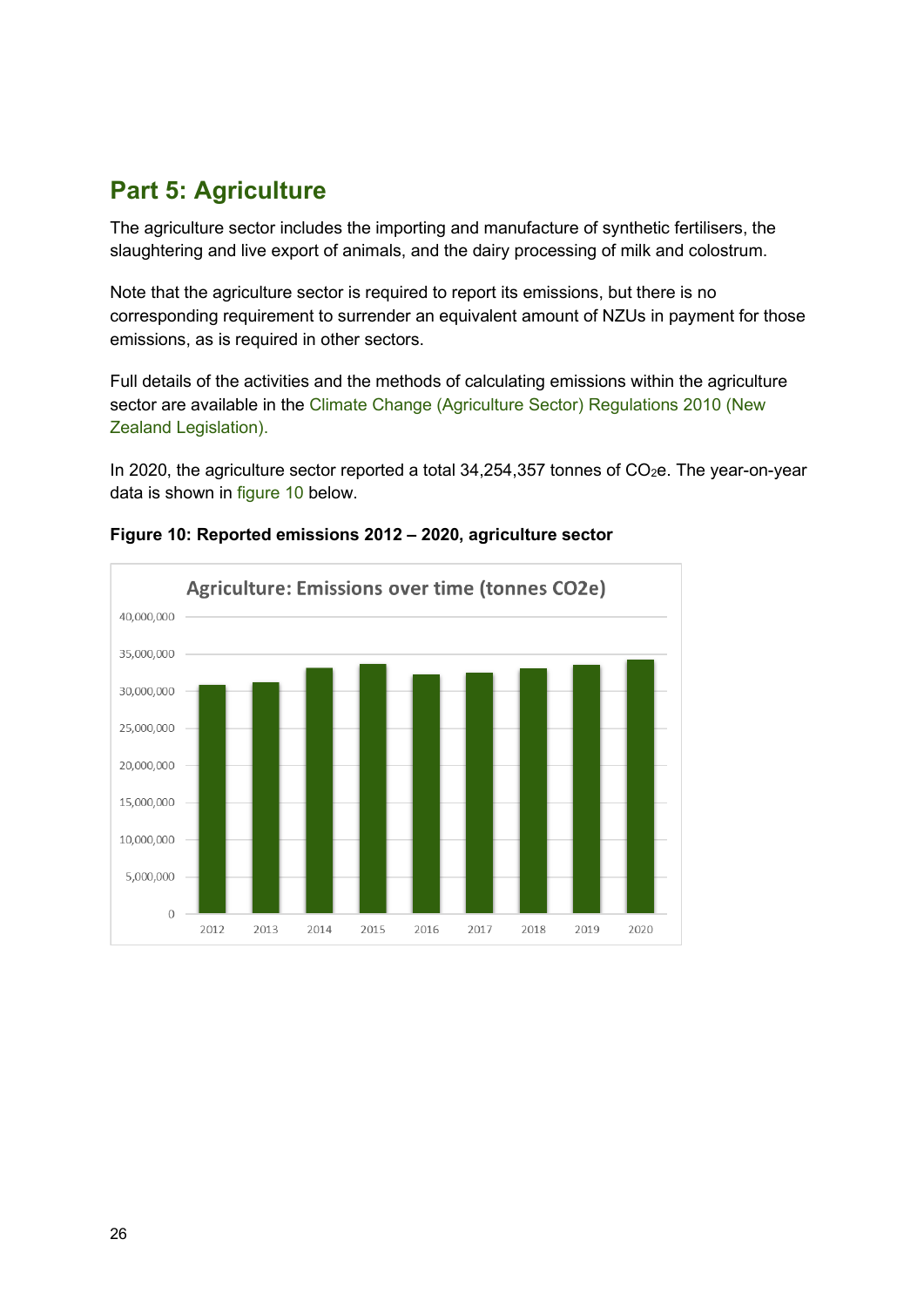## Part 5: Agriculture

The agriculture sector includes the importing and manufacture of synthetic fertilisers, the slaughtering and live export of animals, and the dairy processing of milk and colostrum.

Note that the agriculture sector is required to report its emissions, but there is no corresponding requirement to surrender an equivalent amount of NZUs in payment for those emissions, as is required in other sectors.

Full details of the activities and the methods of calculating emissions within the agriculture sector are available in the Climate Change (Agriculture Sector) Regulations 2010 (New Zealand Legislation).

In 2020, the agriculture sector reported a total 34,254,357 tonnes of $CO_2$e. The year-on-year data is shown in figure 10 below.

**Figure 10: Reported emissions 2012 – 2020, agriculture sector**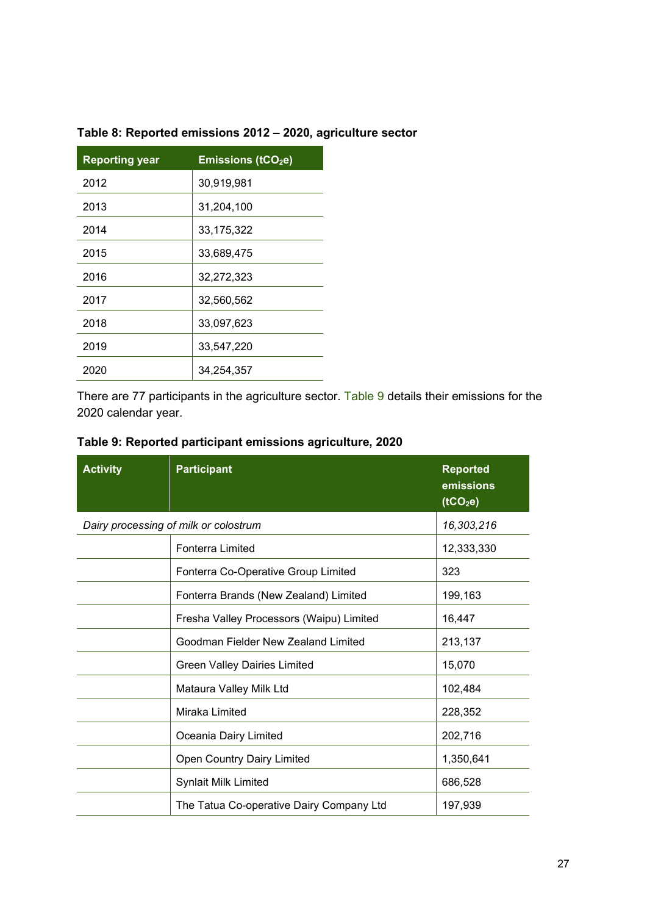**Table 8: Reported emissions 2012 – 2020, agriculture sector**

| Reporting year | Emissions ($tCO_2e$) |
|---|---|
| 2012 | 30,919,981 |
| 2013 | 31,204,100 |
| 2014 | 33,175,322 |
| 2015 | 33,689,475 |
| 2016 | 32,272,323 |
| 2017 | 32,560,562 |
| 2018 | 33,097,623 |
| 2019 | 33,547,220 |
| 2020 | 34,254,357 |

There are 77 participants in the agriculture sector. Table 9 details their emissions for the 2020 calendar year.

**Table 9: Reported participant emissions agriculture, 2020**

| Activity | Participant | Reported emissions ($tCO_2e$) |
|---|---|---|
| *Dairy processing of milk or colostrum* | | *16,303,216* |
| | Fonterra Limited | 12,333,330 |
| | Fonterra Co-Operative Group Limited | 323 |
| | Fonterra Brands (New Zealand) Limited | 199,163 |
| | Fresha Valley Processors (Waipu) Limited | 16,447 |
| | Goodman Fielder New Zealand Limited | 213,137 |
| | Green Valley Dairies Limited | 15,070 |
| | Mataura Valley Milk Ltd | 102,484 |
| | Miraka Limited | 228,352 |
| | Oceania Dairy Limited | 202,716 |
| | Open Country Dairy Limited | 1,350,641 |
| | Synlait Milk Limited | 686,528 |
| | The Tatua Co-operative Dairy Company Ltd | 197,939 |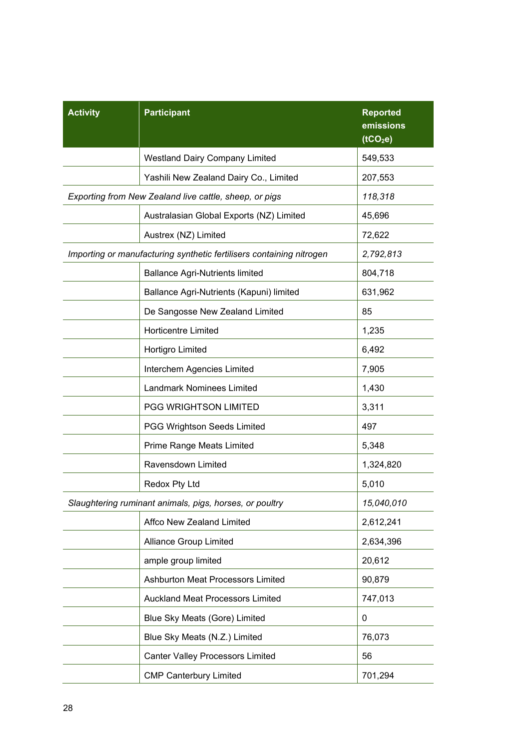| Activity | Participant | Reported emissions ($tCO_2e$) |
|---|---|---|
| | Westland Dairy Company Limited | 549,533 |
| | Yashili New Zealand Dairy Co., Limited | 207,553 |
| *Exporting from New Zealand live cattle, sheep, or pigs* | | *118,318* |
| | Australasian Global Exports (NZ) Limited | 45,696 |
| | Austrex (NZ) Limited | 72,622 |
| *Importing or manufacturing synthetic fertilisers containing nitrogen* | | *2,792,813* |
| | Ballance Agri-Nutrients limited | 804,718 |
| | Ballance Agri-Nutrients (Kapuni) limited | 631,962 |
| | De Sangosse New Zealand Limited | 85 |
| | Horticentre Limited | 1,235 |
| | Hortigro Limited | 6,492 |
| | Interchem Agencies Limited | 7,905 |
| | Landmark Nominees Limited | 1,430 |
| | PGG WRIGHTSON LIMITED | 3,311 |
| | PGG Wrightson Seeds Limited | 497 |
| | Prime Range Meats Limited | 5,348 |
| | Ravensdown Limited | 1,324,820 |
| | Redox Pty Ltd | 5,010 |
| *Slaughtering ruminant animals, pigs, horses, or poultry* | | *15,040,010* |
| | Affco New Zealand Limited | 2,612,241 |
| | Alliance Group Limited | 2,634,396 |
| | ample group limited | 20,612 |
| | Ashburton Meat Processors Limited | 90,879 |
| | Auckland Meat Processors Limited | 747,013 |
| | Blue Sky Meats (Gore) Limited | 0 |
| | Blue Sky Meats (N.Z.) Limited | 76,073 |
| | Canter Valley Processors Limited | 56 |
| | CMP Canterbury Limited | 701,294 |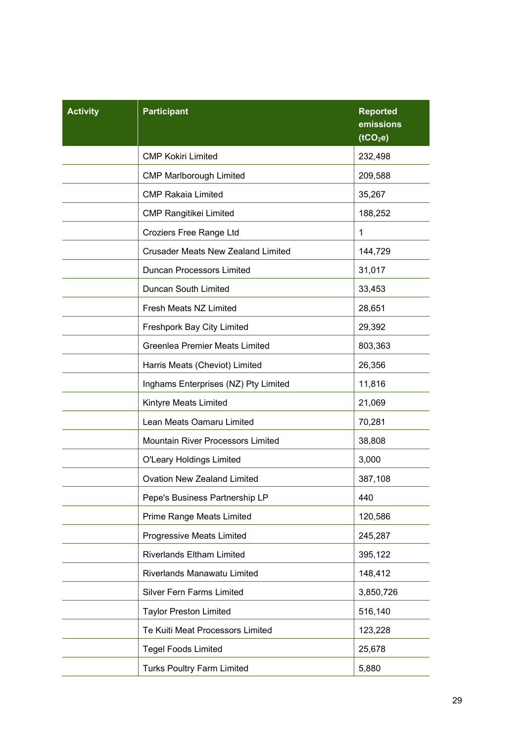| Activity | Participant | Reported emissions ($tCO_2e$) |
|---|---|---|
| | CMP Kokiri Limited | 232,498 |
| | CMP Marlborough Limited | 209,588 |
| | CMP Rakaia Limited | 35,267 |
| | CMP Rangitikei Limited | 188,252 |
| | Croziers Free Range Ltd | 1 |
| | Crusader Meats New Zealand Limited | 144,729 |
| | Duncan Processors Limited | 31,017 |
| | Duncan South Limited | 33,453 |
| | Fresh Meats NZ Limited | 28,651 |
| | Freshpork Bay City Limited | 29,392 |
| | Greenlea Premier Meats Limited | 803,363 |
| | Harris Meats (Cheviot) Limited | 26,356 |
| | Inghams Enterprises (NZ) Pty Limited | 11,816 |
| | Kintyre Meats Limited | 21,069 |
| | Lean Meats Oamaru Limited | 70,281 |
| | Mountain River Processors Limited | 38,808 |
| | O'Leary Holdings Limited | 3,000 |
| | Ovation New Zealand Limited | 387,108 |
| | Pepe's Business Partnership LP | 440 |
| | Prime Range Meats Limited | 120,586 |
| | Progressive Meats Limited | 245,287 |
| | Riverlands Eltham Limited | 395,122 |
| | Riverlands Manawatu Limited | 148,412 |
| | Silver Fern Farms Limited | 3,850,726 |
| | Taylor Preston Limited | 516,140 |
| | Te Kuiti Meat Processors Limited | 123,228 |
| | Tegel Foods Limited | 25,678 |
| | Turks Poultry Farm Limited | 5,880 |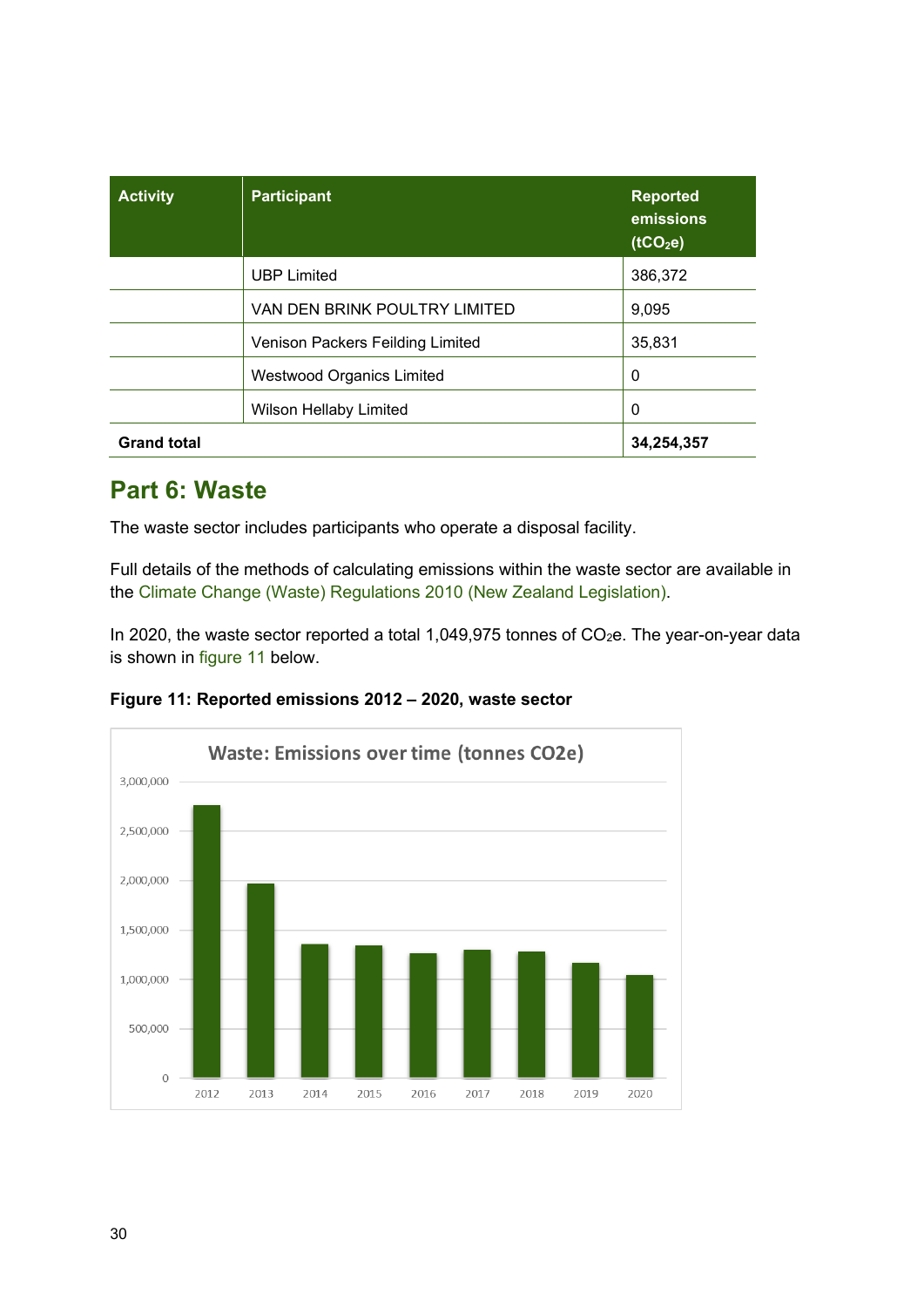| Activity | Participant | Reported emissions ($tCO_2e$) |
|---|---|---|
| | UBP Limited | 386,372 |
| | VAN DEN BRINK POULTRY LIMITED | 9,095 |
| | Venison Packers Feilding Limited | 35,831 |
| | Westwood Organics Limited | 0 |
| | Wilson Hellaby Limited | 0 |
| **Grand total** | | **34,254,357** |

## Part 6: Waste

The waste sector includes participants who operate a disposal facility.

Full details of the methods of calculating emissions within the waste sector are available in the Climate Change (Waste) Regulations 2010 (New Zealand Legislation).

In 2020, the waste sector reported a total 1,049,975 tonnes of $CO_2e$. The year-on-year data is shown in figure 11 below.

**Figure 11: Reported emissions 2012 – 2020, waste sector**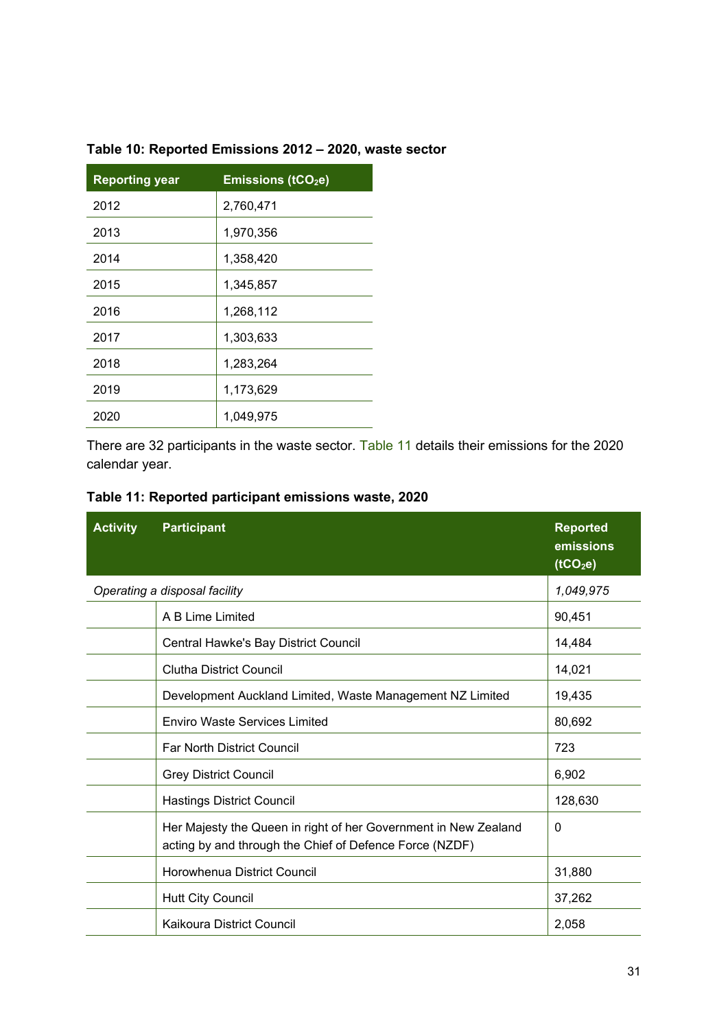**Table 10: Reported Emissions 2012 – 2020, waste sector**

| Reporting year | Emissions ($tCO_2e$) |
|---|---|
| 2012 | 2,760,471 |
| 2013 | 1,970,356 |
| 2014 | 1,358,420 |
| 2015 | 1,345,857 |
| 2016 | 1,268,112 |
| 2017 | 1,303,633 |
| 2018 | 1,283,264 |
| 2019 | 1,173,629 |
| 2020 | 1,049,975 |

There are 32 participants in the waste sector. Table 11 details their emissions for the 2020 calendar year.

**Table 11: Reported participant emissions waste, 2020**

| Activity | Participant | Reported emissions ($tCO_2e$) |
|---|---|---|
| *Operating a disposal facility* | | *1,049,975* |
| | A B Lime Limited | 90,451 |
| | Central Hawke's Bay District Council | 14,484 |
| | Clutha District Council | 14,021 |
| | Development Auckland Limited, Waste Management NZ Limited | 19,435 |
| | Enviro Waste Services Limited | 80,692 |
| | Far North District Council | 723 |
| | Grey District Council | 6,902 |
| | Hastings District Council | 128,630 |
| | Her Majesty the Queen in right of her Government in New Zealand acting by and through the Chief of Defence Force (NZDF) | 0 |
| | Horowhenua District Council | 31,880 |
| | Hutt City Council | 37,262 |
| | Kaikoura District Council | 2,058 |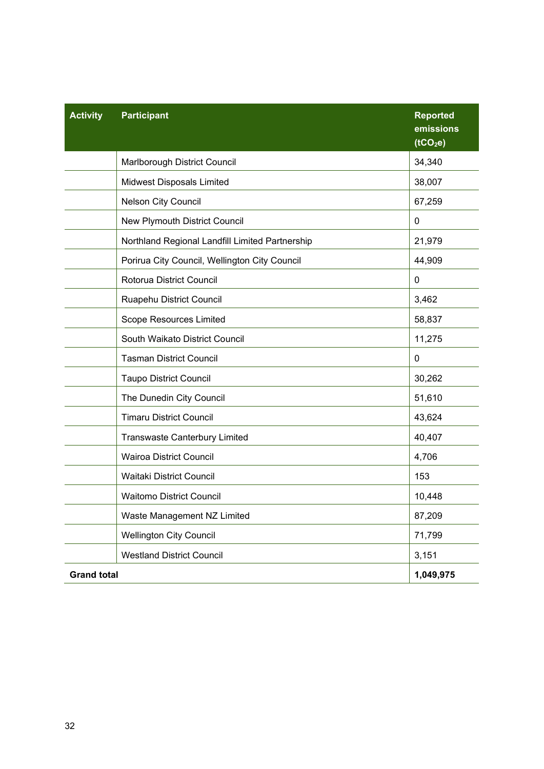| Activity | Participant | Reported emissions ($tCO_2e$) |
|---|---|---|
| | Marlborough District Council | 34,340 |
| | Midwest Disposals Limited | 38,007 |
| | Nelson City Council | 67,259 |
| | New Plymouth District Council | 0 |
| | Northland Regional Landfill Limited Partnership | 21,979 |
| | Porirua City Council, Wellington City Council | 44,909 |
| | Rotorua District Council | 0 |
| | Ruapehu District Council | 3,462 |
| | Scope Resources Limited | 58,837 |
| | South Waikato District Council | 11,275 |
| | Tasman District Council | 0 |
| | Taupo District Council | 30,262 |
| | The Dunedin City Council | 51,610 |
| | Timaru District Council | 43,624 |
| | Transwaste Canterbury Limited | 40,407 |
| | Wairoa District Council | 4,706 |
| | Waitaki District Council | 153 |
| | Waitomo District Council | 10,448 |
| | Waste Management NZ Limited | 87,209 |
| | Wellington City Council | 71,799 |
| | Westland District Council | 3,151 |
| **Grand total** | | **1,049,975** |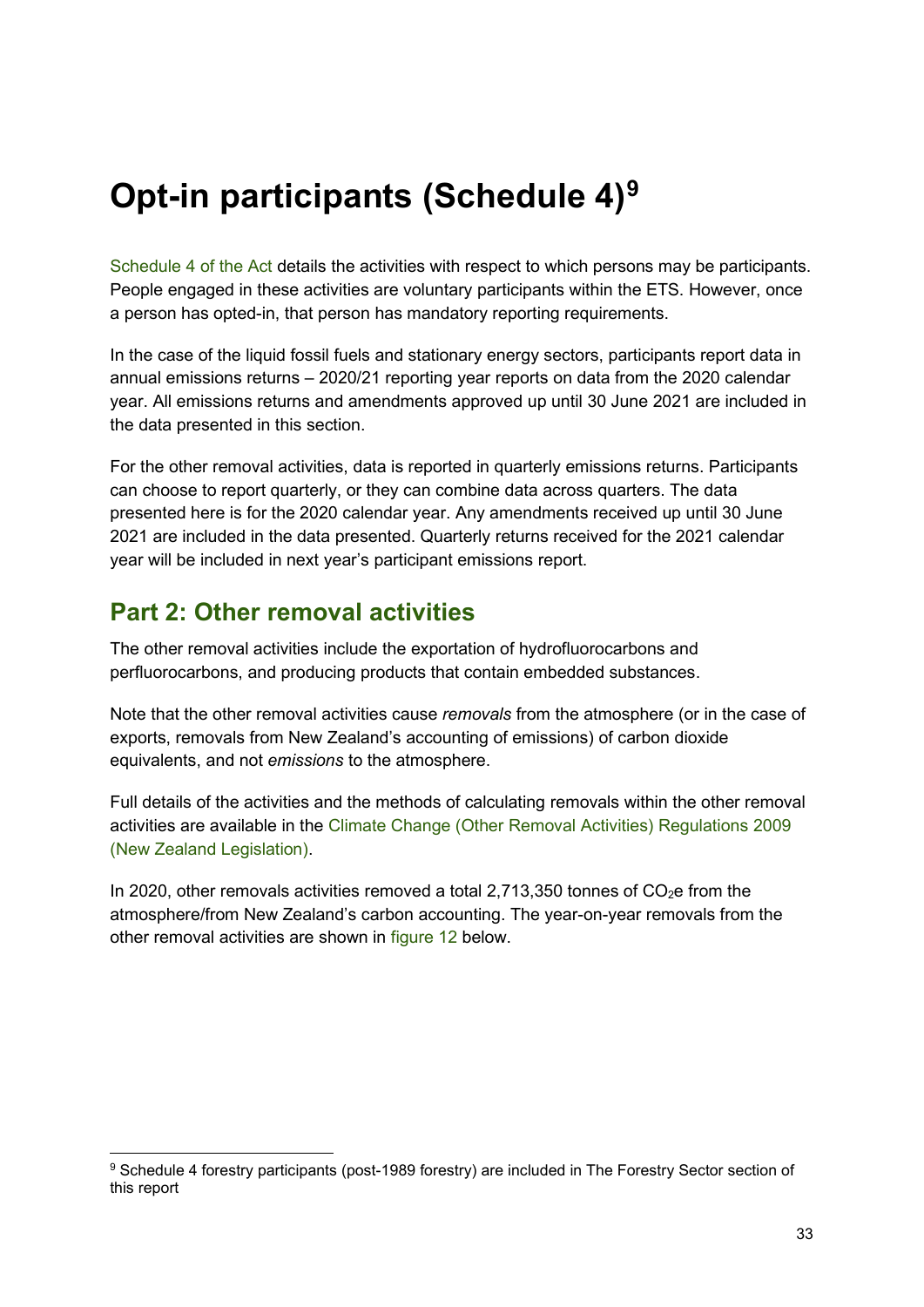# Opt-in participants (Schedule 4)[9]

Schedule 4 of the Act details the activities with respect to which persons may be participants. People engaged in these activities are voluntary participants within the ETS. However, once a person has opted-in, that person has mandatory reporting requirements.

In the case of the liquid fossil fuels and stationary energy sectors, participants report data in annual emissions returns – 2020/21 reporting year reports on data from the 2020 calendar year. All emissions returns and amendments approved up until 30 June 2021 are included in the data presented in this section.

For the other removal activities, data is reported in quarterly emissions returns. Participants can choose to report quarterly, or they can combine data across quarters. The data presented here is for the 2020 calendar year. Any amendments received up until 30 June 2021 are included in the data presented. Quarterly returns received for the 2021 calendar year will be included in next year's participant emissions report.

## Part 2: Other removal activities

The other removal activities include the exportation of hydrofluorocarbons and perfluorocarbons, and producing products that contain embedded substances.

Note that the other removal activities cause *removals* from the atmosphere (or in the case of exports, removals from New Zealand's accounting of emissions) of carbon dioxide equivalents, and not *emissions* to the atmosphere.

Full details of the activities and the methods of calculating removals within the other removal activities are available in the Climate Change (Other Removal Activities) Regulations 2009 (New Zealand Legislation).

In 2020, other removals activities removed a total 2,713,350 tonnes of $CO_2e$ from the atmosphere/from New Zealand's carbon accounting. The year-on-year removals from the other removal activities are shown in figure 12 below.

[9] Schedule 4 forestry participants (post-1989 forestry) are included in The Forestry Sector section of this report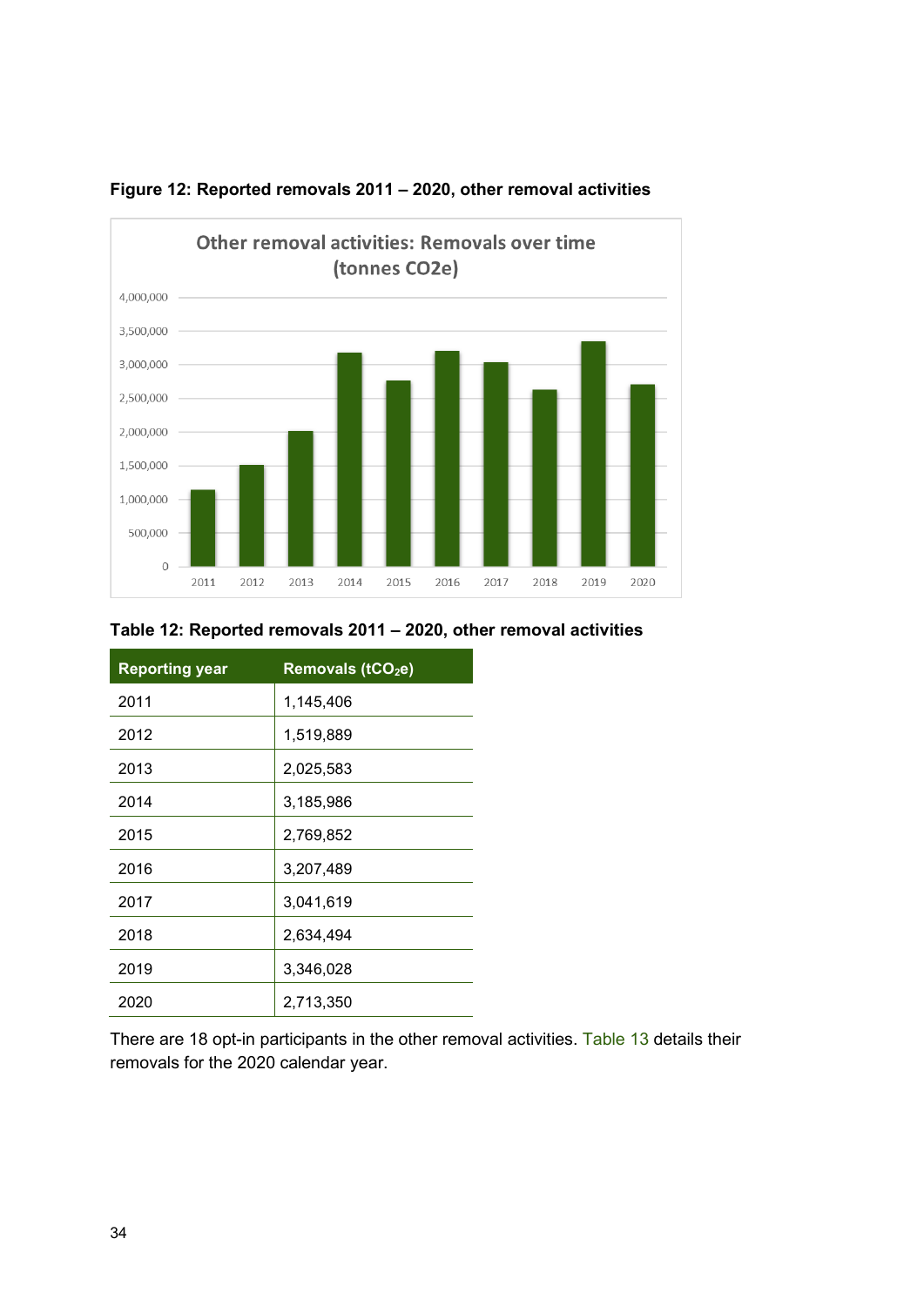**Figure 12: Reported removals 2011 – 2020, other removal activities**

**Table 12: Reported removals 2011 – 2020, other removal activities**

| Reporting year | Removals ($tCO_2e$) |
| --- | --- |
| 2011 | 1,145,406 |
| 2012 | 1,519,889 |
| 2013 | 2,025,583 |
| 2014 | 3,185,986 |
| 2015 | 2,769,852 |
| 2016 | 3,207,489 |
| 2017 | 3,041,619 |
| 2018 | 2,634,494 |
| 2019 | 3,346,028 |
| 2020 | 2,713,350 |

There are 18 opt-in participants in the other removal activities. Table 13 details their removals for the 2020 calendar year.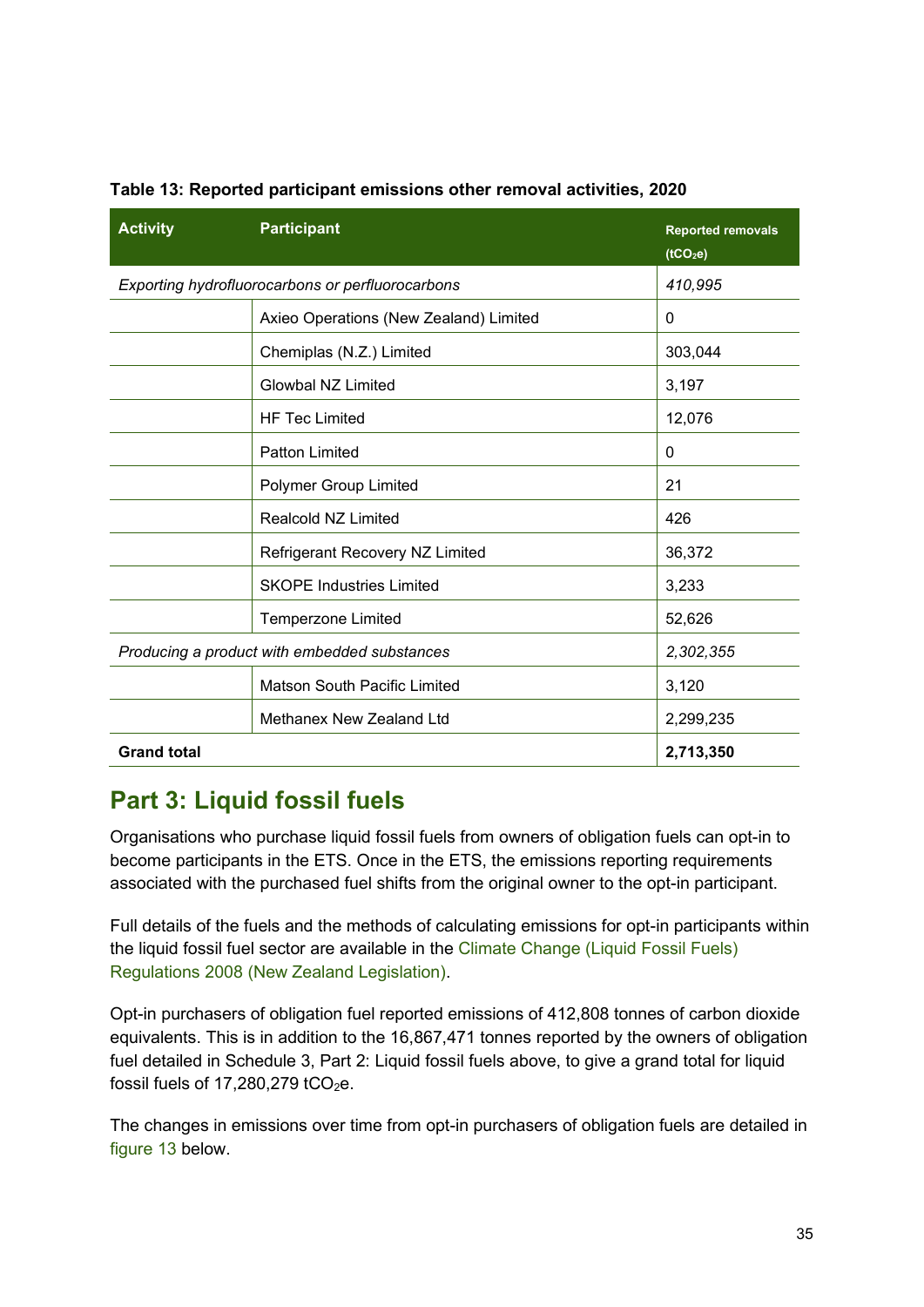**Table 13: Reported participant emissions other removal activities, 2020**

| Activity | Participant | Reported removals ($tCO_2e$) |
|---|---|---|
| *Exporting hydrofluorocarbons or perfluorocarbons* | | *410,995* |
| | Axieo Operations (New Zealand) Limited | 0 |
| | Chemiplas (N.Z.) Limited | 303,044 |
| | Glowbal NZ Limited | 3,197 |
| | HF Tec Limited | 12,076 |
| | Patton Limited | 0 |
| | Polymer Group Limited | 21 |
| | Realcold NZ Limited | 426 |
| | Refrigerant Recovery NZ Limited | 36,372 |
| | SKOPE Industries Limited | 3,233 |
| | Temperzone Limited | 52,626 |
| *Producing a product with embedded substances* | | *2,302,355* |
| | Matson South Pacific Limited | 3,120 |
| | Methanex New Zealand Ltd | 2,299,235 |
| **Grand total** | | **2,713,350** |

## Part 3: Liquid fossil fuels

Organisations who purchase liquid fossil fuels from owners of obligation fuels can opt-in to become participants in the ETS. Once in the ETS, the emissions reporting requirements associated with the purchased fuel shifts from the original owner to the opt-in participant.

Full details of the fuels and the methods of calculating emissions for opt-in participants within the liquid fossil fuel sector are available in the Climate Change (Liquid Fossil Fuels) Regulations 2008 (New Zealand Legislation).

Opt-in purchasers of obligation fuel reported emissions of 412,808 tonnes of carbon dioxide equivalents. This is in addition to the 16,867,471 tonnes reported by the owners of obligation fuel detailed in Schedule 3, Part 2: Liquid fossil fuels above, to give a grand total for liquid fossil fuels of 17,280,279 $tCO_2e$.

The changes in emissions over time from opt-in purchasers of obligation fuels are detailed in figure 13 below.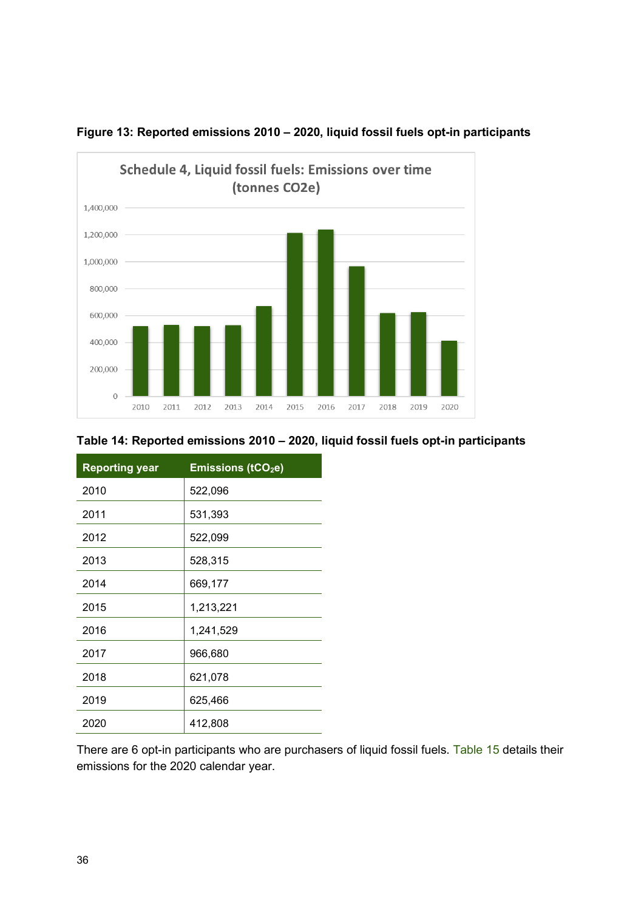**Figure 13: Reported emissions 2010 – 2020, liquid fossil fuels opt-in participants**

**Table 14: Reported emissions 2010 – 2020, liquid fossil fuels opt-in participants**

| Reporting year | Emissions ($tCO_2e$) |
|---|---|
| 2010 | 522,096 |
| 2011 | 531,393 |
| 2012 | 522,099 |
| 2013 | 528,315 |
| 2014 | 669,177 |
| 2015 | 1,213,221 |
| 2016 | 1,241,529 |
| 2017 | 966,680 |
| 2018 | 621,078 |
| 2019 | 625,466 |
| 2020 | 412,808 |

There are 6 opt-in participants who are purchasers of liquid fossil fuels. Table 15 details their emissions for the 2020 calendar year.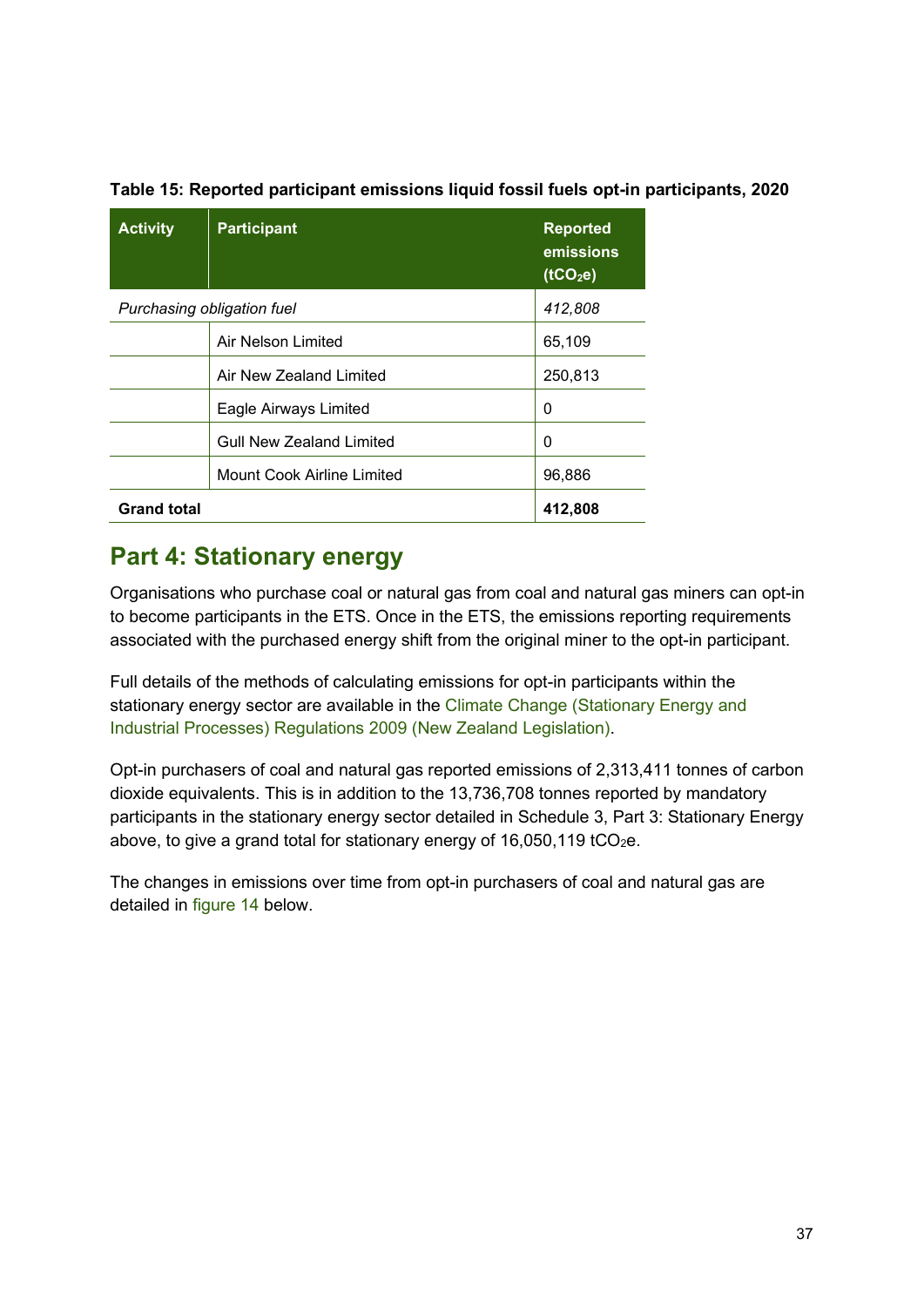**Table 15: Reported participant emissions liquid fossil fuels opt-in participants, 2020**

| Activity | Participant | Reported emissions ($tCO_2e$) |
|---|---|---|
| *Purchasing obligation fuel* | | *412,808* |
| | Air Nelson Limited | 65,109 |
| | Air New Zealand Limited | 250,813 |
| | Eagle Airways Limited | 0 |
| | Gull New Zealand Limited | 0 |
| | Mount Cook Airline Limited | 96,886 |
| **Grand total** | | **412,808** |

## Part 4: Stationary energy

Organisations who purchase coal or natural gas from coal and natural gas miners can opt-in to become participants in the ETS. Once in the ETS, the emissions reporting requirements associated with the purchased energy shift from the original miner to the opt-in participant.

Full details of the methods of calculating emissions for opt-in participants within the stationary energy sector are available in the Climate Change (Stationary Energy and Industrial Processes) Regulations 2009 (New Zealand Legislation).

Opt-in purchasers of coal and natural gas reported emissions of 2,313,411 tonnes of carbon dioxide equivalents. This is in addition to the 13,736,708 tonnes reported by mandatory participants in the stationary energy sector detailed in Schedule 3, Part 3: Stationary Energy above, to give a grand total for stationary energy of 16,050,119 $tCO_2e$.

The changes in emissions over time from opt-in purchasers of coal and natural gas are detailed in figure 14 below.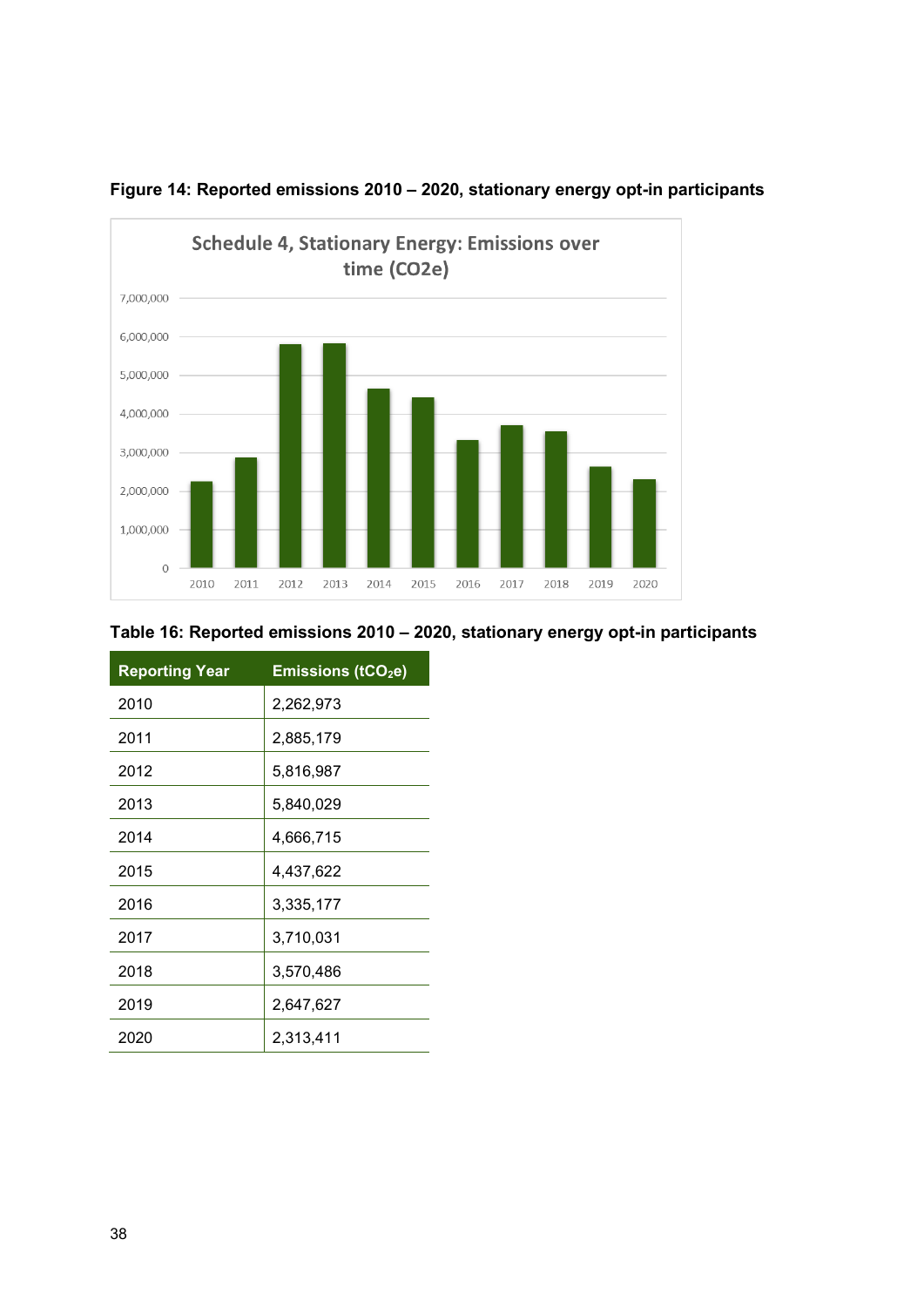**Figure 14: Reported emissions 2010 – 2020, stationary energy opt-in participants**

**Table 16: Reported emissions 2010 – 2020, stationary energy opt-in participants**

| Reporting Year | Emissions ($tCO_2e$) |
|---|---|
| 2010 | 2,262,973 |
| 2011 | 2,885,179 |
| 2012 | 5,816,987 |
| 2013 | 5,840,029 |
| 2014 | 4,666,715 |
| 2015 | 4,437,622 |
| 2016 | 3,335,177 |
| 2017 | 3,710,031 |
| 2018 | 3,570,486 |
| 2019 | 2,647,627 |
| 2020 | 2,313,411 |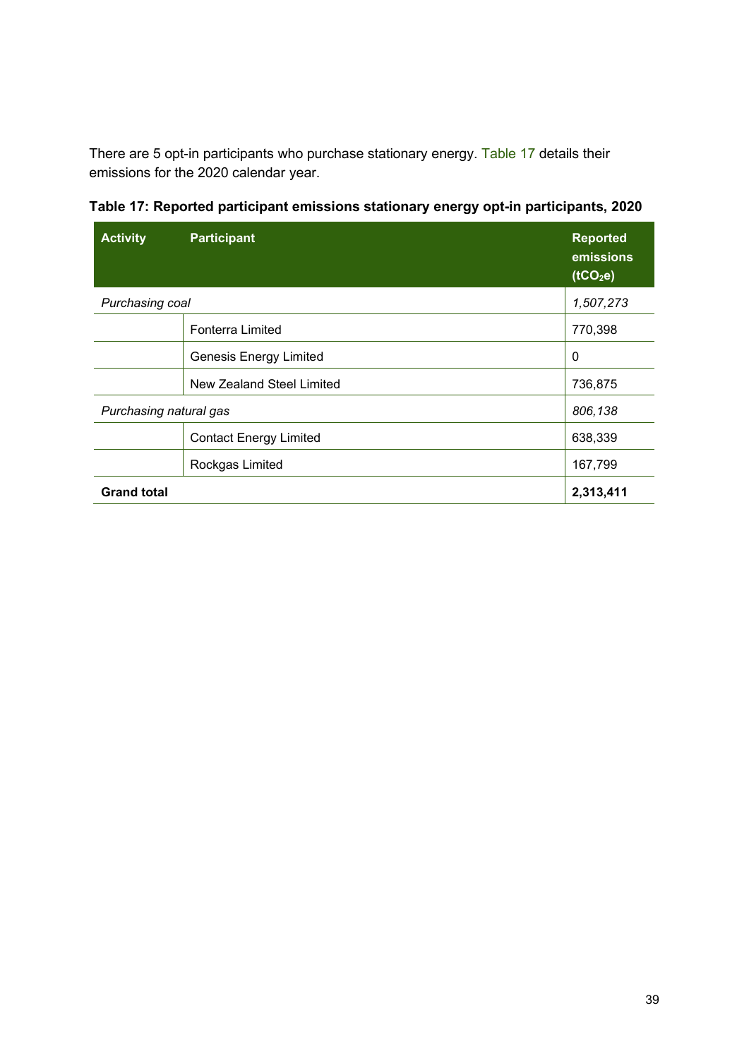There are 5 opt-in participants who purchase stationary energy. Table 17 details their emissions for the 2020 calendar year.

**Table 17: Reported participant emissions stationary energy opt-in participants, 2020**

| Activity | Participant | Reported emissions ($tCO_2e$) |
|---|---|---|
| *Purchasing coal* | | *1,507,273* |
| | Fonterra Limited | 770,398 |
| | Genesis Energy Limited | 0 |
| | New Zealand Steel Limited | 736,875 |
| *Purchasing natural gas* | | *806,138* |
| | Contact Energy Limited | 638,339 |
| | Rockgas Limited | 167,799 |
| **Grand total** | | **2,313,411** |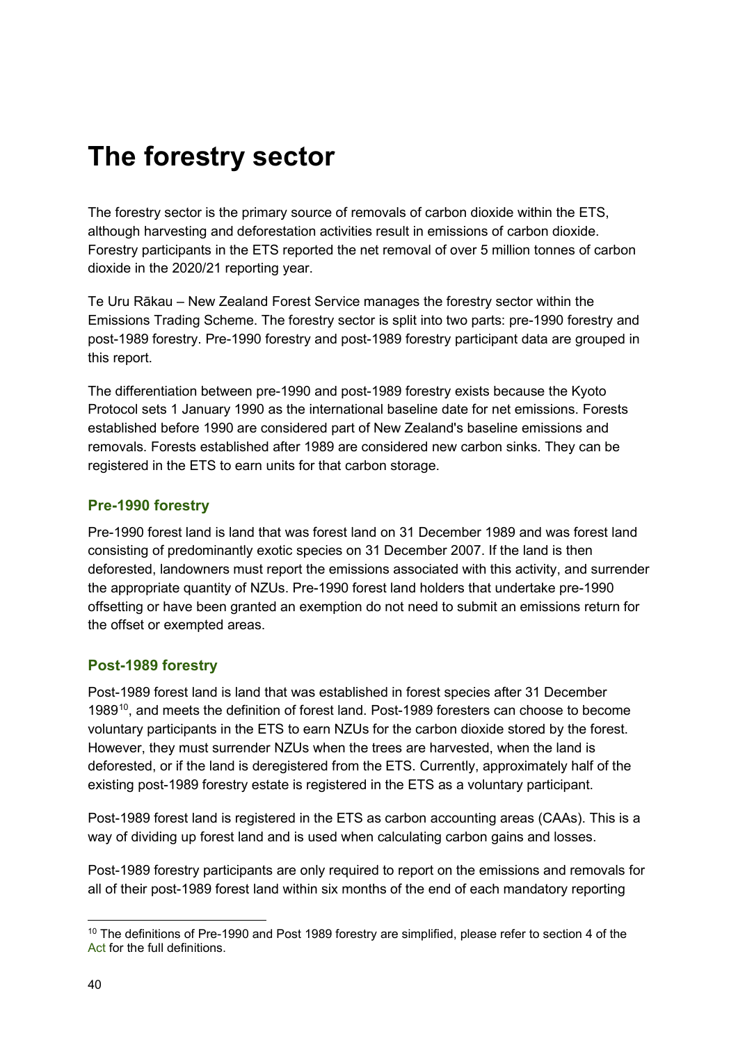# The forestry sector

The forestry sector is the primary source of removals of carbon dioxide within the ETS, although harvesting and deforestation activities result in emissions of carbon dioxide. Forestry participants in the ETS reported the net removal of over 5 million tonnes of carbon dioxide in the 2020/21 reporting year.

Te Uru Rākau – New Zealand Forest Service manages the forestry sector within the Emissions Trading Scheme. The forestry sector is split into two parts: pre-1990 forestry and post-1989 forestry. Pre-1990 forestry and post-1989 forestry participant data are grouped in this report.

The differentiation between pre-1990 and post-1989 forestry exists because the Kyoto Protocol sets 1 January 1990 as the international baseline date for net emissions. Forests established before 1990 are considered part of New Zealand's baseline emissions and removals. Forests established after 1989 are considered new carbon sinks. They can be registered in the ETS to earn units for that carbon storage.

## Pre-1990 forestry

Pre-1990 forest land is land that was forest land on 31 December 1989 and was forest land consisting of predominantly exotic species on 31 December 2007. If the land is then deforested, landowners must report the emissions associated with this activity, and surrender the appropriate quantity of NZUs. Pre-1990 forest land holders that undertake pre-1990 offsetting or have been granted an exemption do not need to submit an emissions return for the offset or exempted areas.

## Post-1989 forestry

Post-1989 forest land is land that was established in forest species after 31 December 1989[10], and meets the definition of forest land. Post-1989 foresters can choose to become voluntary participants in the ETS to earn NZUs for the carbon dioxide stored by the forest. However, they must surrender NZUs when the trees are harvested, when the land is deforested, or if the land is deregistered from the ETS. Currently, approximately half of the existing post-1989 forestry estate is registered in the ETS as a voluntary participant.

Post-1989 forest land is registered in the ETS as carbon accounting areas (CAAs). This is a way of dividing up forest land and is used when calculating carbon gains and losses.

Post-1989 forestry participants are only required to report on the emissions and removals for all of their post-1989 forest land within six months of the end of each mandatory reporting

[10] The definitions of Pre-1990 and Post 1989 forestry are simplified, please refer to section 4 of the Act for the full definitions.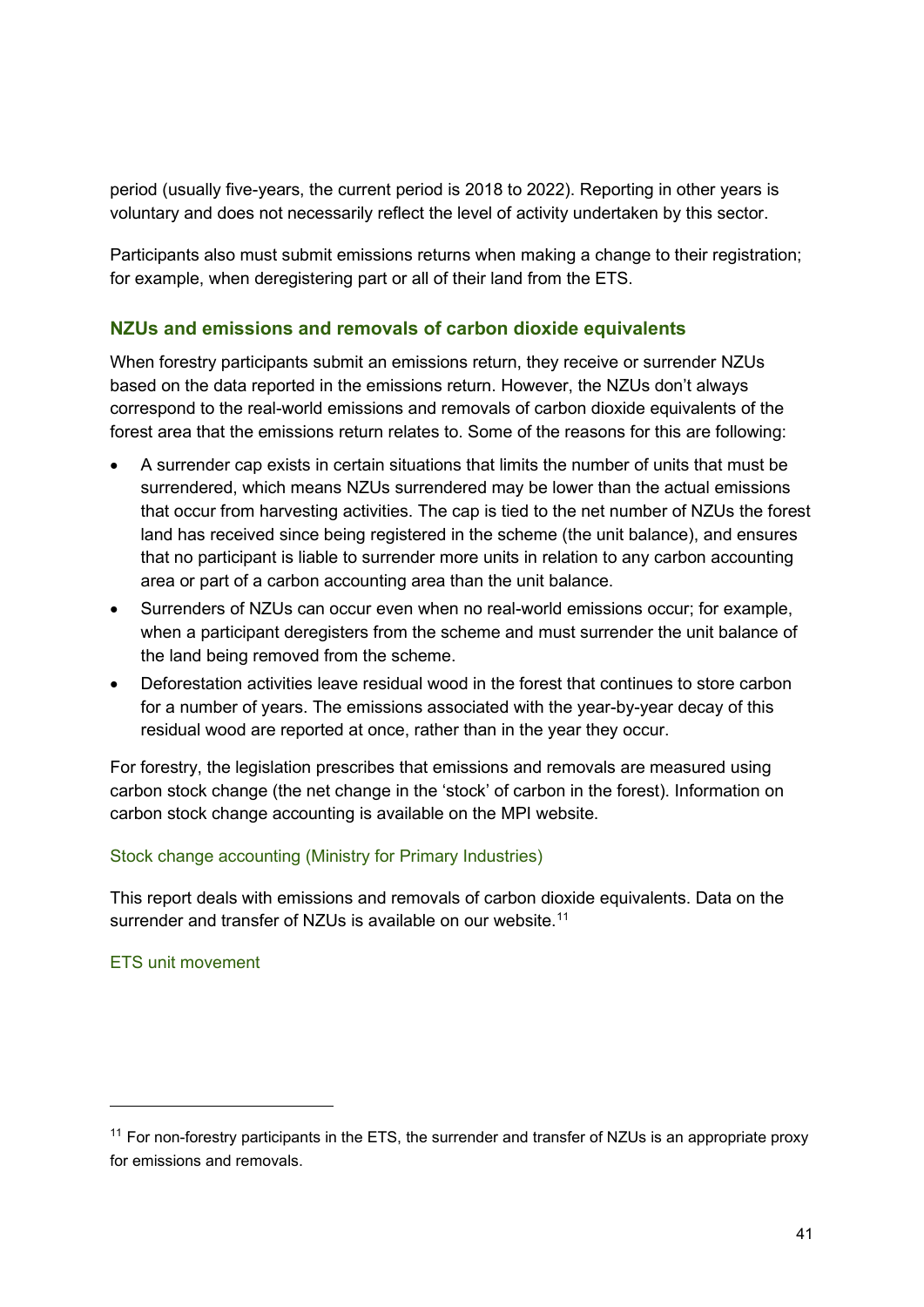period (usually five-years, the current period is 2018 to 2022). Reporting in other years is voluntary and does not necessarily reflect the level of activity undertaken by this sector.

Participants also must submit emissions returns when making a change to their registration; for example, when deregistering part or all of their land from the ETS.

### NZUs and emissions and removals of carbon dioxide equivalents

When forestry participants submit an emissions return, they receive or surrender NZUs based on the data reported in the emissions return. However, the NZUs don't always correspond to the real-world emissions and removals of carbon dioxide equivalents of the forest area that the emissions return relates to. Some of the reasons for this are following:

- A surrender cap exists in certain situations that limits the number of units that must be surrendered, which means NZUs surrendered may be lower than the actual emissions that occur from harvesting activities. The cap is tied to the net number of NZUs the forest land has received since being registered in the scheme (the unit balance), and ensures that no participant is liable to surrender more units in relation to any carbon accounting area or part of a carbon accounting area than the unit balance.
- Surrenders of NZUs can occur even when no real-world emissions occur; for example, when a participant deregisters from the scheme and must surrender the unit balance of the land being removed from the scheme.
- Deforestation activities leave residual wood in the forest that continues to store carbon for a number of years. The emissions associated with the year-by-year decay of this residual wood are reported at once, rather than in the year they occur.

For forestry, the legislation prescribes that emissions and removals are measured using carbon stock change (the net change in the 'stock' of carbon in the forest). Information on carbon stock change accounting is available on the MPI website.

Stock change accounting (Ministry for Primary Industries)

This report deals with emissions and removals of carbon dioxide equivalents. Data on the surrender and transfer of NZUs is available on our website.[11]

ETS unit movement

[11] For non-forestry participants in the ETS, the surrender and transfer of NZUs is an appropriate proxy for emissions and removals.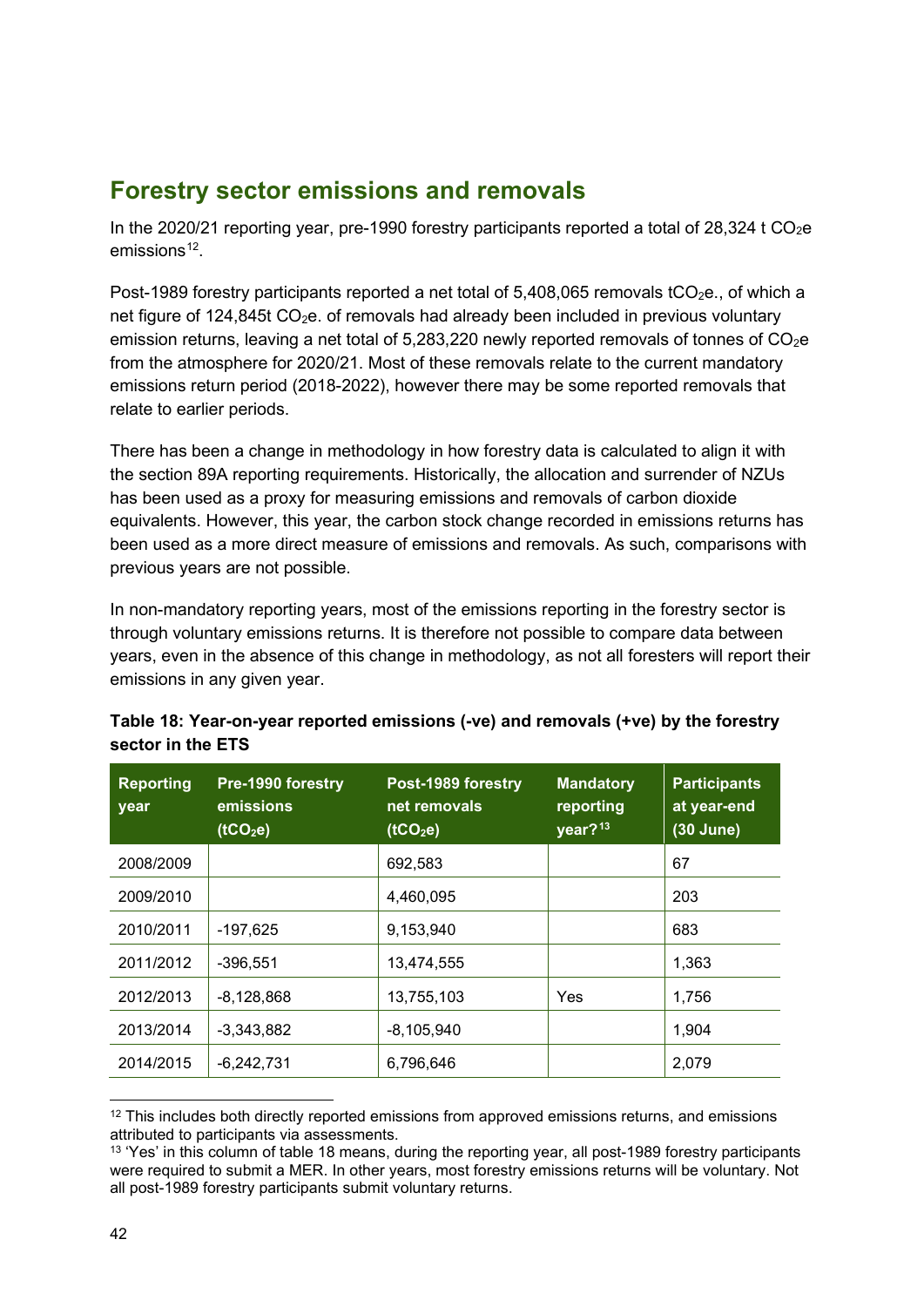## Forestry sector emissions and removals

In the 2020/21 reporting year, pre-1990 forestry participants reported a total of 28,324 t $CO_2$e emissions[12].

Post-1989 forestry participants reported a net total of 5,408,065 removals t$CO_2$e., of which a net figure of 124,845t $CO_2$e. of removals had already been included in previous voluntary emission returns, leaving a net total of 5,283,220 newly reported removals of tonnes of $CO_2$e from the atmosphere for 2020/21. Most of these removals relate to the current mandatory emissions return period (2018-2022), however there may be some reported removals that relate to earlier periods.

There has been a change in methodology in how forestry data is calculated to align it with the section 89A reporting requirements. Historically, the allocation and surrender of NZUs has been used as a proxy for measuring emissions and removals of carbon dioxide equivalents. However, this year, the carbon stock change recorded in emissions returns has been used as a more direct measure of emissions and removals. As such, comparisons with previous years are not possible.

In non-mandatory reporting years, most of the emissions reporting in the forestry sector is through voluntary emissions returns. It is therefore not possible to compare data between years, even in the absence of this change in methodology, as not all foresters will report their emissions in any given year.

**Table 18: Year-on-year reported emissions (-ve) and removals (+ve) by the forestry sector in the ETS**

| Reporting year | Pre-1990 forestry emissions (t$CO_2$e) | Post-1989 forestry net removals (t$CO_2$e) | Mandatory reporting year?[13] | Participants at year-end (30 June) |
|---|---|---|---|---|
| 2008/2009 | | 692,583 | | 67 |
| 2009/2010 | | 4,460,095 | | 203 |
| 2010/2011 | -197,625 | 9,153,940 | | 683 |
| 2011/2012 | -396,551 | 13,474,555 | | 1,363 |
| 2012/2013 | -8,128,868 | 13,755,103 | Yes | 1,756 |
| 2013/2014 | -3,343,882 | -8,105,940 | | 1,904 |
| 2014/2015 | -6,242,731 | 6,796,646 | | 2,079 |

[12] This includes both directly reported emissions from approved emissions returns, and emissions attributed to participants via assessments.

[13] 'Yes' in this column of table 18 means, during the reporting year, all post-1989 forestry participants were required to submit a MER. In other years, most forestry emissions returns will be voluntary. Not all post-1989 forestry participants submit voluntary returns.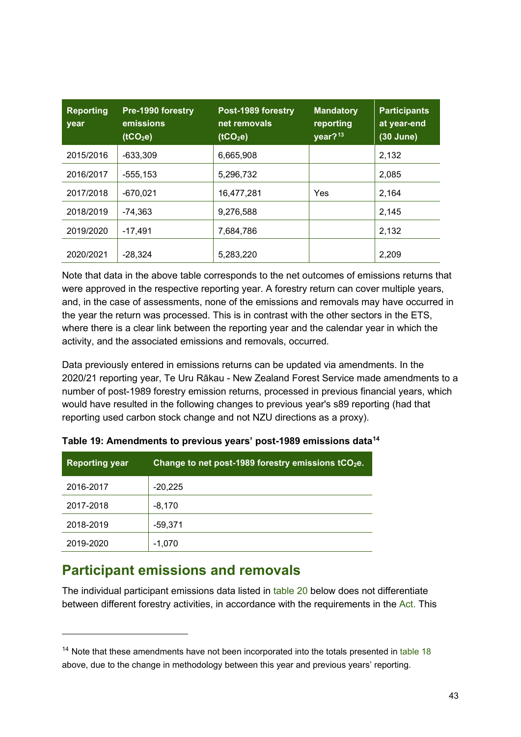| Reporting year | Pre-1990 forestry emissions ($tCO_2e$) | Post-1989 forestry net removals ($tCO_2e$) | Mandatory reporting year?[13] | Participants at year-end (30 June) |
|---|---|---|---|---|
| 2015/2016 | -633,309 | 6,665,908 | | 2,132 |
| 2016/2017 | -555,153 | 5,296,732 | | 2,085 |
| 2017/2018 | -670,021 | 16,477,281 | Yes | 2,164 |
| 2018/2019 | -74,363 | 9,276,588 | | 2,145 |
| 2019/2020 | -17,491 | 7,684,786 | | 2,132 |
| 2020/2021 | -28,324 | 5,283,220 | | 2,209 |

Note that data in the above table corresponds to the net outcomes of emissions returns that were approved in the respective reporting year. A forestry return can cover multiple years, and, in the case of assessments, none of the emissions and removals may have occurred in the year the return was processed. This is in contrast with the other sectors in the ETS, where there is a clear link between the reporting year and the calendar year in which the activity, and the associated emissions and removals, occurred.

Data previously entered in emissions returns can be updated via amendments. In the 2020/21 reporting year, Te Uru Rākau - New Zealand Forest Service made amendments to a number of post-1989 forestry emission returns, processed in previous financial years, which would have resulted in the following changes to previous year's s89 reporting (had that reporting used carbon stock change and not NZU directions as a proxy).

**Table 19: Amendments to previous years' post-1989 emissions data[14]**

| Reporting year | Change to net post-1989 forestry emissions $tCO_2e$. |
|---|---|
| 2016-2017 | -20,225 |
| 2017-2018 | -8,170 |
| 2018-2019 | -59,371 |
| 2019-2020 | -1,070 |

## Participant emissions and removals

The individual participant emissions data listed in table 20 below does not differentiate between different forestry activities, in accordance with the requirements in the Act. This

[14] Note that these amendments have not been incorporated into the totals presented in table 18 above, due to the change in methodology between this year and previous years' reporting.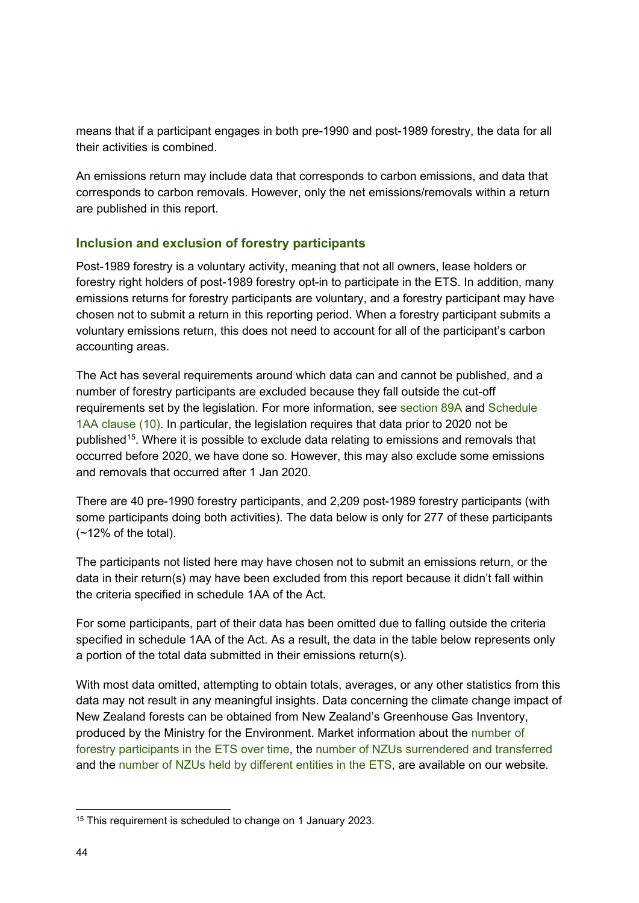means that if a participant engages in both pre-1990 and post-1989 forestry, the data for all their activities is combined.

An emissions return may include data that corresponds to carbon emissions, and data that corresponds to carbon removals. However, only the net emissions/removals within a return are published in this report.

### Inclusion and exclusion of forestry participants

Post-1989 forestry is a voluntary activity, meaning that not all owners, lease holders or forestry right holders of post-1989 forestry opt-in to participate in the ETS. In addition, many emissions returns for forestry participants are voluntary, and a forestry participant may have chosen not to submit a return in this reporting period. When a forestry participant submits a voluntary emissions return, this does not need to account for all of the participant's carbon accounting areas.

The Act has several requirements around which data can and cannot be published, and a number of forestry participants are excluded because they fall outside the cut-off requirements set by the legislation. For more information, see section 89A and Schedule 1AA clause (10). In particular, the legislation requires that data prior to 2020 not be published[15]. Where it is possible to exclude data relating to emissions and removals that occurred before 2020, we have done so. However, this may also exclude some emissions and removals that occurred after 1 Jan 2020.

There are 40 pre-1990 forestry participants, and 2,209 post-1989 forestry participants (with some participants doing both activities). The data below is only for 277 of these participants (~12% of the total).

The participants not listed here may have chosen not to submit an emissions return, or the data in their return(s) may have been excluded from this report because it didn't fall within the criteria specified in schedule 1AA of the Act.

For some participants, part of their data has been omitted due to falling outside the criteria specified in schedule 1AA of the Act. As a result, the data in the table below represents only a portion of the total data submitted in their emissions return(s).

With most data omitted, attempting to obtain totals, averages, or any other statistics from this data may not result in any meaningful insights. Data concerning the climate change impact of New Zealand forests can be obtained from New Zealand's Greenhouse Gas Inventory, produced by the Ministry for the Environment. Market information about the number of forestry participants in the ETS over time, the number of NZUs surrendered and transferred and the number of NZUs held by different entities in the ETS, are available on our website.

---

[15] This requirement is scheduled to change on 1 January 2023.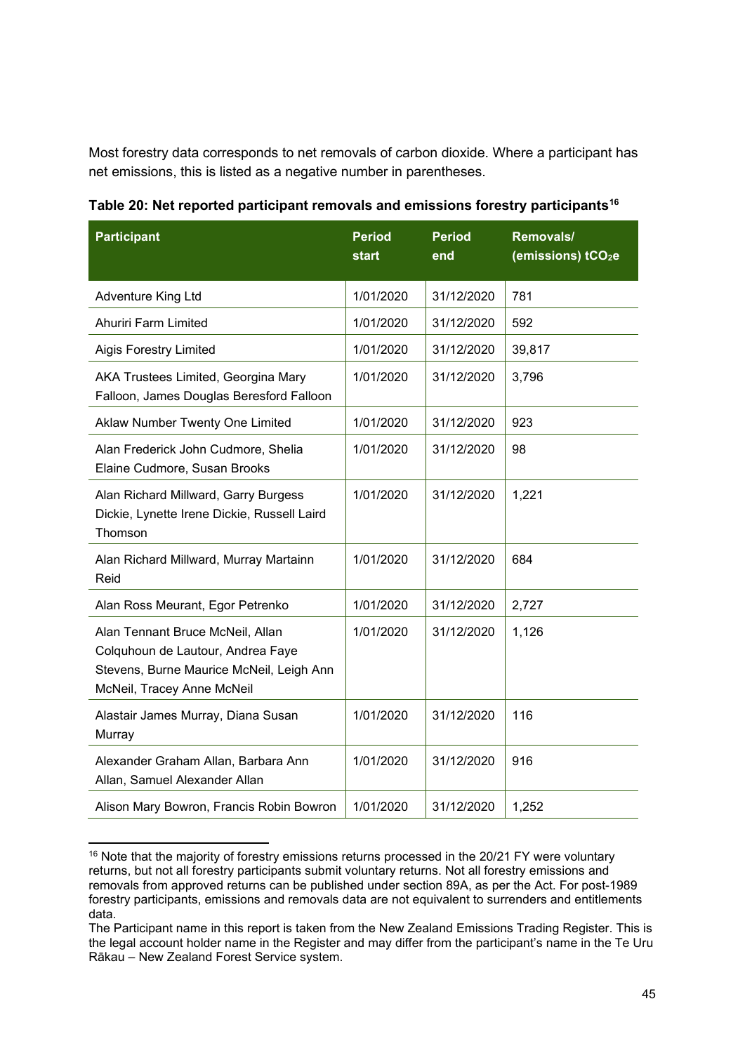Most forestry data corresponds to net removals of carbon dioxide. Where a participant has net emissions, this is listed as a negative number in parentheses.

**Table 20: Net reported participant removals and emissions forestry participants[16]**

| Participant | Period start | Period end | Removals/ (emissions) $tCO_2e$ |
|---|---|---|---|
| Adventure King Ltd | 1/01/2020 | 31/12/2020 | 781 |
| Ahuriri Farm Limited | 1/01/2020 | 31/12/2020 | 592 |
| Aigis Forestry Limited | 1/01/2020 | 31/12/2020 | 39,817 |
| AKA Trustees Limited, Georgina Mary Falloon, James Douglas Beresford Falloon | 1/01/2020 | 31/12/2020 | 3,796 |
| Aklaw Number Twenty One Limited | 1/01/2020 | 31/12/2020 | 923 |
| Alan Frederick John Cudmore, Shelia Elaine Cudmore, Susan Brooks | 1/01/2020 | 31/12/2020 | 98 |
| Alan Richard Millward, Garry Burgess Dickie, Lynette Irene Dickie, Russell Laird Thomson | 1/01/2020 | 31/12/2020 | 1,221 |
| Alan Richard Millward, Murray Martainn Reid | 1/01/2020 | 31/12/2020 | 684 |
| Alan Ross Meurant, Egor Petrenko | 1/01/2020 | 31/12/2020 | 2,727 |
| Alan Tennant Bruce McNeil, Allan Colquhoun de Lautour, Andrea Faye Stevens, Burne Maurice McNeil, Leigh Ann McNeil, Tracey Anne McNeil | 1/01/2020 | 31/12/2020 | 1,126 |
| Alastair James Murray, Diana Susan Murray | 1/01/2020 | 31/12/2020 | 116 |
| Alexander Graham Allan, Barbara Ann Allan, Samuel Alexander Allan | 1/01/2020 | 31/12/2020 | 916 |
| Alison Mary Bowron, Francis Robin Bowron | 1/01/2020 | 31/12/2020 | 1,252 |

[16] Note that the majority of forestry emissions returns processed in the 20/21 FY were voluntary returns, but not all forestry participants submit voluntary returns. Not all forestry emissions and removals from approved returns can be published under section 89A, as per the Act. For post-1989 forestry participants, emissions and removals data are not equivalent to surrenders and entitlements data.

The Participant name in this report is taken from the New Zealand Emissions Trading Register. This is the legal account holder name in the Register and may differ from the participant's name in the Te Uru Rākau – New Zealand Forest Service system.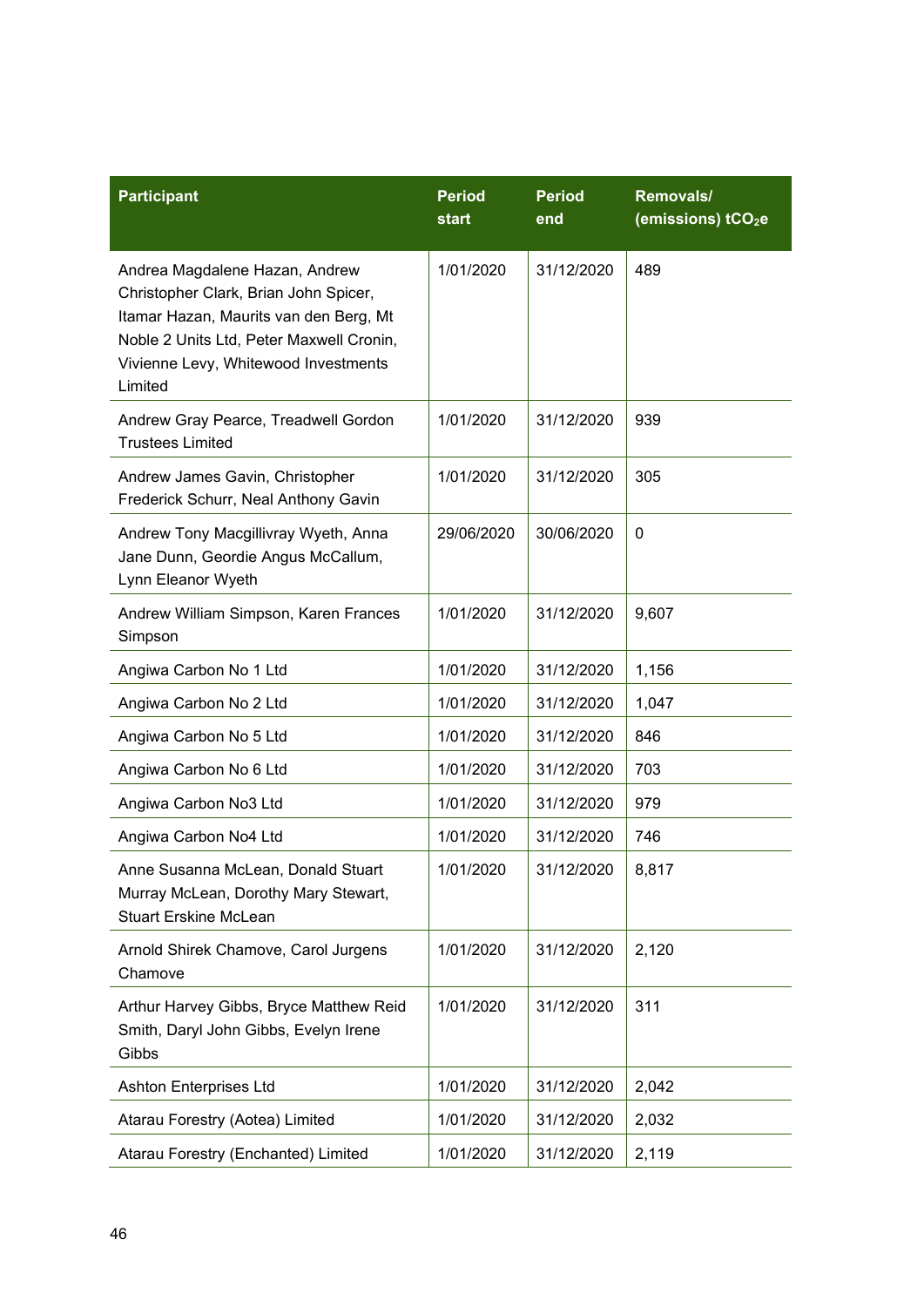| Participant | Period start | Period end | Removals/ (emissions) $tCO_2e$ |
|---|---|---|---|
| Andrea Magdalene Hazan, Andrew Christopher Clark, Brian John Spicer, Itamar Hazan, Maurits van den Berg, Mt Noble 2 Units Ltd, Peter Maxwell Cronin, Vivienne Levy, Whitewood Investments Limited | 1/01/2020 | 31/12/2020 | 489 |
| Andrew Gray Pearce, Treadwell Gordon Trustees Limited | 1/01/2020 | 31/12/2020 | 939 |
| Andrew James Gavin, Christopher Frederick Schurr, Neal Anthony Gavin | 1/01/2020 | 31/12/2020 | 305 |
| Andrew Tony Macgillivray Wyeth, Anna Jane Dunn, Geordie Angus McCallum, Lynn Eleanor Wyeth | 29/06/2020 | 30/06/2020 | 0 |
| Andrew William Simpson, Karen Frances Simpson | 1/01/2020 | 31/12/2020 | 9,607 |
| Angiwa Carbon No 1 Ltd | 1/01/2020 | 31/12/2020 | 1,156 |
| Angiwa Carbon No 2 Ltd | 1/01/2020 | 31/12/2020 | 1,047 |
| Angiwa Carbon No 5 Ltd | 1/01/2020 | 31/12/2020 | 846 |
| Angiwa Carbon No 6 Ltd | 1/01/2020 | 31/12/2020 | 703 |
| Angiwa Carbon No3 Ltd | 1/01/2020 | 31/12/2020 | 979 |
| Angiwa Carbon No4 Ltd | 1/01/2020 | 31/12/2020 | 746 |
| Anne Susanna McLean, Donald Stuart Murray McLean, Dorothy Mary Stewart, Stuart Erskine McLean | 1/01/2020 | 31/12/2020 | 8,817 |
| Arnold Shirek Chamove, Carol Jurgens Chamove | 1/01/2020 | 31/12/2020 | 2,120 |
| Arthur Harvey Gibbs, Bryce Matthew Reid Smith, Daryl John Gibbs, Evelyn Irene Gibbs | 1/01/2020 | 31/12/2020 | 311 |
| Ashton Enterprises Ltd | 1/01/2020 | 31/12/2020 | 2,042 |
| Atarau Forestry (Aotea) Limited | 1/01/2020 | 31/12/2020 | 2,032 |
| Atarau Forestry (Enchanted) Limited | 1/01/2020 | 31/12/2020 | 2,119 |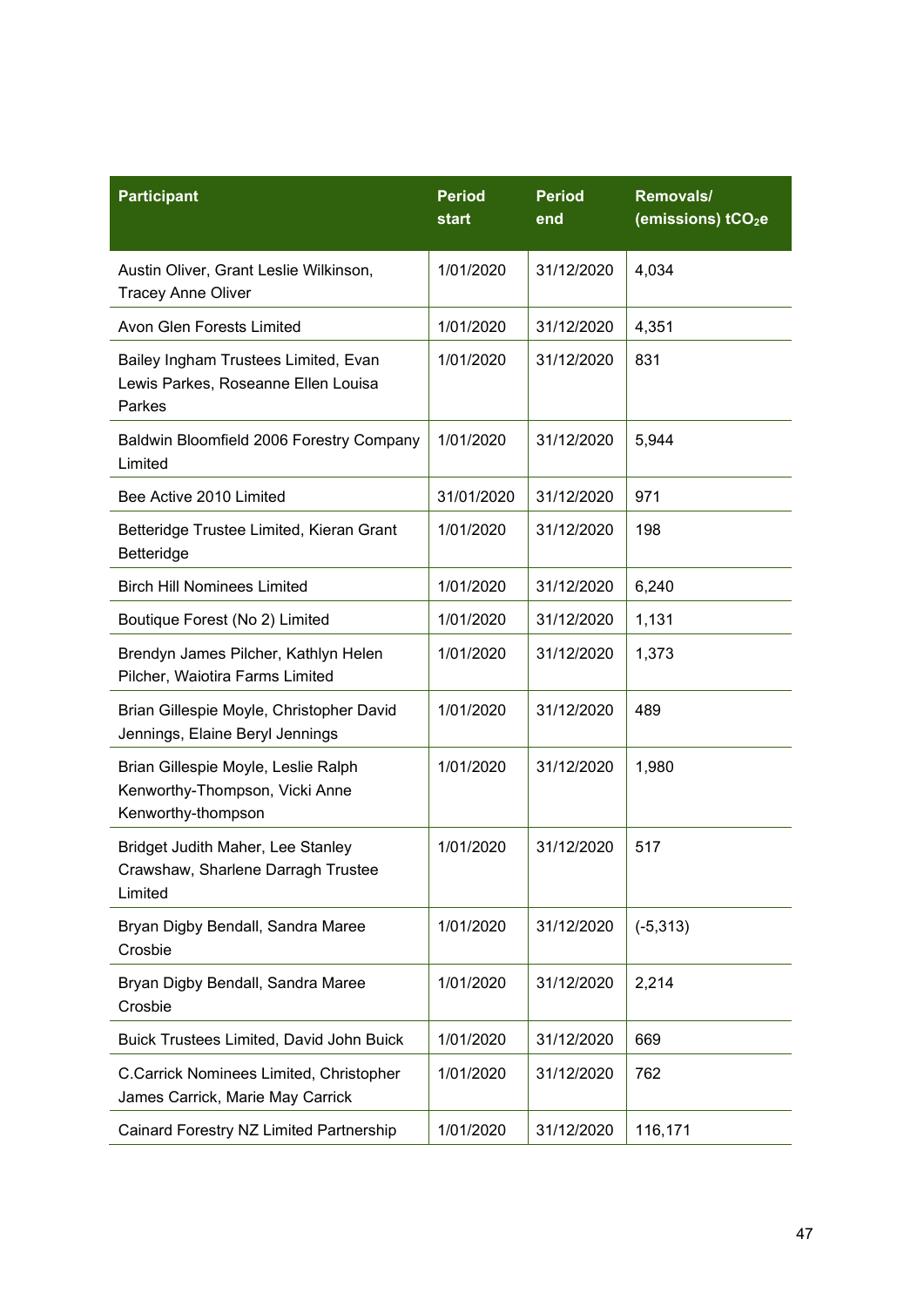| Participant | Period start | Period end | Removals/ (emissions) $tCO_2e$ |
| --- | --- | --- | --- |
| Austin Oliver, Grant Leslie Wilkinson, Tracey Anne Oliver | 1/01/2020 | 31/12/2020 | 4,034 |
| Avon Glen Forests Limited | 1/01/2020 | 31/12/2020 | 4,351 |
| Bailey Ingham Trustees Limited, Evan Lewis Parkes, Roseanne Ellen Louisa Parkes | 1/01/2020 | 31/12/2020 | 831 |
| Baldwin Bloomfield 2006 Forestry Company Limited | 1/01/2020 | 31/12/2020 | 5,944 |
| Bee Active 2010 Limited | 31/01/2020 | 31/12/2020 | 971 |
| Betteridge Trustee Limited, Kieran Grant Betteridge | 1/01/2020 | 31/12/2020 | 198 |
| Birch Hill Nominees Limited | 1/01/2020 | 31/12/2020 | 6,240 |
| Boutique Forest (No 2) Limited | 1/01/2020 | 31/12/2020 | 1,131 |
| Brendyn James Pilcher, Kathlyn Helen Pilcher, Waiotira Farms Limited | 1/01/2020 | 31/12/2020 | 1,373 |
| Brian Gillespie Moyle, Christopher David Jennings, Elaine Beryl Jennings | 1/01/2020 | 31/12/2020 | 489 |
| Brian Gillespie Moyle, Leslie Ralph Kenworthy-Thompson, Vicki Anne Kenworthy-thompson | 1/01/2020 | 31/12/2020 | 1,980 |
| Bridget Judith Maher, Lee Stanley Crawshaw, Sharlene Darragh Trustee Limited | 1/01/2020 | 31/12/2020 | 517 |
| Bryan Digby Bendall, Sandra Maree Crosbie | 1/01/2020 | 31/12/2020 | (-5,313) |
| Bryan Digby Bendall, Sandra Maree Crosbie | 1/01/2020 | 31/12/2020 | 2,214 |
| Buick Trustees Limited, David John Buick | 1/01/2020 | 31/12/2020 | 669 |
| C.Carrick Nominees Limited, Christopher James Carrick, Marie May Carrick | 1/01/2020 | 31/12/2020 | 762 |
| Cainard Forestry NZ Limited Partnership | 1/01/2020 | 31/12/2020 | 116,171 |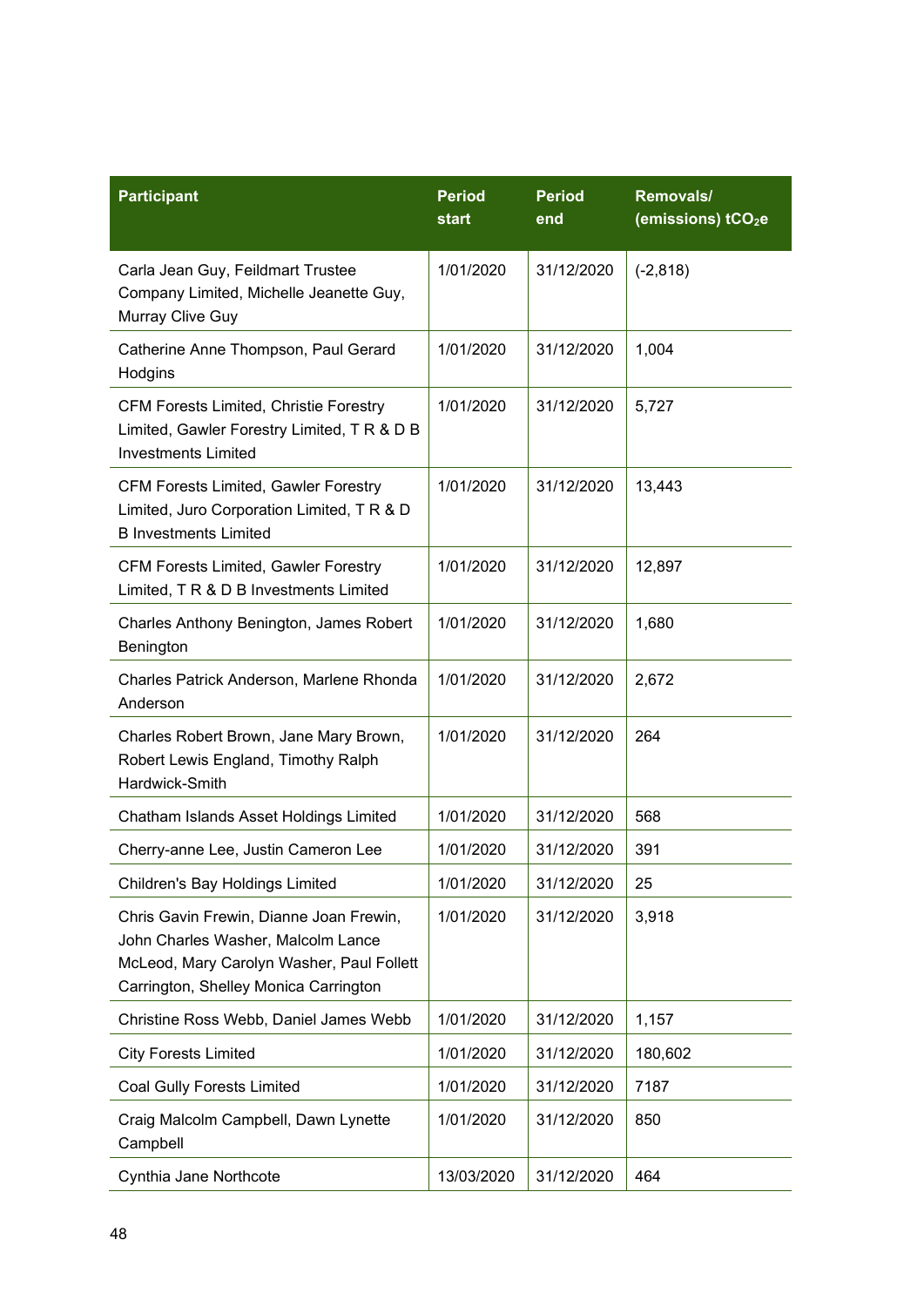| Participant | Period start | Period end | Removals/ (emissions) $tCO_2e$ |
|---|---|---|---|
| Carla Jean Guy, Feildmart Trustee Company Limited, Michelle Jeanette Guy, Murray Clive Guy | 1/01/2020 | 31/12/2020 | (-2,818) |
| Catherine Anne Thompson, Paul Gerard Hodgins | 1/01/2020 | 31/12/2020 | 1,004 |
| CFM Forests Limited, Christie Forestry Limited, Gawler Forestry Limited, T R & D B Investments Limited | 1/01/2020 | 31/12/2020 | 5,727 |
| CFM Forests Limited, Gawler Forestry Limited, Juro Corporation Limited, T R & D B Investments Limited | 1/01/2020 | 31/12/2020 | 13,443 |
| CFM Forests Limited, Gawler Forestry Limited, T R & D B Investments Limited | 1/01/2020 | 31/12/2020 | 12,897 |
| Charles Anthony Benington, James Robert Benington | 1/01/2020 | 31/12/2020 | 1,680 |
| Charles Patrick Anderson, Marlene Rhonda Anderson | 1/01/2020 | 31/12/2020 | 2,672 |
| Charles Robert Brown, Jane Mary Brown, Robert Lewis England, Timothy Ralph Hardwick-Smith | 1/01/2020 | 31/12/2020 | 264 |
| Chatham Islands Asset Holdings Limited | 1/01/2020 | 31/12/2020 | 568 |
| Cherry-anne Lee, Justin Cameron Lee | 1/01/2020 | 31/12/2020 | 391 |
| Children's Bay Holdings Limited | 1/01/2020 | 31/12/2020 | 25 |
| Chris Gavin Frewin, Dianne Joan Frewin, John Charles Washer, Malcolm Lance McLeod, Mary Carolyn Washer, Paul Follett Carrington, Shelley Monica Carrington | 1/01/2020 | 31/12/2020 | 3,918 |
| Christine Ross Webb, Daniel James Webb | 1/01/2020 | 31/12/2020 | 1,157 |
| City Forests Limited | 1/01/2020 | 31/12/2020 | 180,602 |
| Coal Gully Forests Limited | 1/01/2020 | 31/12/2020 | 7187 |
| Craig Malcolm Campbell, Dawn Lynette Campbell | 1/01/2020 | 31/12/2020 | 850 |
| Cynthia Jane Northcote | 13/03/2020 | 31/12/2020 | 464 |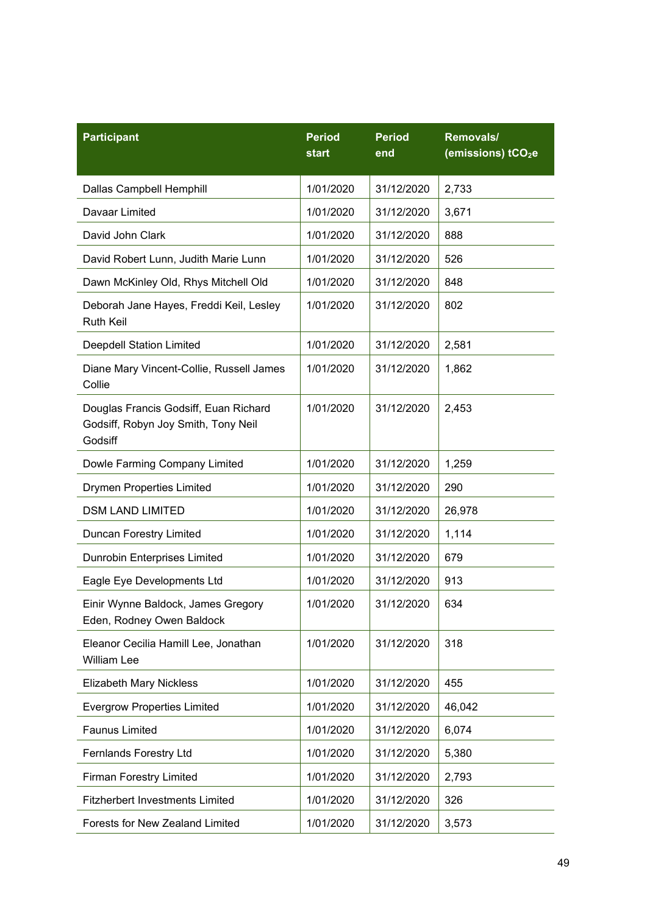| Participant | Period start | Period end | Removals/ (emissions) $tCO_2e$ |
|---|---|---|---|
| Dallas Campbell Hemphill | 1/01/2020 | 31/12/2020 | 2,733 |
| Davaar Limited | 1/01/2020 | 31/12/2020 | 3,671 |
| David John Clark | 1/01/2020 | 31/12/2020 | 888 |
| David Robert Lunn, Judith Marie Lunn | 1/01/2020 | 31/12/2020 | 526 |
| Dawn McKinley Old, Rhys Mitchell Old | 1/01/2020 | 31/12/2020 | 848 |
| Deborah Jane Hayes, Freddi Keil, Lesley Ruth Keil | 1/01/2020 | 31/12/2020 | 802 |
| Deepdell Station Limited | 1/01/2020 | 31/12/2020 | 2,581 |
| Diane Mary Vincent-Collie, Russell James Collie | 1/01/2020 | 31/12/2020 | 1,862 |
| Douglas Francis Godsiff, Euan Richard Godsiff, Robyn Joy Smith, Tony Neil Godsiff | 1/01/2020 | 31/12/2020 | 2,453 |
| Dowle Farming Company Limited | 1/01/2020 | 31/12/2020 | 1,259 |
| Drymen Properties Limited | 1/01/2020 | 31/12/2020 | 290 |
| DSM LAND LIMITED | 1/01/2020 | 31/12/2020 | 26,978 |
| Duncan Forestry Limited | 1/01/2020 | 31/12/2020 | 1,114 |
| Dunrobin Enterprises Limited | 1/01/2020 | 31/12/2020 | 679 |
| Eagle Eye Developments Ltd | 1/01/2020 | 31/12/2020 | 913 |
| Einir Wynne Baldock, James Gregory Eden, Rodney Owen Baldock | 1/01/2020 | 31/12/2020 | 634 |
| Eleanor Cecilia Hamill Lee, Jonathan William Lee | 1/01/2020 | 31/12/2020 | 318 |
| Elizabeth Mary Nickless | 1/01/2020 | 31/12/2020 | 455 |
| Evergrow Properties Limited | 1/01/2020 | 31/12/2020 | 46,042 |
| Faunus Limited | 1/01/2020 | 31/12/2020 | 6,074 |
| Fernlands Forestry Ltd | 1/01/2020 | 31/12/2020 | 5,380 |
| Firman Forestry Limited | 1/01/2020 | 31/12/2020 | 2,793 |
| Fitzherbert Investments Limited | 1/01/2020 | 31/12/2020 | 326 |
| Forests for New Zealand Limited | 1/01/2020 | 31/12/2020 | 3,573 |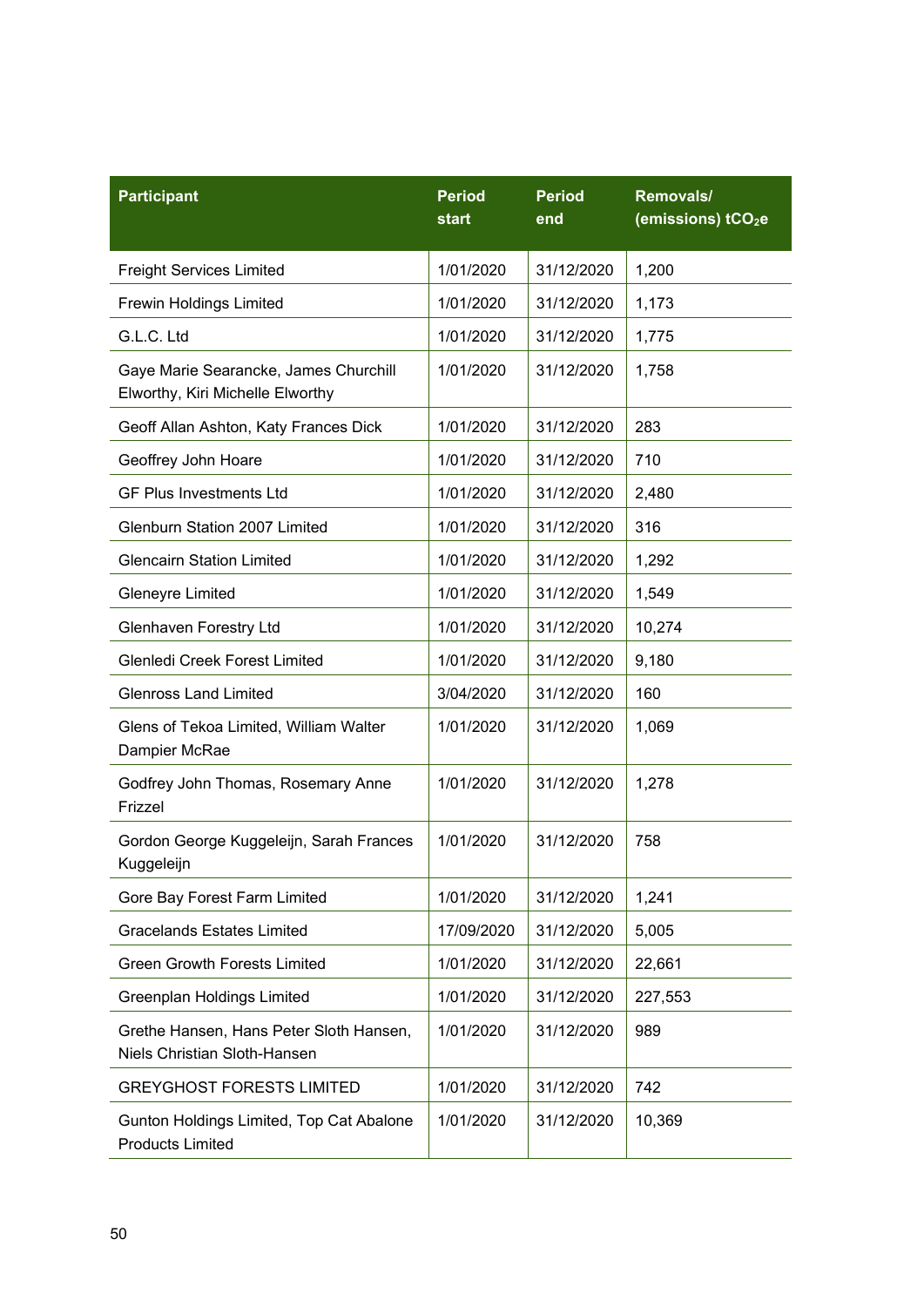| Participant | Period start | Period end | Removals/ (emissions) $tCO_2e$ |
|---|---|---|---|
| Freight Services Limited | 1/01/2020 | 31/12/2020 | 1,200 |
| Frewin Holdings Limited | 1/01/2020 | 31/12/2020 | 1,173 |
| G.L.C. Ltd | 1/01/2020 | 31/12/2020 | 1,775 |
| Gaye Marie Searancke, James Churchill Elworthy, Kiri Michelle Elworthy | 1/01/2020 | 31/12/2020 | 1,758 |
| Geoff Allan Ashton, Katy Frances Dick | 1/01/2020 | 31/12/2020 | 283 |
| Geoffrey John Hoare | 1/01/2020 | 31/12/2020 | 710 |
| GF Plus Investments Ltd | 1/01/2020 | 31/12/2020 | 2,480 |
| Glenburn Station 2007 Limited | 1/01/2020 | 31/12/2020 | 316 |
| Glencairn Station Limited | 1/01/2020 | 31/12/2020 | 1,292 |
| Gleneyre Limited | 1/01/2020 | 31/12/2020 | 1,549 |
| Glenhaven Forestry Ltd | 1/01/2020 | 31/12/2020 | 10,274 |
| Glenledi Creek Forest Limited | 1/01/2020 | 31/12/2020 | 9,180 |
| Glenross Land Limited | 3/04/2020 | 31/12/2020 | 160 |
| Glens of Tekoa Limited, William Walter Dampier McRae | 1/01/2020 | 31/12/2020 | 1,069 |
| Godfrey John Thomas, Rosemary Anne Frizzel | 1/01/2020 | 31/12/2020 | 1,278 |
| Gordon George Kuggeleijn, Sarah Frances Kuggeleijn | 1/01/2020 | 31/12/2020 | 758 |
| Gore Bay Forest Farm Limited | 1/01/2020 | 31/12/2020 | 1,241 |
| Gracelands Estates Limited | 17/09/2020 | 31/12/2020 | 5,005 |
| Green Growth Forests Limited | 1/01/2020 | 31/12/2020 | 22,661 |
| Greenplan Holdings Limited | 1/01/2020 | 31/12/2020 | 227,553 |
| Grethe Hansen, Hans Peter Sloth Hansen, Niels Christian Sloth-Hansen | 1/01/2020 | 31/12/2020 | 989 |
| GREYGHOST FORESTS LIMITED | 1/01/2020 | 31/12/2020 | 742 |
| Gunton Holdings Limited, Top Cat Abalone Products Limited | 1/01/2020 | 31/12/2020 | 10,369 |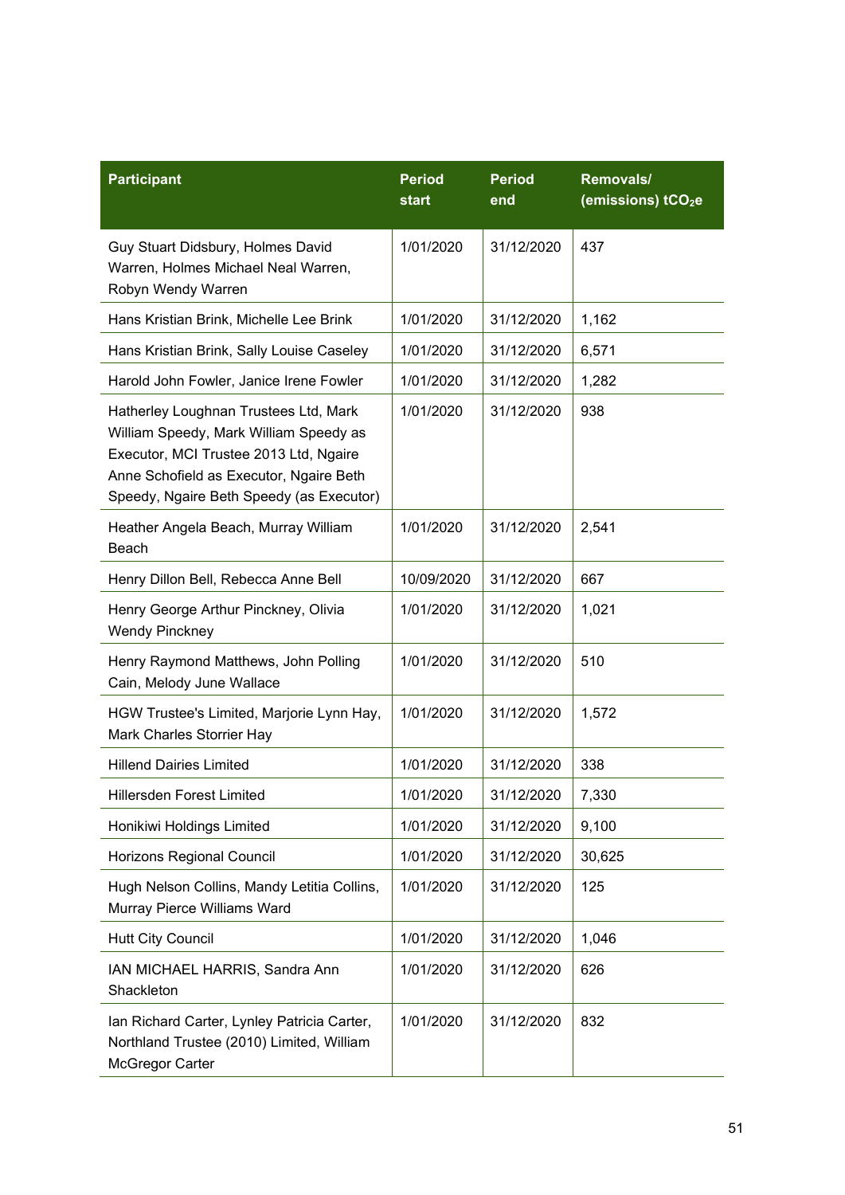| Participant | Period start | Period end | Removals/ (emissions) $tCO_2e$ |
|---|---|---|---|
| Guy Stuart Didsbury, Holmes David Warren, Holmes Michael Neal Warren, Robyn Wendy Warren | 1/01/2020 | 31/12/2020 | 437 |
| Hans Kristian Brink, Michelle Lee Brink | 1/01/2020 | 31/12/2020 | 1,162 |
| Hans Kristian Brink, Sally Louise Caseley | 1/01/2020 | 31/12/2020 | 6,571 |
| Harold John Fowler, Janice Irene Fowler | 1/01/2020 | 31/12/2020 | 1,282 |
| Hatherley Loughnan Trustees Ltd, Mark William Speedy, Mark William Speedy as Executor, MCI Trustee 2013 Ltd, Ngaire Anne Schofield as Executor, Ngaire Beth Speedy, Ngaire Beth Speedy (as Executor) | 1/01/2020 | 31/12/2020 | 938 |
| Heather Angela Beach, Murray William Beach | 1/01/2020 | 31/12/2020 | 2,541 |
| Henry Dillon Bell, Rebecca Anne Bell | 10/09/2020 | 31/12/2020 | 667 |
| Henry George Arthur Pinckney, Olivia Wendy Pinckney | 1/01/2020 | 31/12/2020 | 1,021 |
| Henry Raymond Matthews, John Polling Cain, Melody June Wallace | 1/01/2020 | 31/12/2020 | 510 |
| HGW Trustee's Limited, Marjorie Lynn Hay, Mark Charles Storrier Hay | 1/01/2020 | 31/12/2020 | 1,572 |
| Hillend Dairies Limited | 1/01/2020 | 31/12/2020 | 338 |
| Hillersden Forest Limited | 1/01/2020 | 31/12/2020 | 7,330 |
| Honikiwi Holdings Limited | 1/01/2020 | 31/12/2020 | 9,100 |
| Horizons Regional Council | 1/01/2020 | 31/12/2020 | 30,625 |
| Hugh Nelson Collins, Mandy Letitia Collins, Murray Pierce Williams Ward | 1/01/2020 | 31/12/2020 | 125 |
| Hutt City Council | 1/01/2020 | 31/12/2020 | 1,046 |
| IAN MICHAEL HARRIS, Sandra Ann Shackleton | 1/01/2020 | 31/12/2020 | 626 |
| Ian Richard Carter, Lynley Patricia Carter, Northland Trustee (2010) Limited, William McGregor Carter | 1/01/2020 | 31/12/2020 | 832 |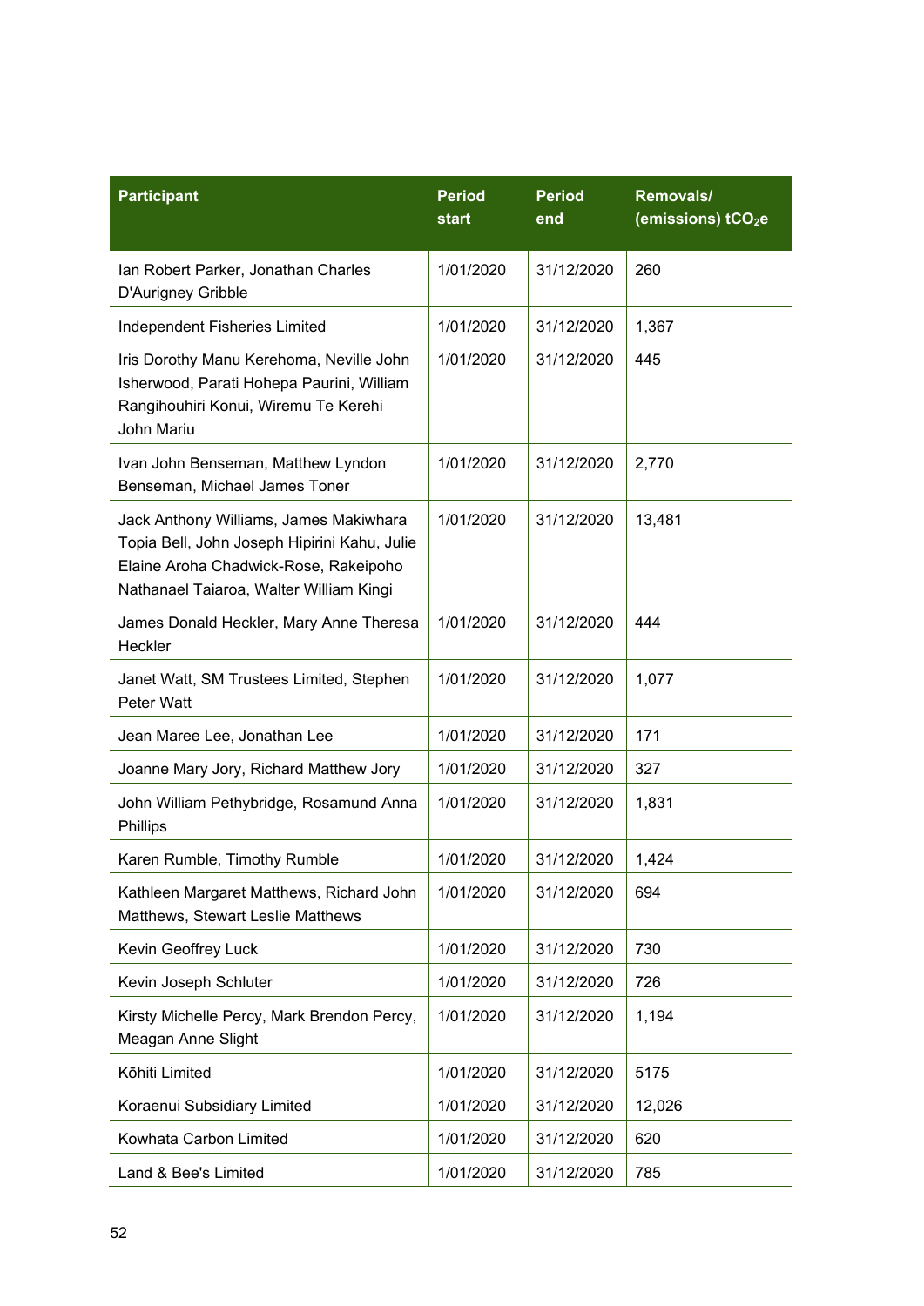| Participant | Period start | Period end | Removals/ (emissions) $tCO_2e$ |
|---|---|---|---|
| Ian Robert Parker, Jonathan Charles D'Aurigney Gribble | 1/01/2020 | 31/12/2020 | 260 |
| Independent Fisheries Limited | 1/01/2020 | 31/12/2020 | 1,367 |
| Iris Dorothy Manu Kerehoma, Neville John Isherwood, Parati Hohepa Paurini, William Rangihouhiri Konui, Wiremu Te Kerehi John Mariu | 1/01/2020 | 31/12/2020 | 445 |
| Ivan John Benseman, Matthew Lyndon Benseman, Michael James Toner | 1/01/2020 | 31/12/2020 | 2,770 |
| Jack Anthony Williams, James Makiwhara Topia Bell, John Joseph Hipirini Kahu, Julie Elaine Aroha Chadwick-Rose, Rakeipoho Nathanael Taiaroa, Walter William Kingi | 1/01/2020 | 31/12/2020 | 13,481 |
| James Donald Heckler, Mary Anne Theresa Heckler | 1/01/2020 | 31/12/2020 | 444 |
| Janet Watt, SM Trustees Limited, Stephen Peter Watt | 1/01/2020 | 31/12/2020 | 1,077 |
| Jean Maree Lee, Jonathan Lee | 1/01/2020 | 31/12/2020 | 171 |
| Joanne Mary Jory, Richard Matthew Jory | 1/01/2020 | 31/12/2020 | 327 |
| John William Pethybridge, Rosamund Anna Phillips | 1/01/2020 | 31/12/2020 | 1,831 |
| Karen Rumble, Timothy Rumble | 1/01/2020 | 31/12/2020 | 1,424 |
| Kathleen Margaret Matthews, Richard John Matthews, Stewart Leslie Matthews | 1/01/2020 | 31/12/2020 | 694 |
| Kevin Geoffrey Luck | 1/01/2020 | 31/12/2020 | 730 |
| Kevin Joseph Schluter | 1/01/2020 | 31/12/2020 | 726 |
| Kirsty Michelle Percy, Mark Brendon Percy, Meagan Anne Slight | 1/01/2020 | 31/12/2020 | 1,194 |
| Kōhiti Limited | 1/01/2020 | 31/12/2020 | 5175 |
| Koraenui Subsidiary Limited | 1/01/2020 | 31/12/2020 | 12,026 |
| Kowhata Carbon Limited | 1/01/2020 | 31/12/2020 | 620 |
| Land & Bee's Limited | 1/01/2020 | 31/12/2020 | 785 |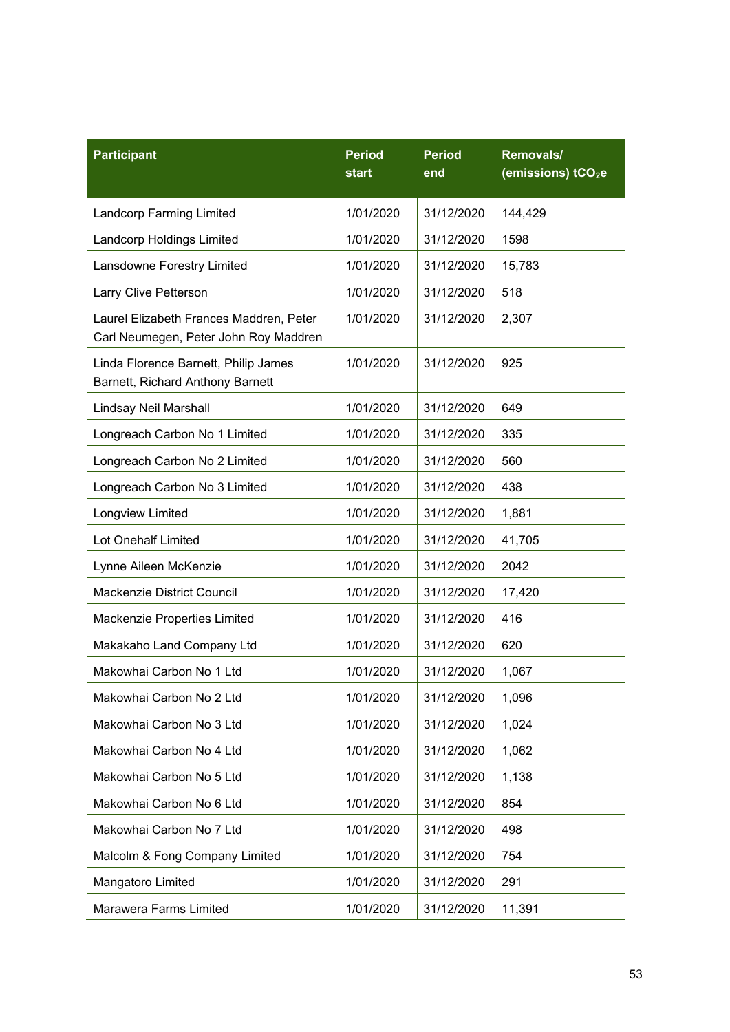| Participant | Period start | Period end | Removals/ (emissions) $tCO_2e$ |
|---|---|---|---|
| Landcorp Farming Limited | 1/01/2020 | 31/12/2020 | 144,429 |
| Landcorp Holdings Limited | 1/01/2020 | 31/12/2020 | 1598 |
| Lansdowne Forestry Limited | 1/01/2020 | 31/12/2020 | 15,783 |
| Larry Clive Petterson | 1/01/2020 | 31/12/2020 | 518 |
| Laurel Elizabeth Frances Maddren, Peter Carl Neumegen, Peter John Roy Maddren | 1/01/2020 | 31/12/2020 | 2,307 |
| Linda Florence Barnett, Philip James Barnett, Richard Anthony Barnett | 1/01/2020 | 31/12/2020 | 925 |
| Lindsay Neil Marshall | 1/01/2020 | 31/12/2020 | 649 |
| Longreach Carbon No 1 Limited | 1/01/2020 | 31/12/2020 | 335 |
| Longreach Carbon No 2 Limited | 1/01/2020 | 31/12/2020 | 560 |
| Longreach Carbon No 3 Limited | 1/01/2020 | 31/12/2020 | 438 |
| Longview Limited | 1/01/2020 | 31/12/2020 | 1,881 |
| Lot Onehalf Limited | 1/01/2020 | 31/12/2020 | 41,705 |
| Lynne Aileen McKenzie | 1/01/2020 | 31/12/2020 | 2042 |
| Mackenzie District Council | 1/01/2020 | 31/12/2020 | 17,420 |
| Mackenzie Properties Limited | 1/01/2020 | 31/12/2020 | 416 |
| Makakaho Land Company Ltd | 1/01/2020 | 31/12/2020 | 620 |
| Makowhai Carbon No 1 Ltd | 1/01/2020 | 31/12/2020 | 1,067 |
| Makowhai Carbon No 2 Ltd | 1/01/2020 | 31/12/2020 | 1,096 |
| Makowhai Carbon No 3 Ltd | 1/01/2020 | 31/12/2020 | 1,024 |
| Makowhai Carbon No 4 Ltd | 1/01/2020 | 31/12/2020 | 1,062 |
| Makowhai Carbon No 5 Ltd | 1/01/2020 | 31/12/2020 | 1,138 |
| Makowhai Carbon No 6 Ltd | 1/01/2020 | 31/12/2020 | 854 |
| Makowhai Carbon No 7 Ltd | 1/01/2020 | 31/12/2020 | 498 |
| Malcolm & Fong Company Limited | 1/01/2020 | 31/12/2020 | 754 |
| Mangatoro Limited | 1/01/2020 | 31/12/2020 | 291 |
| Marawera Farms Limited | 1/01/2020 | 31/12/2020 | 11,391 |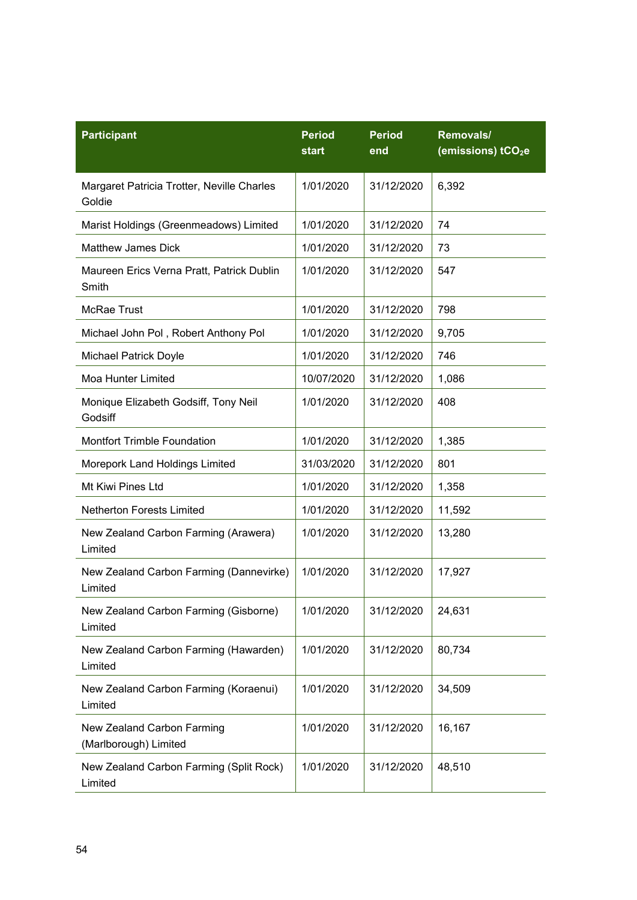| Participant | Period start | Period end | Removals/ (emissions) $tCO_2e$ |
|---|---|---|---|
| Margaret Patricia Trotter, Neville Charles Goldie | 1/01/2020 | 31/12/2020 | 6,392 |
| Marist Holdings (Greenmeadows) Limited | 1/01/2020 | 31/12/2020 | 74 |
| Matthew James Dick | 1/01/2020 | 31/12/2020 | 73 |
| Maureen Erics Verna Pratt, Patrick Dublin Smith | 1/01/2020 | 31/12/2020 | 547 |
| McRae Trust | 1/01/2020 | 31/12/2020 | 798 |
| Michael John Pol , Robert Anthony Pol | 1/01/2020 | 31/12/2020 | 9,705 |
| Michael Patrick Doyle | 1/01/2020 | 31/12/2020 | 746 |
| Moa Hunter Limited | 10/07/2020 | 31/12/2020 | 1,086 |
| Monique Elizabeth Godsiff, Tony Neil Godsiff | 1/01/2020 | 31/12/2020 | 408 |
| Montfort Trimble Foundation | 1/01/2020 | 31/12/2020 | 1,385 |
| Morepork Land Holdings Limited | 31/03/2020 | 31/12/2020 | 801 |
| Mt Kiwi Pines Ltd | 1/01/2020 | 31/12/2020 | 1,358 |
| Netherton Forests Limited | 1/01/2020 | 31/12/2020 | 11,592 |
| New Zealand Carbon Farming (Arawera) Limited | 1/01/2020 | 31/12/2020 | 13,280 |
| New Zealand Carbon Farming (Dannevirke) Limited | 1/01/2020 | 31/12/2020 | 17,927 |
| New Zealand Carbon Farming (Gisborne) Limited | 1/01/2020 | 31/12/2020 | 24,631 |
| New Zealand Carbon Farming (Hawarden) Limited | 1/01/2020 | 31/12/2020 | 80,734 |
| New Zealand Carbon Farming (Koraenui) Limited | 1/01/2020 | 31/12/2020 | 34,509 |
| New Zealand Carbon Farming (Marlborough) Limited | 1/01/2020 | 31/12/2020 | 16,167 |
| New Zealand Carbon Farming (Split Rock) Limited | 1/01/2020 | 31/12/2020 | 48,510 |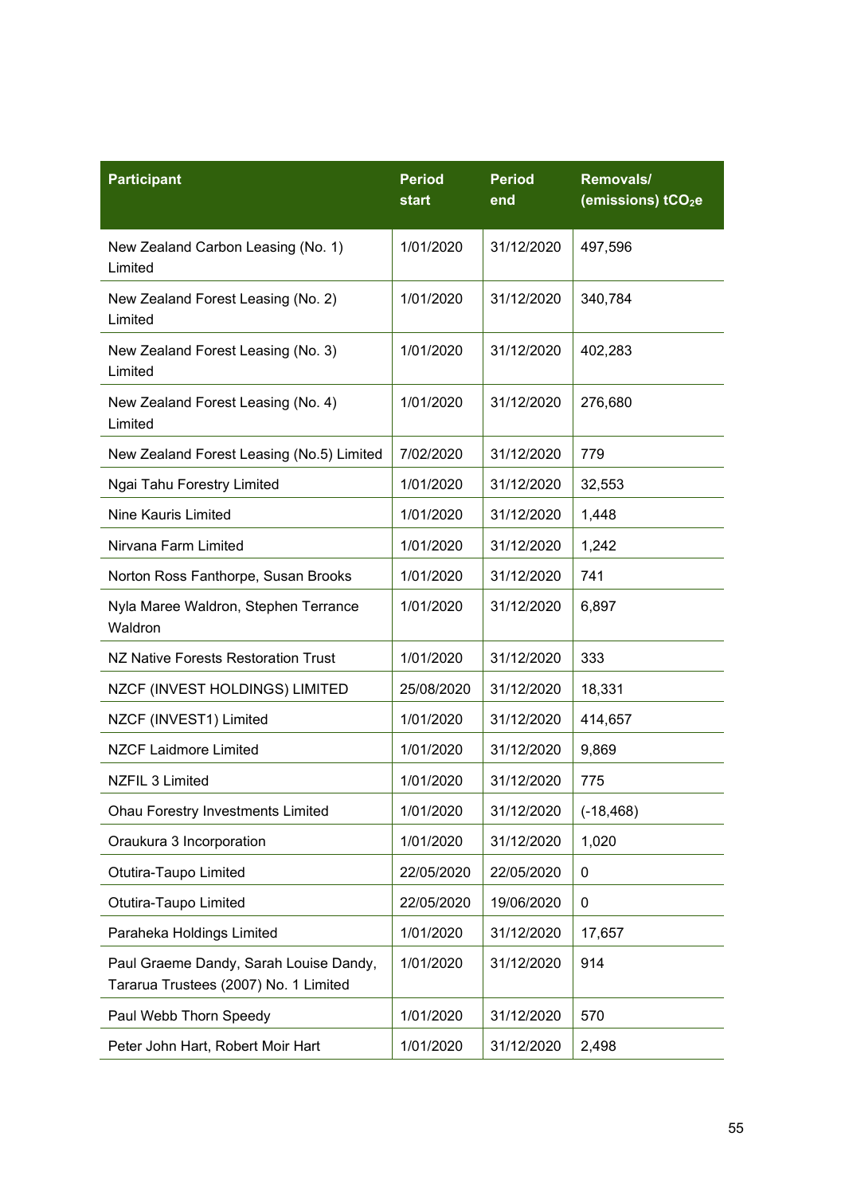| Participant | Period start | Period end | Removals/ (emissions) $tCO_2e$ |
|---|---|---|---|
| New Zealand Carbon Leasing (No. 1) Limited | 1/01/2020 | 31/12/2020 | 497,596 |
| New Zealand Forest Leasing (No. 2) Limited | 1/01/2020 | 31/12/2020 | 340,784 |
| New Zealand Forest Leasing (No. 3) Limited | 1/01/2020 | 31/12/2020 | 402,283 |
| New Zealand Forest Leasing (No. 4) Limited | 1/01/2020 | 31/12/2020 | 276,680 |
| New Zealand Forest Leasing (No.5) Limited | 7/02/2020 | 31/12/2020 | 779 |
| Ngai Tahu Forestry Limited | 1/01/2020 | 31/12/2020 | 32,553 |
| Nine Kauris Limited | 1/01/2020 | 31/12/2020 | 1,448 |
| Nirvana Farm Limited | 1/01/2020 | 31/12/2020 | 1,242 |
| Norton Ross Fanthorpe, Susan Brooks | 1/01/2020 | 31/12/2020 | 741 |
| Nyla Maree Waldron, Stephen Terrance Waldron | 1/01/2020 | 31/12/2020 | 6,897 |
| NZ Native Forests Restoration Trust | 1/01/2020 | 31/12/2020 | 333 |
| NZCF (INVEST HOLDINGS) LIMITED | 25/08/2020 | 31/12/2020 | 18,331 |
| NZCF (INVEST1) Limited | 1/01/2020 | 31/12/2020 | 414,657 |
| NZCF Laidmore Limited | 1/01/2020 | 31/12/2020 | 9,869 |
| NZFIL 3 Limited | 1/01/2020 | 31/12/2020 | 775 |
| Ohau Forestry Investments Limited | 1/01/2020 | 31/12/2020 | (-18,468) |
| Oraukura 3 Incorporation | 1/01/2020 | 31/12/2020 | 1,020 |
| Otutira-Taupo Limited | 22/05/2020 | 22/05/2020 | 0 |
| Otutira-Taupo Limited | 22/05/2020 | 19/06/2020 | 0 |
| Paraheka Holdings Limited | 1/01/2020 | 31/12/2020 | 17,657 |
| Paul Graeme Dandy, Sarah Louise Dandy, Tararua Trustees (2007) No. 1 Limited | 1/01/2020 | 31/12/2020 | 914 |
| Paul Webb Thorn Speedy | 1/01/2020 | 31/12/2020 | 570 |
| Peter John Hart, Robert Moir Hart | 1/01/2020 | 31/12/2020 | 2,498 |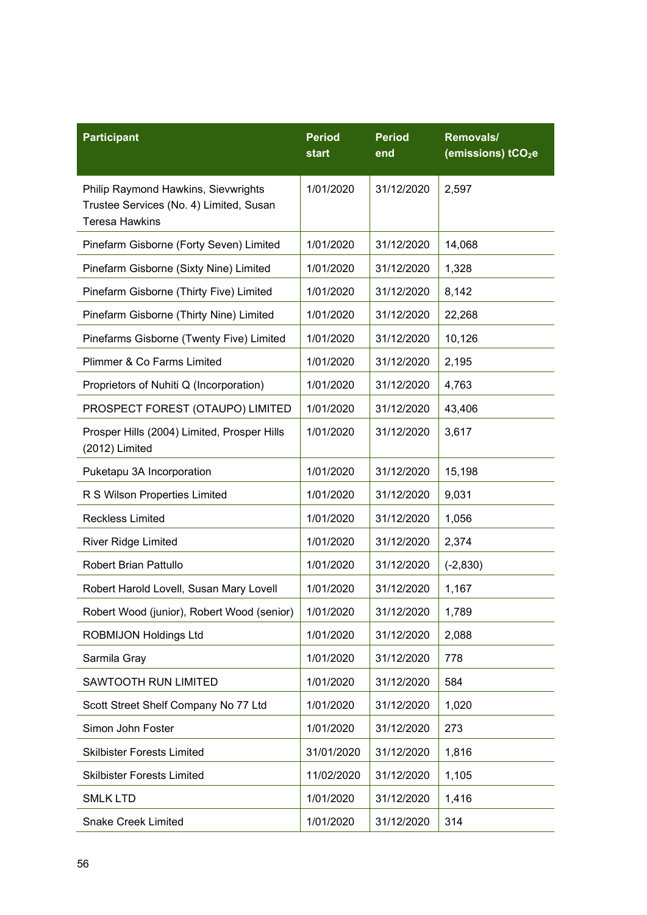| Participant | Period start | Period end | Removals/ (emissions) $tCO_2e$ |
|---|---|---|---|
| Philip Raymond Hawkins, Sievwrights Trustee Services (No. 4) Limited, Susan Teresa Hawkins | 1/01/2020 | 31/12/2020 | 2,597 |
| Pinefarm Gisborne (Forty Seven) Limited | 1/01/2020 | 31/12/2020 | 14,068 |
| Pinefarm Gisborne (Sixty Nine) Limited | 1/01/2020 | 31/12/2020 | 1,328 |
| Pinefarm Gisborne (Thirty Five) Limited | 1/01/2020 | 31/12/2020 | 8,142 |
| Pinefarm Gisborne (Thirty Nine) Limited | 1/01/2020 | 31/12/2020 | 22,268 |
| Pinefarms Gisborne (Twenty Five) Limited | 1/01/2020 | 31/12/2020 | 10,126 |
| Plimmer & Co Farms Limited | 1/01/2020 | 31/12/2020 | 2,195 |
| Proprietors of Nuhiti Q (Incorporation) | 1/01/2020 | 31/12/2020 | 4,763 |
| PROSPECT FOREST (OTAUPO) LIMITED | 1/01/2020 | 31/12/2020 | 43,406 |
| Prosper Hills (2004) Limited, Prosper Hills (2012) Limited | 1/01/2020 | 31/12/2020 | 3,617 |
| Puketapu 3A Incorporation | 1/01/2020 | 31/12/2020 | 15,198 |
| R S Wilson Properties Limited | 1/01/2020 | 31/12/2020 | 9,031 |
| Reckless Limited | 1/01/2020 | 31/12/2020 | 1,056 |
| River Ridge Limited | 1/01/2020 | 31/12/2020 | 2,374 |
| Robert Brian Pattullo | 1/01/2020 | 31/12/2020 | (-2,830) |
| Robert Harold Lovell, Susan Mary Lovell | 1/01/2020 | 31/12/2020 | 1,167 |
| Robert Wood (junior), Robert Wood (senior) | 1/01/2020 | 31/12/2020 | 1,789 |
| ROBMIJON Holdings Ltd | 1/01/2020 | 31/12/2020 | 2,088 |
| Sarmila Gray | 1/01/2020 | 31/12/2020 | 778 |
| SAWTOOTH RUN LIMITED | 1/01/2020 | 31/12/2020 | 584 |
| Scott Street Shelf Company No 77 Ltd | 1/01/2020 | 31/12/2020 | 1,020 |
| Simon John Foster | 1/01/2020 | 31/12/2020 | 273 |
| Skilbister Forests Limited | 31/01/2020 | 31/12/2020 | 1,816 |
| Skilbister Forests Limited | 11/02/2020 | 31/12/2020 | 1,105 |
| SMLK LTD | 1/01/2020 | 31/12/2020 | 1,416 |
| Snake Creek Limited | 1/01/2020 | 31/12/2020 | 314 |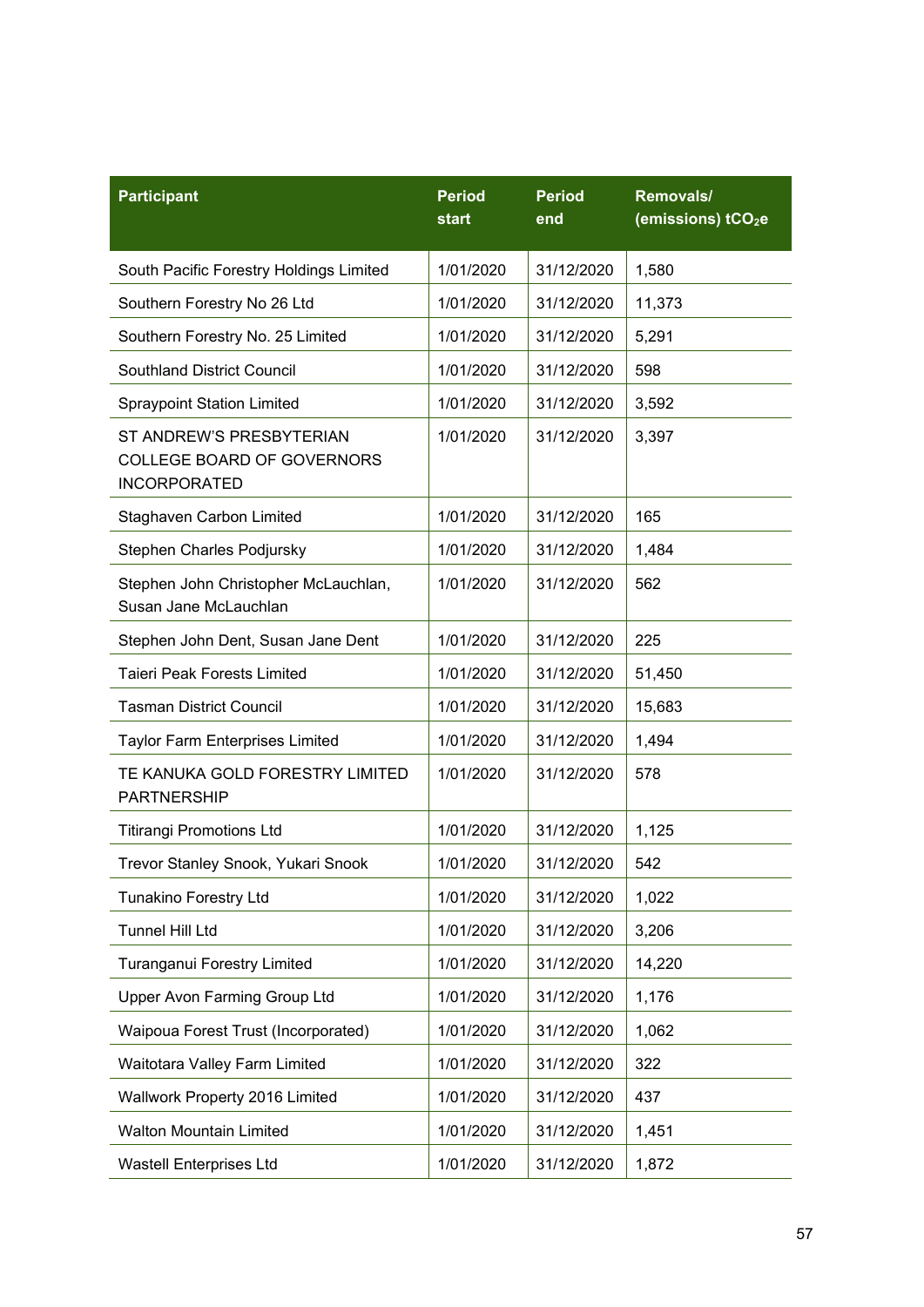| Participant | Period start | Period end | Removals/ (emissions) $tCO_2e$ |
|---|---|---|---|
| South Pacific Forestry Holdings Limited | 1/01/2020 | 31/12/2020 | 1,580 |
| Southern Forestry No 26 Ltd | 1/01/2020 | 31/12/2020 | 11,373 |
| Southern Forestry No. 25 Limited | 1/01/2020 | 31/12/2020 | 5,291 |
| Southland District Council | 1/01/2020 | 31/12/2020 | 598 |
| Spraypoint Station Limited | 1/01/2020 | 31/12/2020 | 3,592 |
| ST ANDREW'S PRESBYTERIAN COLLEGE BOARD OF GOVERNORS INCORPORATED | 1/01/2020 | 31/12/2020 | 3,397 |
| Staghaven Carbon Limited | 1/01/2020 | 31/12/2020 | 165 |
| Stephen Charles Podjursky | 1/01/2020 | 31/12/2020 | 1,484 |
| Stephen John Christopher McLauchlan, Susan Jane McLauchlan | 1/01/2020 | 31/12/2020 | 562 |
| Stephen John Dent, Susan Jane Dent | 1/01/2020 | 31/12/2020 | 225 |
| Taieri Peak Forests Limited | 1/01/2020 | 31/12/2020 | 51,450 |
| Tasman District Council | 1/01/2020 | 31/12/2020 | 15,683 |
| Taylor Farm Enterprises Limited | 1/01/2020 | 31/12/2020 | 1,494 |
| TE KANUKA GOLD FORESTRY LIMITED PARTNERSHIP | 1/01/2020 | 31/12/2020 | 578 |
| Titirangi Promotions Ltd | 1/01/2020 | 31/12/2020 | 1,125 |
| Trevor Stanley Snook, Yukari Snook | 1/01/2020 | 31/12/2020 | 542 |
| Tunakino Forestry Ltd | 1/01/2020 | 31/12/2020 | 1,022 |
| Tunnel Hill Ltd | 1/01/2020 | 31/12/2020 | 3,206 |
| Turanganui Forestry Limited | 1/01/2020 | 31/12/2020 | 14,220 |
| Upper Avon Farming Group Ltd | 1/01/2020 | 31/12/2020 | 1,176 |
| Waipoua Forest Trust (Incorporated) | 1/01/2020 | 31/12/2020 | 1,062 |
| Waitotara Valley Farm Limited | 1/01/2020 | 31/12/2020 | 322 |
| Wallwork Property 2016 Limited | 1/01/2020 | 31/12/2020 | 437 |
| Walton Mountain Limited | 1/01/2020 | 31/12/2020 | 1,451 |
| Wastell Enterprises Ltd | 1/01/2020 | 31/12/2020 | 1,872 |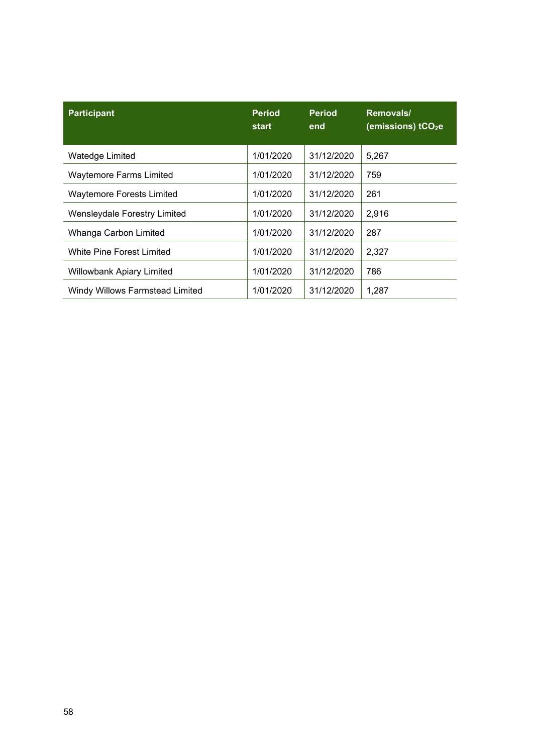| Participant | Period start | Period end | Removals/ (emissions) $tCO_2e$ |
|---|---|---|---|
| Watedge Limited | 1/01/2020 | 31/12/2020 | 5,267 |
| Waytemore Farms Limited | 1/01/2020 | 31/12/2020 | 759 |
| Waytemore Forests Limited | 1/01/2020 | 31/12/2020 | 261 |
| Wensleydale Forestry Limited | 1/01/2020 | 31/12/2020 | 2,916 |
| Whanga Carbon Limited | 1/01/2020 | 31/12/2020 | 287 |
| White Pine Forest Limited | 1/01/2020 | 31/12/2020 | 2,327 |
| Willowbank Apiary Limited | 1/01/2020 | 31/12/2020 | 786 |
| Windy Willows Farmstead Limited | 1/01/2020 | 31/12/2020 | 1,287 |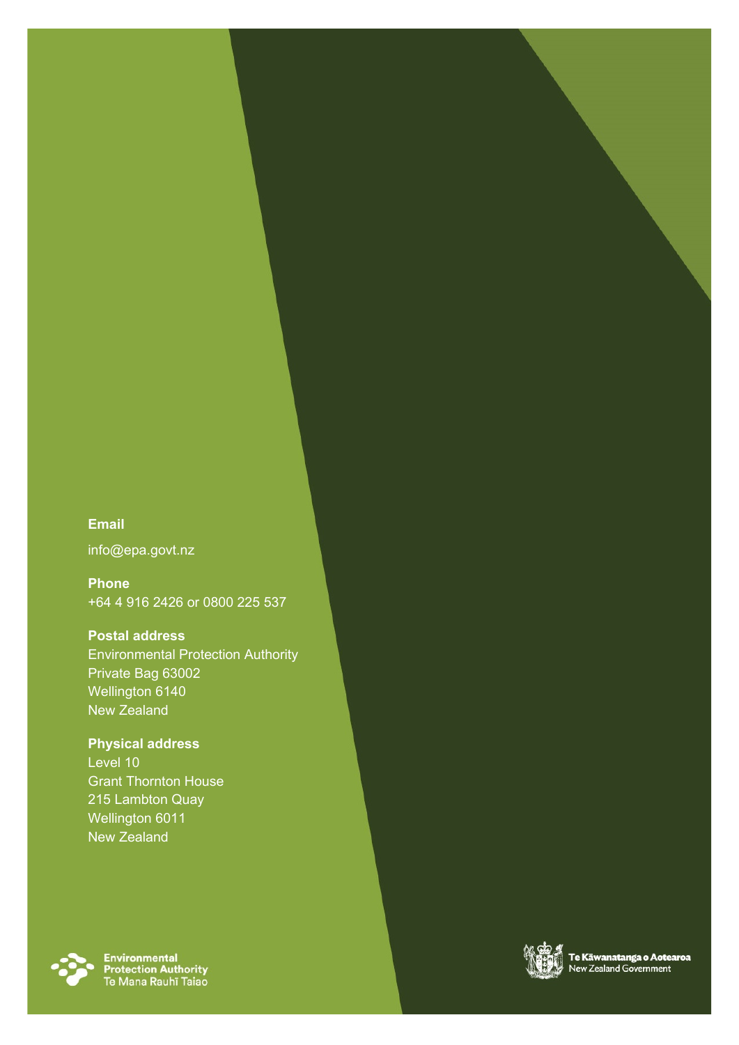**Email**

info@epa.govt.nz

**Phone**

+64 4 916 2426 or 0800 225 537

**Postal address**

Environmental Protection Authority
Private Bag 63002
Wellington 6140
New Zealand

**Physical address**

Level 10
Grant Thornton House
215 Lambton Quay
Wellington 6011
New Zealand

Environmental Protection Authority
Te Mana Rauhī Taiao

Te Kāwanatanga o Aotearoa
New Zealand Government